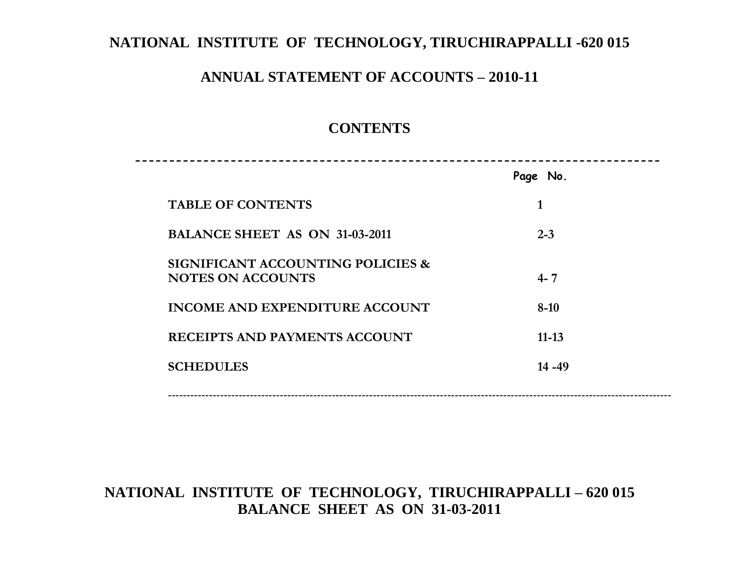# NATIONAL INSTITUTE OF TECHNOLOGY, TIRUCHIRAPPALLI -620 015

## ANNUAL STATEMENT OF ACCOUNTS – 2010-11

## CONTENTS

| | Page No. |
|---|---|
| TABLE OF CONTENTS | 1 |
| BALANCE SHEET AS ON 31-03-2011 | 2-3 |
| SIGNIFICANT ACCOUNTING POLICIES & NOTES ON ACCOUNTS | 4- 7 |
| INCOME AND EXPENDITURE ACCOUNT | 8-10 |
| RECEIPTS AND PAYMENTS ACCOUNT | 11-13 |
| SCHEDULES | 14 -49 |

# NATIONAL INSTITUTE OF TECHNOLOGY, TIRUCHIRAPPALLI – 620 015
## BALANCE SHEET AS ON 31-03-2011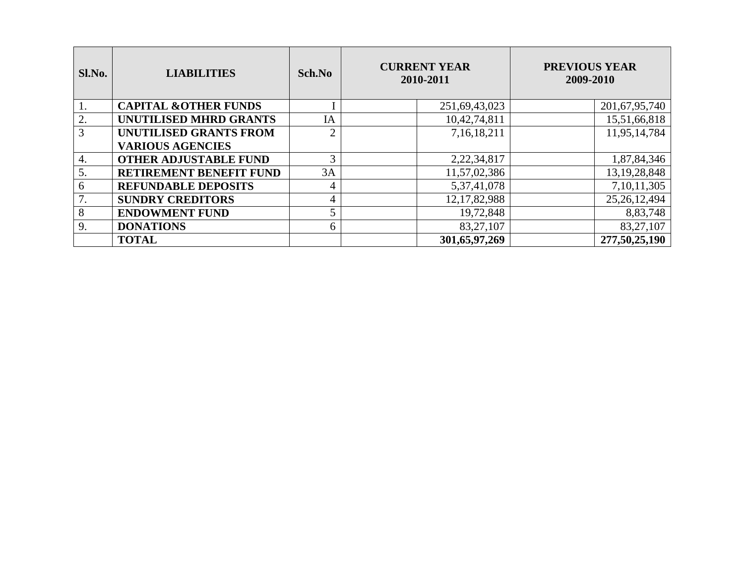| Sl.No. | LIABILITIES | Sch.No | CURRENT YEAR 2010-2011 | | PREVIOUS YEAR 2009-2010 | |
|---|---|---|---|---|---|---|
| 1. | **CAPITAL &OTHER FUNDS** | I | | 251,69,43,023 | | 201,67,95,740 |
| 2. | **UNUTILISED MHRD GRANTS** | IA | | 10,42,74,811 | | 15,51,66,818 |
| 3 | **UNUTILISED GRANTS FROM VARIOUS AGENCIES** | 2 | | 7,16,18,211 | | 11,95,14,784 |
| 4. | **OTHER ADJUSTABLE FUND** | 3 | | 2,22,34,817 | | 1,87,84,346 |
| 5. | **RETIREMENT BENEFIT FUND** | 3A | | 11,57,02,386 | | 13,19,28,848 |
| 6 | **REFUNDABLE DEPOSITS** | 4 | | 5,37,41,078 | | 7,10,11,305 |
| 7. | **SUNDRY CREDITORS** | 4 | | 12,17,82,988 | | 25,26,12,494 |
| 8 | **ENDOWMENT FUND** | 5 | | 19,72,848 | | 8,83,748 |
| 9. | **DONATIONS** | 6 | | 83,27,107 | | 83,27,107 |
| | **TOTAL** | | | **301,65,97,269** | | **277,50,25,190** |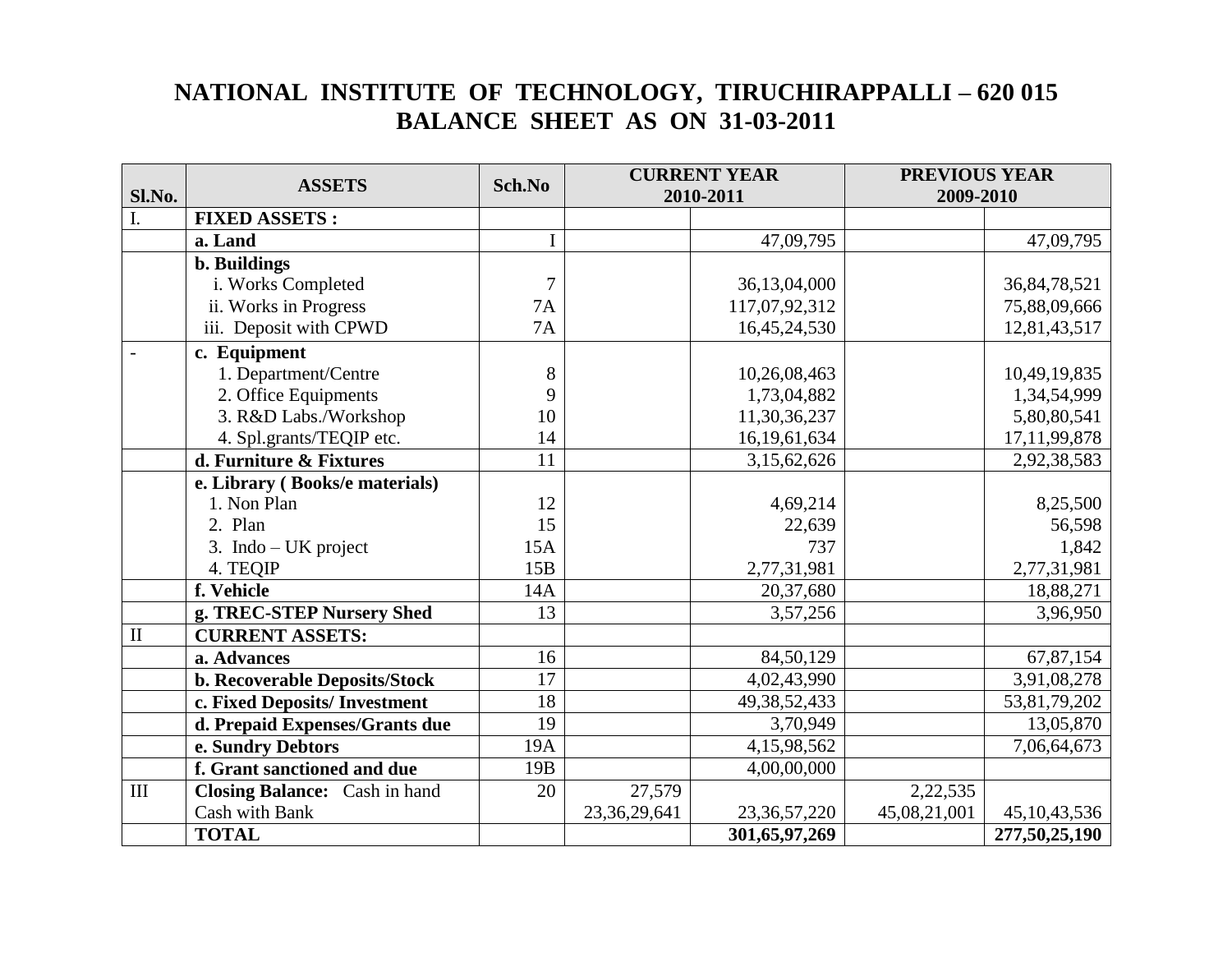# NATIONAL INSTITUTE OF TECHNOLOGY, TIRUCHIRAPPALLI – 620 015
## BALANCE SHEET AS ON 31-03-2011

| Sl.No. | ASSETS | Sch.No | CURRENT YEAR 2010-2011 | | PREVIOUS YEAR 2009-2010 | |
|---|---|---|---|---|---|---|
| I. | **FIXED ASSETS :** | | | | | |
| | **a. Land** | I | | 47,09,795 | | 47,09,795 |
| | **b. Buildings** | | | | | |
| | i. Works Completed | 7 | | 36,13,04,000 | | 36,84,78,521 |
| | ii. Works in Progress | 7A | | 117,07,92,312 | | 75,88,09,666 |
| | iii. Deposit with CPWD | 7A | | 16,45,24,530 | | 12,81,43,517 |
| - | **c. Equipment** | | | | | |
| | 1. Department/Centre | 8 | | 10,26,08,463 | | 10,49,19,835 |
| | 2. Office Equipments | 9 | | 1,73,04,882 | | 1,34,54,999 |
| | 3. R&D Labs./Workshop | 10 | | 11,30,36,237 | | 5,80,80,541 |
| | 4. Spl.grants/TEQIP etc. | 14 | | 16,19,61,634 | | 17,11,99,878 |
| | **d. Furniture & Fixtures** | 11 | | 3,15,62,626 | | 2,92,38,583 |
| | **e. Library ( Books/e materials)** | | | | | |
| | 1. Non Plan | 12 | | 4,69,214 | | 8,25,500 |
| | 2. Plan | 15 | | 22,639 | | 56,598 |
| | 3. Indo – UK project | 15A | | 737 | | 1,842 |
| | 4. TEQIP | 15B | | 2,77,31,981 | | 2,77,31,981 |
| | **f. Vehicle** | 14A | | 20,37,680 | | 18,88,271 |
| | **g. TREC-STEP Nursery Shed** | 13 | | 3,57,256 | | 3,96,950 |
| II | **CURRENT ASSETS:** | | | | | |
| | **a. Advances** | 16 | | 84,50,129 | | 67,87,154 |
| | **b. Recoverable Deposits/Stock** | 17 | | 4,02,43,990 | | 3,91,08,278 |
| | **c. Fixed Deposits/ Investment** | 18 | | 49,38,52,433 | | 53,81,79,202 |
| | **d. Prepaid Expenses/Grants due** | 19 | | 3,70,949 | | 13,05,870 |
| | **e. Sundry Debtors** | 19A | | 4,15,98,562 | | 7,06,64,673 |
| | **f. Grant sanctioned and due** | 19B | | 4,00,00,000 | | |
| III | **Closing Balance:** Cash in hand | 20 | 27,579 | | 2,22,535 | |
| | Cash with Bank | | 23,36,29,641 | 23,36,57,220 | 45,08,21,001 | 45,10,43,536 |
| | **TOTAL** | | | **301,65,97,269** | | **277,50,25,190** |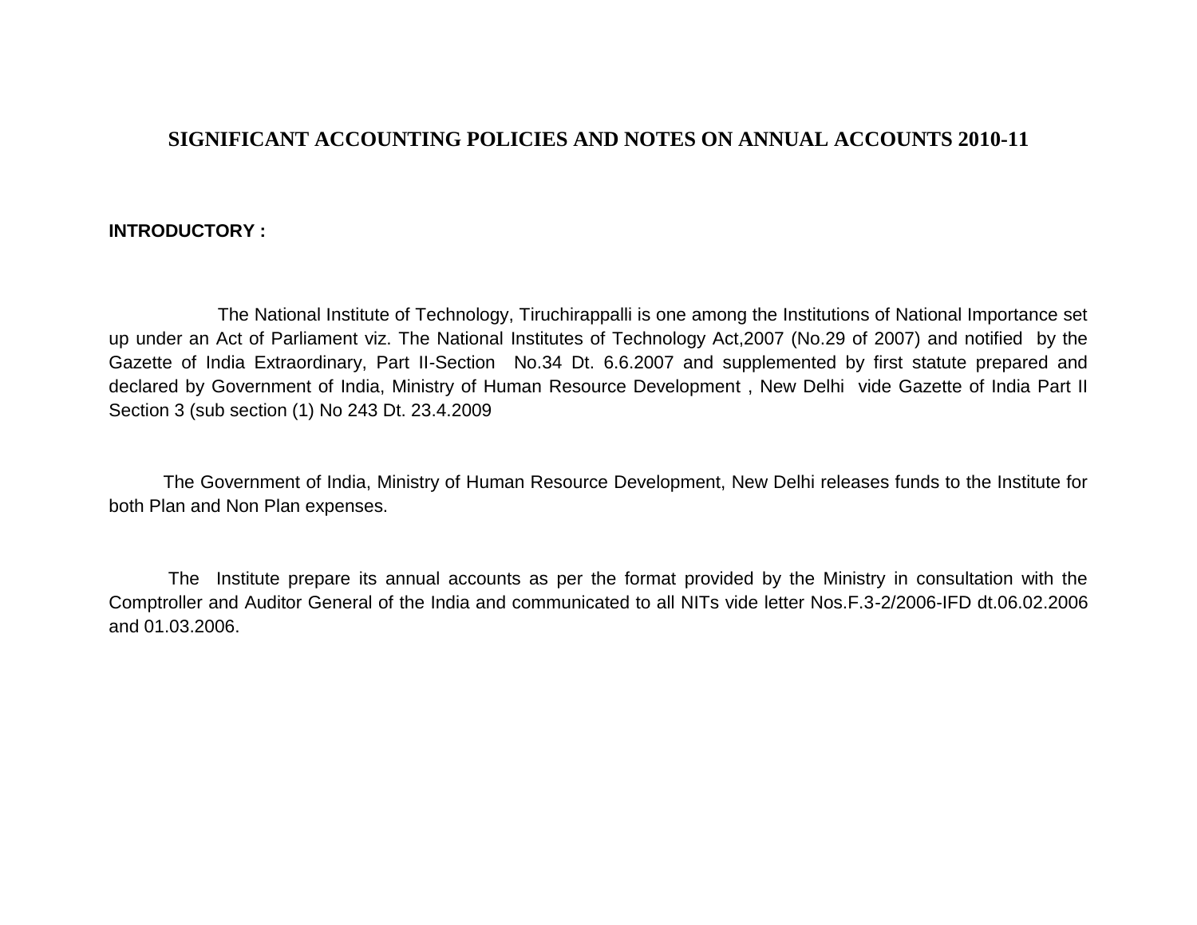# SIGNIFICANT ACCOUNTING POLICIES AND NOTES ON ANNUAL ACCOUNTS 2010-11

**INTRODUCTORY :**

The National Institute of Technology, Tiruchirappalli is one among the Institutions of National Importance set up under an Act of Parliament viz. The National Institutes of Technology Act,2007 (No.29 of 2007) and notified by the Gazette of India Extraordinary, Part II-Section No.34 Dt. 6.6.2007 and supplemented by first statute prepared and declared by Government of India, Ministry of Human Resource Development , New Delhi vide Gazette of India Part II Section 3 (sub section (1) No 243 Dt. 23.4.2009

The Government of India, Ministry of Human Resource Development, New Delhi releases funds to the Institute for both Plan and Non Plan expenses.

The Institute prepare its annual accounts as per the format provided by the Ministry in consultation with the Comptroller and Auditor General of the India and communicated to all NITs vide letter Nos.F.3-2/2006-IFD dt.06.02.2006 and 01.03.2006.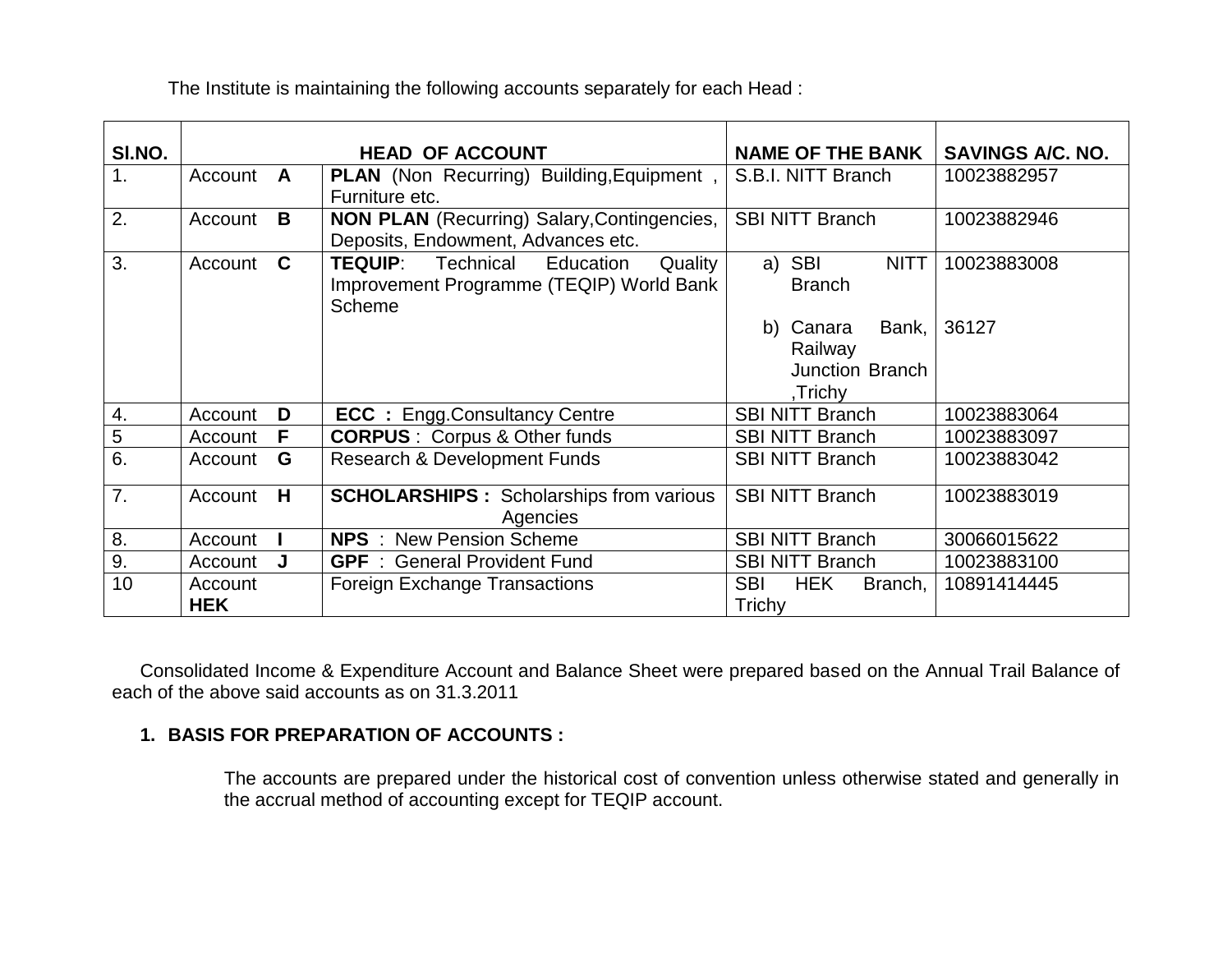The Institute is maintaining the following accounts separately for each Head :

| Sl.NO. | HEAD OF ACCOUNT | | NAME OF THE BANK | SAVINGS A/C. NO. |
|---|---|---|---|---|
| 1. | Account **A** | **PLAN** (Non Recurring) Building,Equipment , Furniture etc. | S.B.I. NITT Branch | 10023882957 |
| 2. | Account **B** | **NON PLAN** (Recurring) Salary,Contingencies, Deposits, Endowment, Advances etc. | SBI NITT Branch | 10023882946 |
| 3. | Account **C** | **TEQUIP**: Technical Education Quality Improvement Programme (TEQIP) World Bank Scheme | a) SBI NITT Branch<br>b) Canara Bank, Railway Junction Branch ,Trichy | 10023883008<br>36127 |
| 4. | Account **D** | **ECC :** Engg.Consultancy Centre | SBI NITT Branch | 10023883064 |
| 5 | Account **F** | **CORPUS** : Corpus & Other funds | SBI NITT Branch | 10023883097 |
| 6. | Account **G** | Research & Development Funds | SBI NITT Branch | 10023883042 |
| 7. | Account **H** | **SCHOLARSHIPS :** Scholarships from various Agencies | SBI NITT Branch | 10023883019 |
| 8. | Account **I** | **NPS** : New Pension Scheme | SBI NITT Branch | 30066015622 |
| 9. | Account **J** | **GPF** : General Provident Fund | SBI NITT Branch | 10023883100 |
| 10 | Account **HEK** | Foreign Exchange Transactions | SBI HEK Branch, Trichy | 10891414445 |

Consolidated Income & Expenditure Account and Balance Sheet were prepared based on the Annual Trail Balance of each of the above said accounts as on 31.3.2011

## 1. BASIS FOR PREPARATION OF ACCOUNTS :

The accounts are prepared under the historical cost of convention unless otherwise stated and generally in the accrual method of accounting except for TEQIP account.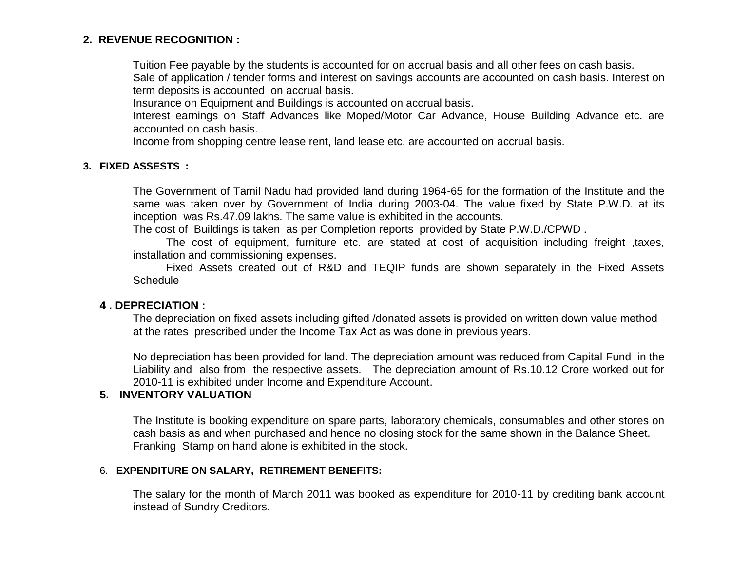## 2. REVENUE RECOGNITION :

Tuition Fee payable by the students is accounted for on accrual basis and all other fees on cash basis.
Sale of application / tender forms and interest on savings accounts are accounted on cash basis. Interest on term deposits is accounted on accrual basis.
Insurance on Equipment and Buildings is accounted on accrual basis.
Interest earnings on Staff Advances like Moped/Motor Car Advance, House Building Advance etc. are accounted on cash basis.
Income from shopping centre lease rent, land lease etc. are accounted on accrual basis.

## 3. FIXED ASSESTS :

The Government of Tamil Nadu had provided land during 1964-65 for the formation of the Institute and the same was taken over by Government of India during 2003-04. The value fixed by State P.W.D. at its inception was Rs.47.09 lakhs. The same value is exhibited in the accounts.
The cost of Buildings is taken as per Completion reports provided by State P.W.D./CPWD .
The cost of equipment, furniture etc. are stated at cost of acquisition including freight ,taxes, installation and commissioning expenses.
Fixed Assets created out of R&D and TEQIP funds are shown separately in the Fixed Assets Schedule

## 4 . DEPRECIATION :

The depreciation on fixed assets including gifted /donated assets is provided on written down value method at the rates prescribed under the Income Tax Act as was done in previous years.

No depreciation has been provided for land. The depreciation amount was reduced from Capital Fund in the Liability and also from the respective assets. The depreciation amount of Rs.10.12 Crore worked out for 2010-11 is exhibited under Income and Expenditure Account.

## 5. INVENTORY VALUATION

The Institute is booking expenditure on spare parts, laboratory chemicals, consumables and other stores on cash basis as and when purchased and hence no closing stock for the same shown in the Balance Sheet.
Franking Stamp on hand alone is exhibited in the stock.

## 6. EXPENDITURE ON SALARY, RETIREMENT BENEFITS:

The salary for the month of March 2011 was booked as expenditure for 2010-11 by crediting bank account instead of Sundry Creditors.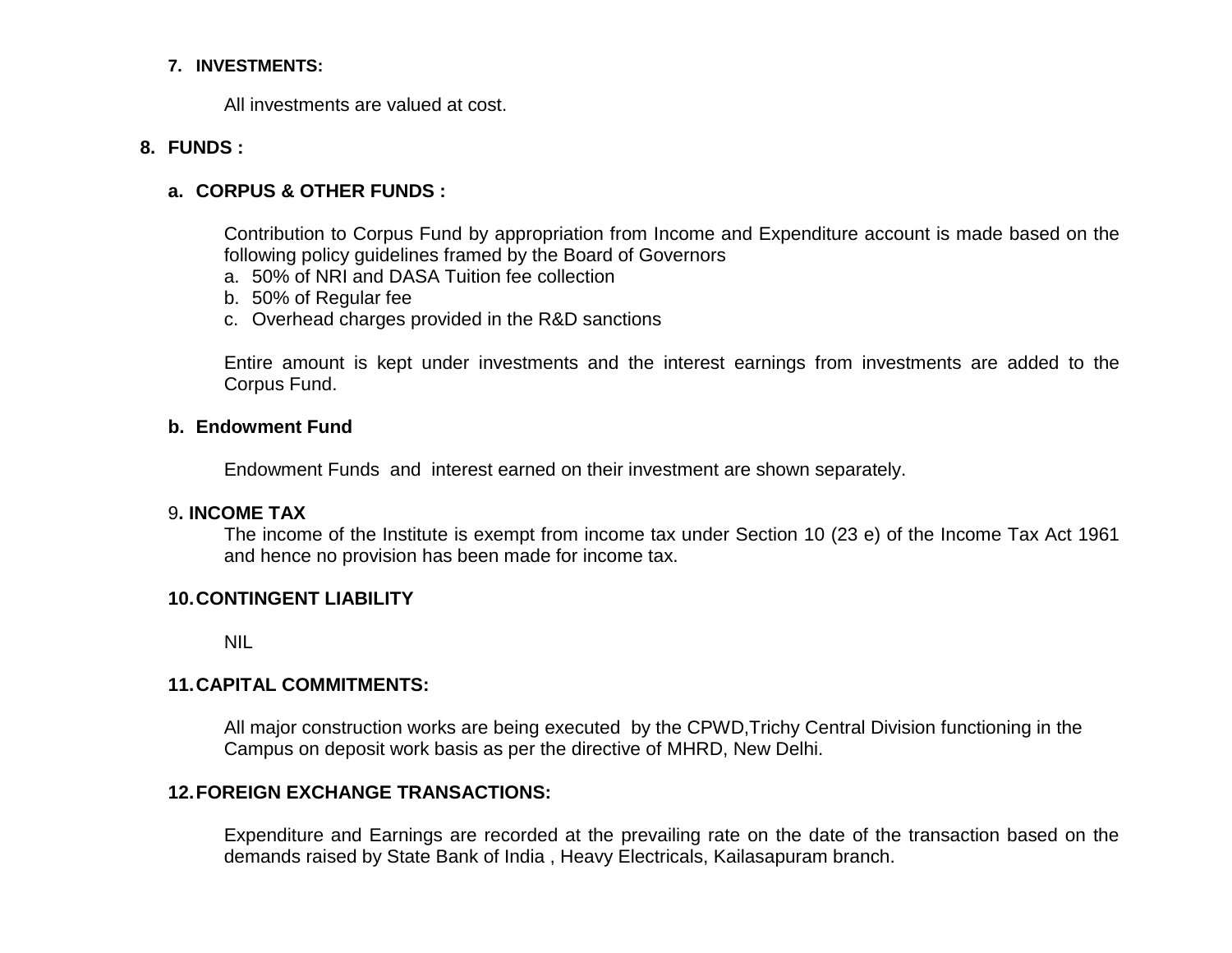**7. INVESTMENTS:**

All investments are valued at cost.

**8. FUNDS :**

**a. CORPUS & OTHER FUNDS :**

Contribution to Corpus Fund by appropriation from Income and Expenditure account is made based on the following policy guidelines framed by the Board of Governors

a. 50% of NRI and DASA Tuition fee collection
b. 50% of Regular fee
c. Overhead charges provided in the R&D sanctions

Entire amount is kept under investments and the interest earnings from investments are added to the Corpus Fund.

**b. Endowment Fund**

Endowment Funds and interest earned on their investment are shown separately.

9**. INCOME TAX**

The income of the Institute is exempt from income tax under Section 10 (23 e) of the Income Tax Act 1961 and hence no provision has been made for income tax.

**10. CONTINGENT LIABILITY**

NIL

**11. CAPITAL COMMITMENTS:**

All major construction works are being executed by the CPWD,Trichy Central Division functioning in the Campus on deposit work basis as per the directive of MHRD, New Delhi.

**12. FOREIGN EXCHANGE TRANSACTIONS:**

Expenditure and Earnings are recorded at the prevailing rate on the date of the transaction based on the demands raised by State Bank of India , Heavy Electricals, Kailasapuram branch.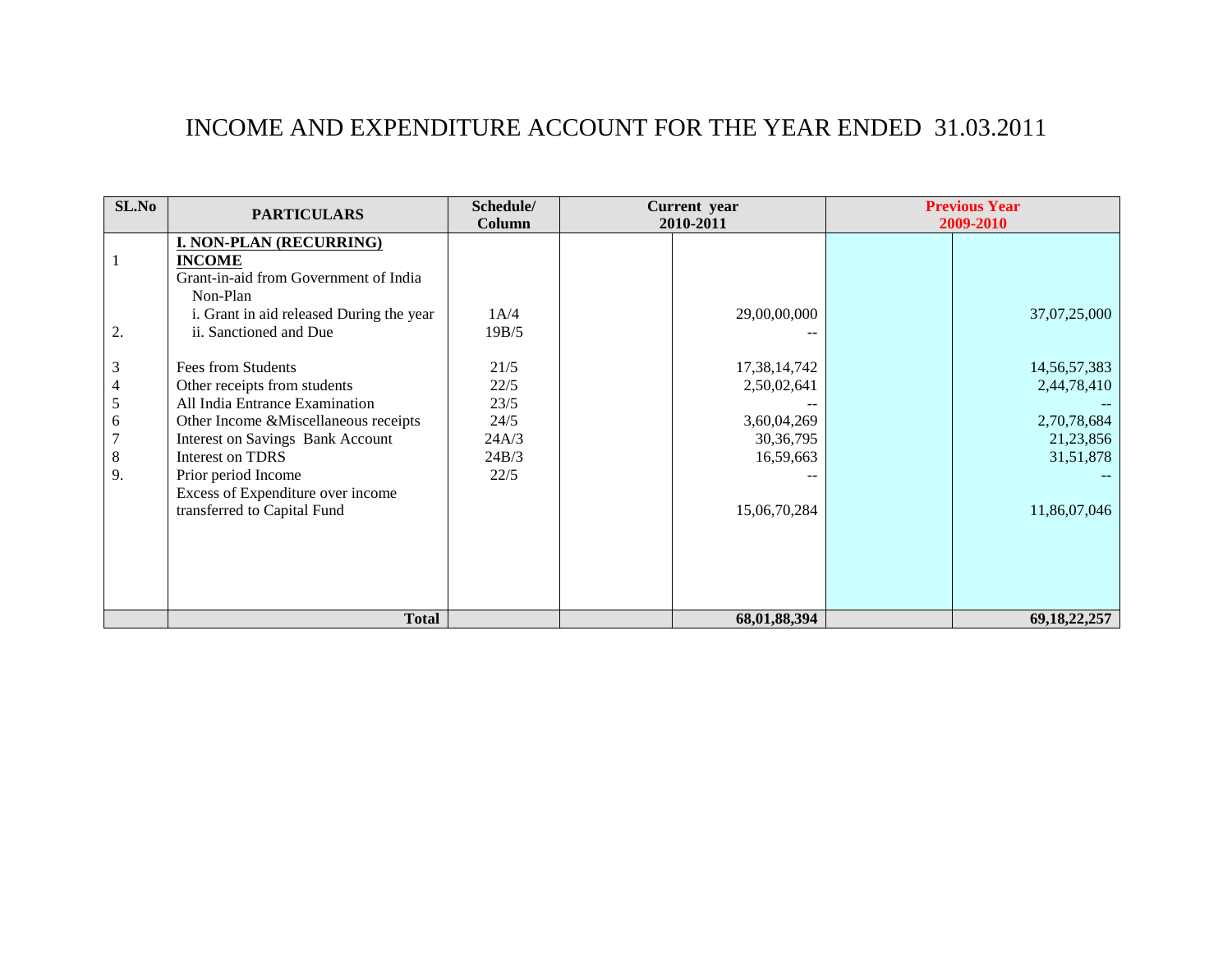# INCOME AND EXPENDITURE ACCOUNT FOR THE YEAR ENDED 31.03.2011

| SL.No | PARTICULARS | Schedule/ Column | Current year 2010-2011 | | Previous Year 2009-2010 | |
|---|---|---|---|---|---|---|
| | **I. NON-PLAN (RECURRING)** | | | | | |
| 1 | **INCOME** | | | | | |
| | Grant-in-aid from Government of India Non-Plan | | | | | |
| | i. Grant in aid released During the year | 1A/4 | | 29,00,00,000 | | 37,07,25,000 |
| 2. | ii. Sanctioned and Due | 19B/5 | | -- | | |
| 3 | Fees from Students | 21/5 | | 17,38,14,742 | | 14,56,57,383 |
| 4 | Other receipts from students | 22/5 | | 2,50,02,641 | | 2,44,78,410 |
| 5 | All India Entrance Examination | 23/5 | | -- | | -- |
| 6 | Other Income &Miscellaneous receipts | 24/5 | | 3,60,04,269 | | 2,70,78,684 |
| 7 | Interest on Savings Bank Account | 24A/3 | | 30,36,795 | | 21,23,856 |
| 8 | Interest on TDRS | 24B/3 | | 16,59,663 | | 31,51,878 |
| 9. | Prior period Income | 22/5 | | -- | | -- |
| | Excess of Expenditure over income transferred to Capital Fund | | | 15,06,70,284 | | 11,86,07,046 |
| | **Total** | | | **68,01,88,394** | | **69,18,22,257** |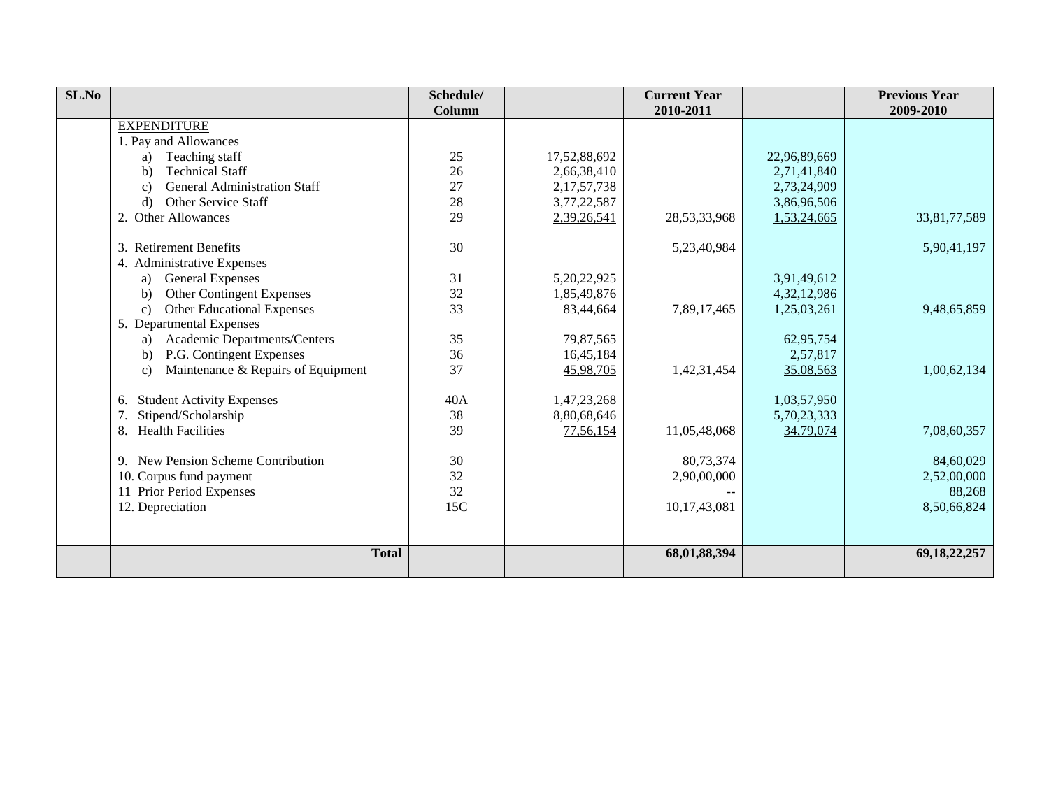| SL.No | | Schedule/ Column | | Current Year 2010-2011 | | Previous Year 2009-2010 |
|---|---|---|---|---|---|---|
| | EXPENDITURE | | | | | |
| | 1. Pay and Allowances | | | | | |
| | a) Teaching staff | 25 | 17,52,88,692 | | 22,96,89,669 | |
| | b) Technical Staff | 26 | 2,66,38,410 | | 2,71,41,840 | |
| | c) General Administration Staff | 27 | 2,17,57,738 | | 2,73,24,909 | |
| | d) Other Service Staff | 28 | 3,77,22,587 | | 3,86,96,506 | |
| | 2. Other Allowances | 29 | 2,39,26,541 | 28,53,33,968 | 1,53,24,665 | 33,81,77,589 |
| | 3. Retirement Benefits | 30 | | 5,23,40,984 | | 5,90,41,197 |
| | 4. Administrative Expenses | | | | | |
| | a) General Expenses | 31 | 5,20,22,925 | | 3,91,49,612 | |
| | b) Other Contingent Expenses | 32 | 1,85,49,876 | | 4,32,12,986 | |
| | c) Other Educational Expenses | 33 | 83,44,664 | 7,89,17,465 | 1,25,03,261 | 9,48,65,859 |
| | 5. Departmental Expenses | | | | | |
| | a) Academic Departments/Centers | 35 | 79,87,565 | | 62,95,754 | |
| | b) P.G. Contingent Expenses | 36 | 16,45,184 | | 2,57,817 | |
| | c) Maintenance & Repairs of Equipment | 37 | 45,98,705 | 1,42,31,454 | 35,08,563 | 1,00,62,134 |
| | 6. Student Activity Expenses | 40A | 1,47,23,268 | | 1,03,57,950 | |
| | 7. Stipend/Scholarship | 38 | 8,80,68,646 | | 5,70,23,333 | |
| | 8. Health Facilities | 39 | 77,56,154 | 11,05,48,068 | 34,79,074 | 7,08,60,357 |
| | 9. New Pension Scheme Contribution | 30 | | 80,73,374 | | 84,60,029 |
| | 10. Corpus fund payment | 32 | | 2,90,00,000 | | 2,52,00,000 |
| | 11 Prior Period Expenses | 32 | | -- | | 88,268 |
| | 12. Depreciation | 15C | | 10,17,43,081 | | 8,50,66,824 |
| | **Total** | | | **68,01,88,394** | | **69,18,22,257** |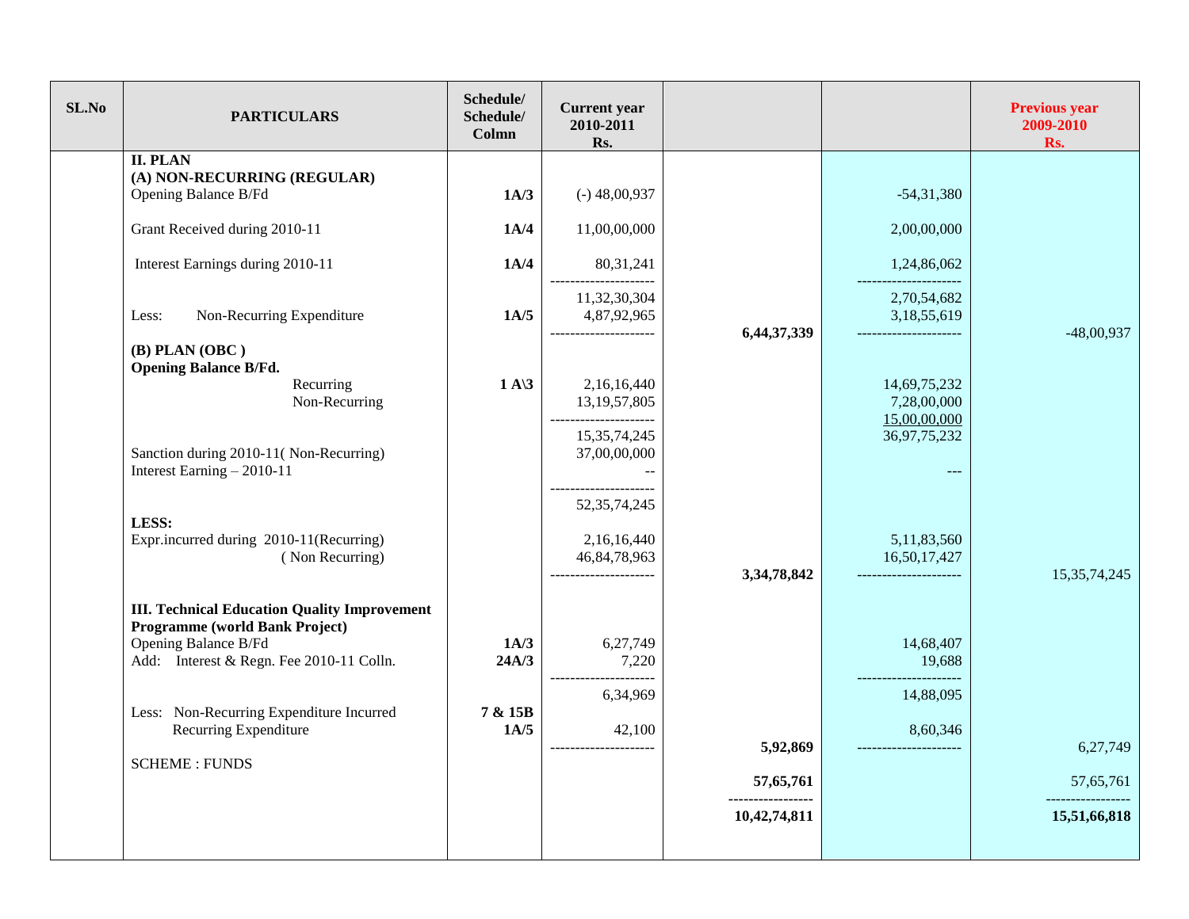| SL.No | PARTICULARS | Schedule/ Schedule/ Colmn | Current year 2010-2011 Rs. | | | Previous year 2009-2010 Rs. |
|---|---|---|---|---|---|---|
| | **II. PLAN** | | | | | |
| | **(A) NON-RECURRING (REGULAR)** | | | | | |
| | Opening Balance B/Fd | **1A/3** | (-) 48,00,937 | | -54,31,380 | |
| | Grant Received during 2010-11 | **1A/4** | 11,00,00,000 | | 2,00,00,000 | |
| | Interest Earnings during 2010-11 | **1A/4** | 80,31,241 | | 1,24,86,062 | |
| | | | 11,32,30,304 | | 2,70,54,682 | |
| | Less: Non-Recurring Expenditure | **1A/5** | 4,87,92,965 | **6,44,37,339** | 3,18,55,619 | -48,00,937 |
| | **(B) PLAN (OBC )** | | | | | |
| | **Opening Balance B/Fd.** | | | | | |
| | Recurring | **1 A\3** | 2,16,16,440 | | 14,69,75,232 | |
| | Non-Recurring | | 13,19,57,805 | | 7,28,00,000 | |
| | | | | | 15,00,00,000 | |
| | | | 15,35,74,245 | | 36,97,75,232 | |
| | Sanction during 2010-11( Non-Recurring) | | 37,00,00,000 | | | |
| | Interest Earning – 2010-11 | | -- | | --- | |
| | | | 52,35,74,245 | | | |
| | **LESS:** | | | | | |
| | Expr.incurred during 2010-11(Recurring) | | 2,16,16,440 | | 5,11,83,560 | |
| | ( Non Recurring) | | 46,84,78,963 | **3,34,78,842** | 16,50,17,427 | 15,35,74,245 |
| | **III. Technical Education Quality Improvement Programme (world Bank Project)** | | | | | |
| | Opening Balance B/Fd | **1A/3** | 6,27,749 | | 14,68,407 | |
| | Add: Interest & Regn. Fee 2010-11 Colln. | **24A/3** | 7,220 | | 19,688 | |
| | | | 6,34,969 | | 14,88,095 | |
| | Less: Non-Recurring Expenditure Incurred | **7 & 15B** | | | | |
| | Recurring Expenditure | **1A/5** | 42,100 | **5,92,869** | 8,60,346 | 6,27,749 |
| | SCHEME : FUNDS | | | **57,65,761** | | 57,65,761 |
| | | | | **10,42,74,811** | | **15,51,66,818** |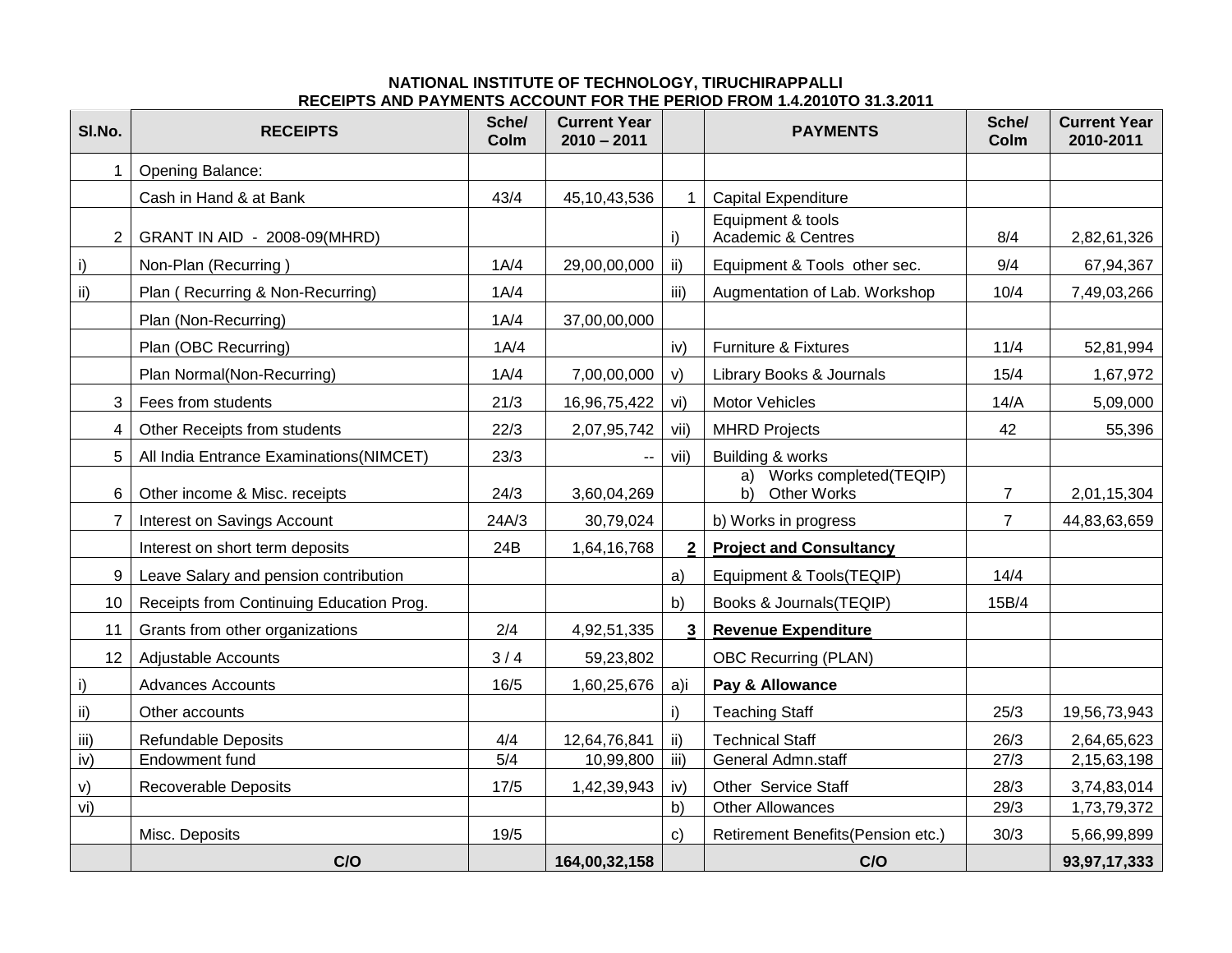**NATIONAL INSTITUTE OF TECHNOLOGY, TIRUCHIRAPPALLI**
**RECEIPTS AND PAYMENTS ACCOUNT FOR THE PERIOD FROM 1.4.2010TO 31.3.2011**

| Sl.No. | RECEIPTS | Sche/ Colm | Current Year 2010 – 2011 | | PAYMENTS | Sche/ Colm | Current Year 2010-2011 |
|---|---|---|---|---|---|---|---|
| 1 | Opening Balance: | | | | | | |
| | Cash in Hand & at Bank | 43/4 | 45,10,43,536 | 1 | Capital Expenditure | | |
| 2 | GRANT IN AID - 2008-09(MHRD) | | | i) | Equipment & tools Academic & Centres | 8/4 | 2,82,61,326 |
| i) | Non-Plan (Recurring ) | 1A/4 | 29,00,00,000 | ii) | Equipment & Tools other sec. | 9/4 | 67,94,367 |
| ii) | Plan ( Recurring & Non-Recurring) | 1A/4 | | iii) | Augmentation of Lab. Workshop | 10/4 | 7,49,03,266 |
| | Plan (Non-Recurring) | 1A/4 | 37,00,00,000 | | | | |
| | Plan (OBC Recurring) | 1A/4 | | iv) | Furniture & Fixtures | 11/4 | 52,81,994 |
| | Plan Normal(Non-Recurring) | 1A/4 | 7,00,00,000 | v) | Library Books & Journals | 15/4 | 1,67,972 |
| 3 | Fees from students | 21/3 | 16,96,75,422 | vi) | Motor Vehicles | 14/A | 5,09,000 |
| 4 | Other Receipts from students | 22/3 | 2,07,95,742 | vii) | MHRD Projects | 42 | 55,396 |
| 5 | All India Entrance Examinations(NIMCET) | 23/3 | -- | vii) | Building & works | | |
| 6 | Other income & Misc. receipts | 24/3 | 3,60,04,269 | | a) Works completed(TEQIP) b) Other Works | 7 | 2,01,15,304 |
| 7 | Interest on Savings Account | 24A/3 | 30,79,024 | | b) Works in progress | 7 | 44,83,63,659 |
| | Interest on short term deposits | 24B | 1,64,16,768 | **2** | **Project and Consultancy** | | |
| 9 | Leave Salary and pension contribution | | | a) | Equipment & Tools(TEQIP) | 14/4 | |
| 10 | Receipts from Continuing Education Prog. | | | b) | Books & Journals(TEQIP) | 15B/4 | |
| 11 | Grants from other organizations | 2/4 | 4,92,51,335 | **3** | **Revenue Expenditure** | | |
| 12 | Adjustable Accounts | 3 / 4 | 59,23,802 | | OBC Recurring (PLAN) | | |
| i) | Advances Accounts | 16/5 | 1,60,25,676 | a)i | **Pay & Allowance** | | |
| ii) | Other accounts | | | i) | Teaching Staff | 25/3 | 19,56,73,943 |
| iii) | Refundable Deposits | 4/4 | 12,64,76,841 | ii) | Technical Staff | 26/3 | 2,64,65,623 |
| iv) | Endowment fund | 5/4 | 10,99,800 | iii) | General Admn.staff | 27/3 | 2,15,63,198 |
| v) | Recoverable Deposits | 17/5 | 1,42,39,943 | iv) | Other Service Staff | 28/3 | 3,74,83,014 |
| vi) | | | | b) | Other Allowances | 29/3 | 1,73,79,372 |
| | Misc. Deposits | 19/5 | | c) | Retirement Benefits(Pension etc.) | 30/3 | 5,66,99,899 |
| | **C/O** | | **164,00,32,158** | | **C/O** | | **93,97,17,333** |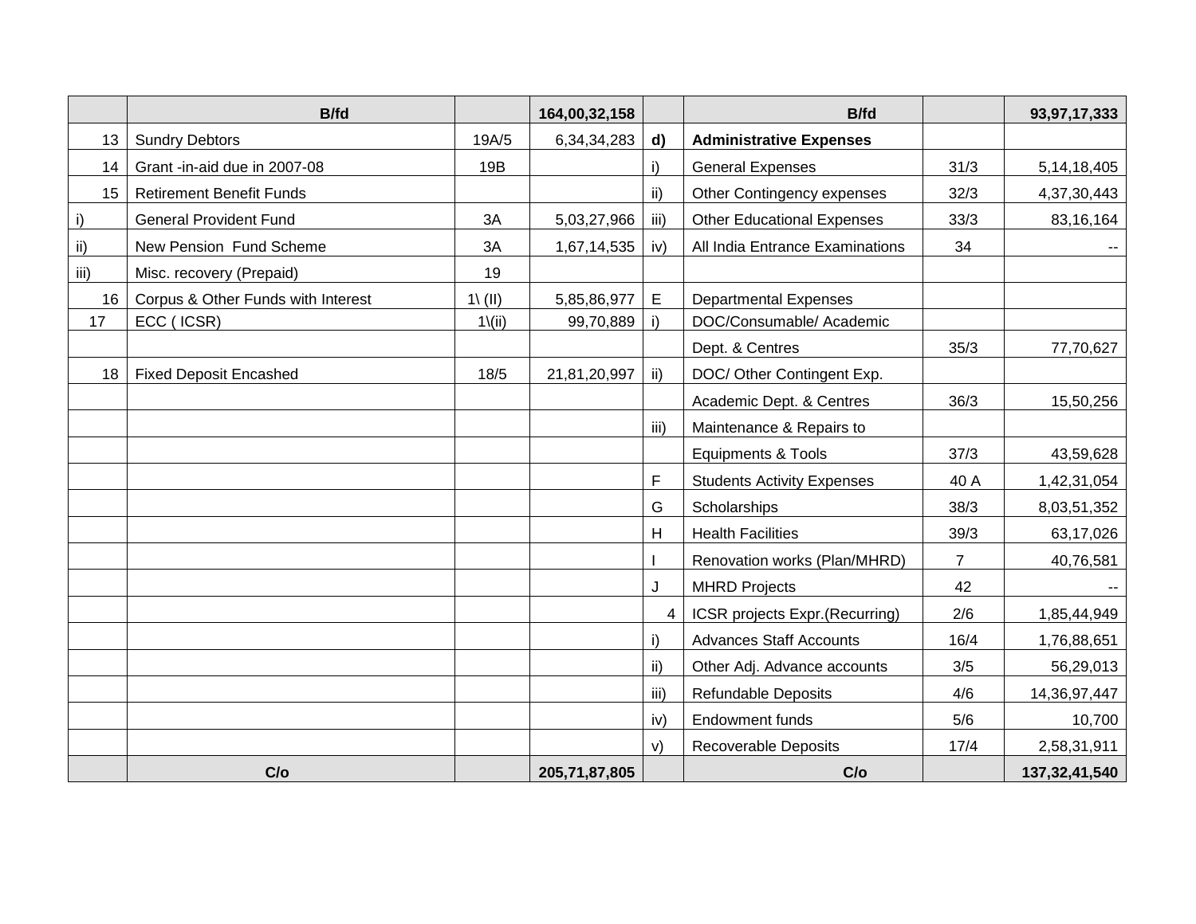| | | | | | | | |
|---|---|---|---|---|---|---|---|
| | **B/fd** | | **164,00,32,158** | | **B/fd** | | **93,97,17,333** |
| 13 | Sundry Debtors | 19A/5 | 6,34,34,283 | **d)** | **Administrative Expenses** | | |
| 14 | Grant -in-aid due in 2007-08 | 19B | | i) | General Expenses | 31/3 | 5,14,18,405 |
| 15 | Retirement Benefit Funds | | | ii) | Other Contingency expenses | 32/3 | 4,37,30,443 |
| i) | General Provident Fund | 3A | 5,03,27,966 | iii) | Other Educational Expenses | 33/3 | 83,16,164 |
| ii) | New Pension Fund Scheme | 3A | 1,67,14,535 | iv) | All India Entrance Examinations | 34 | -- |
| iii) | Misc. recovery (Prepaid) | 19 | | | | | |
| 16 | Corpus & Other Funds with Interest | 1\ (II) | 5,85,86,977 | E | Departmental Expenses | | |
| 17 | ECC ( ICSR) | 1\(ii) | 99,70,889 | i) | DOC/Consumable/ Academic | | |
| | | | | | Dept. & Centres | 35/3 | 77,70,627 |
| 18 | Fixed Deposit Encashed | 18/5 | 21,81,20,997 | ii) | DOC/ Other Contingent Exp. | | |
| | | | | | Academic Dept. & Centres | 36/3 | 15,50,256 |
| | | | | iii) | Maintenance & Repairs to | | |
| | | | | | Equipments & Tools | 37/3 | 43,59,628 |
| | | | | F | Students Activity Expenses | 40 A | 1,42,31,054 |
| | | | | G | Scholarships | 38/3 | 8,03,51,352 |
| | | | | H | Health Facilities | 39/3 | 63,17,026 |
| | | | | I | Renovation works (Plan/MHRD) | 7 | 40,76,581 |
| | | | | J | MHRD Projects | 42 | -- |
| | | | | 4 | ICSR projects Expr.(Recurring) | 2/6 | 1,85,44,949 |
| | | | | i) | Advances Staff Accounts | 16/4 | 1,76,88,651 |
| | | | | ii) | Other Adj. Advance accounts | 3/5 | 56,29,013 |
| | | | | iii) | Refundable Deposits | 4/6 | 14,36,97,447 |
| | | | | iv) | Endowment funds | 5/6 | 10,700 |
| | | | | v) | Recoverable Deposits | 17/4 | 2,58,31,911 |
| | **C/o** | | **205,71,87,805** | | **C/o** | | **137,32,41,540** |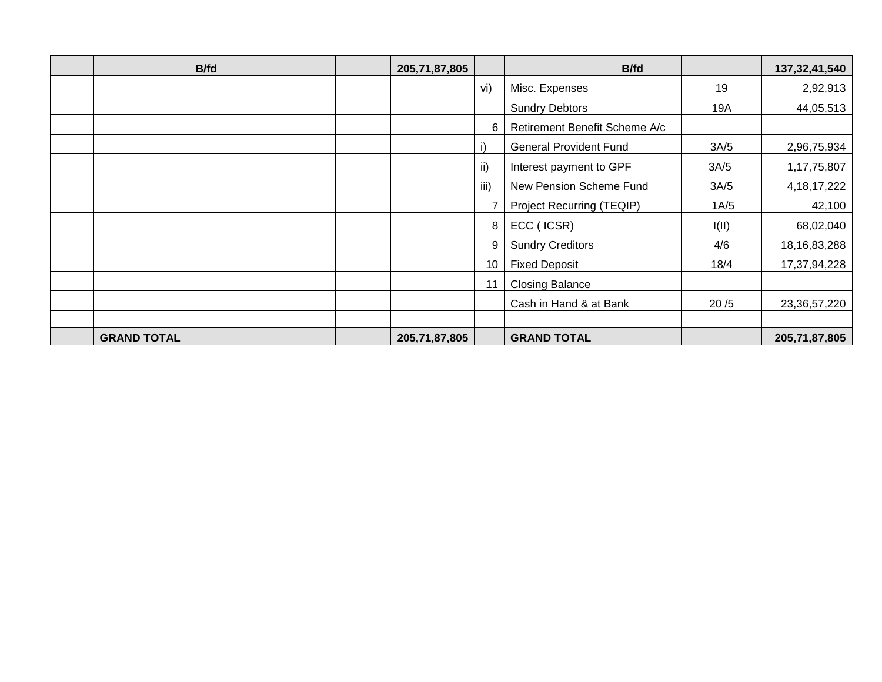| | | | | | | | |
|---|---|---|---|---|---|---|---|
| | **B/fd** | | **205,71,87,805** | | **B/fd** | | **137,32,41,540** |
| | | | | vi) | Misc. Expenses | 19 | 2,92,913 |
| | | | | | Sundry Debtors | 19A | 44,05,513 |
| | | | | 6 | Retirement Benefit Scheme A/c | | |
| | | | | i) | General Provident Fund | 3A/5 | 2,96,75,934 |
| | | | | ii) | Interest payment to GPF | 3A/5 | 1,17,75,807 |
| | | | | iii) | New Pension Scheme Fund | 3A/5 | 4,18,17,222 |
| | | | | 7 | Project Recurring (TEQIP) | 1A/5 | 42,100 |
| | | | | 8 | ECC ( ICSR) | I(II) | 68,02,040 |
| | | | | 9 | Sundry Creditors | 4/6 | 18,16,83,288 |
| | | | | 10 | Fixed Deposit | 18/4 | 17,37,94,228 |
| | | | | 11 | Closing Balance | | |
| | | | | | Cash in Hand & at Bank | 20 /5 | 23,36,57,220 |
| | | | | | | | |
| | **GRAND TOTAL** | | **205,71,87,805** | | **GRAND TOTAL** | | **205,71,87,805** |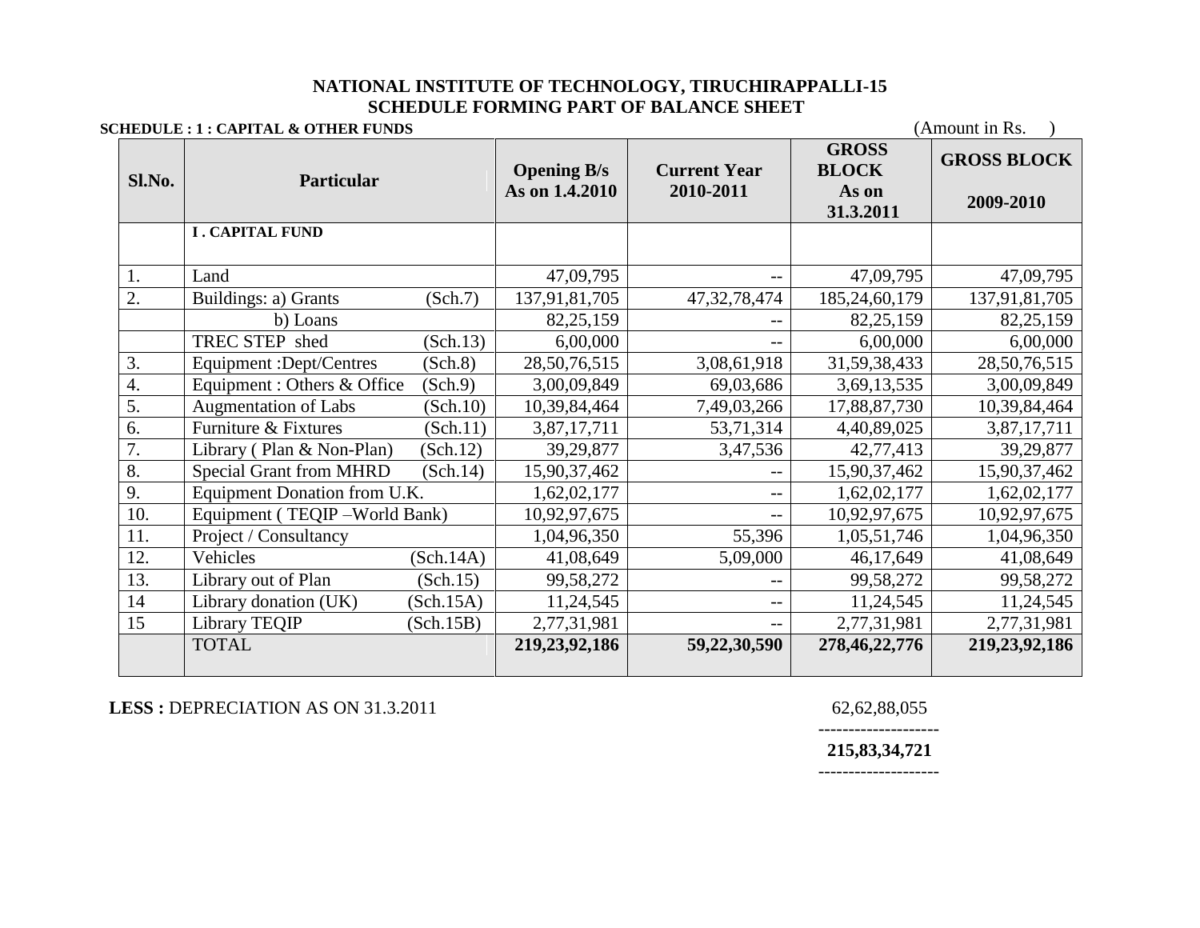# NATIONAL INSTITUTE OF TECHNOLOGY, TIRUCHIRAPPALLI-15
## SCHEDULE FORMING PART OF BALANCE SHEET

**SCHEDULE : 1 : CAPITAL & OTHER FUNDS** (Amount in Rs. )

| Sl.No. | Particular | | Opening B/s As on 1.4.2010 | Current Year 2010-2011 | GROSS BLOCK As on 31.3.2011 | GROSS BLOCK 2009-2010 |
|---|---|---|---|---|---|---|
| | **I . CAPITAL FUND** | | | | | |
| 1. | Land | | 47,09,795 | -- | 47,09,795 | 47,09,795 |
| 2. | Buildings: a) Grants | (Sch.7) | 137,91,81,705 | 47,32,78,474 | 185,24,60,179 | 137,91,81,705 |
| | b) Loans | | 82,25,159 | -- | 82,25,159 | 82,25,159 |
| | TREC STEP shed | (Sch.13) | 6,00,000 | -- | 6,00,000 | 6,00,000 |
| 3. | Equipment :Dept/Centres | (Sch.8) | 28,50,76,515 | 3,08,61,918 | 31,59,38,433 | 28,50,76,515 |
| 4. | Equipment : Others & Office | (Sch.9) | 3,00,09,849 | 69,03,686 | 3,69,13,535 | 3,00,09,849 |
| 5. | Augmentation of Labs | (Sch.10) | 10,39,84,464 | 7,49,03,266 | 17,88,87,730 | 10,39,84,464 |
| 6. | Furniture & Fixtures | (Sch.11) | 3,87,17,711 | 53,71,314 | 4,40,89,025 | 3,87,17,711 |
| 7. | Library ( Plan & Non-Plan) | (Sch.12) | 39,29,877 | 3,47,536 | 42,77,413 | 39,29,877 |
| 8. | Special Grant from MHRD | (Sch.14) | 15,90,37,462 | -- | 15,90,37,462 | 15,90,37,462 |
| 9. | Equipment Donation from U.K. | | 1,62,02,177 | -- | 1,62,02,177 | 1,62,02,177 |
| 10. | Equipment ( TEQIP –World Bank) | | 10,92,97,675 | -- | 10,92,97,675 | 10,92,97,675 |
| 11. | Project / Consultancy | | 1,04,96,350 | 55,396 | 1,05,51,746 | 1,04,96,350 |
| 12. | Vehicles | (Sch.14A) | 41,08,649 | 5,09,000 | 46,17,649 | 41,08,649 |
| 13. | Library out of Plan | (Sch.15) | 99,58,272 | -- | 99,58,272 | 99,58,272 |
| 14 | Library donation (UK) | (Sch.15A) | 11,24,545 | -- | 11,24,545 | 11,24,545 |
| 15 | Library TEQIP | (Sch.15B) | 2,77,31,981 | -- | 2,77,31,981 | 2,77,31,981 |
| | TOTAL | | **219,23,92,186** | **59,22,30,590** | **278,46,22,776** | **219,23,92,186** |

**LESS :** DEPRECIATION AS ON 31.3.2011 62,62,88,055

**215,83,34,721**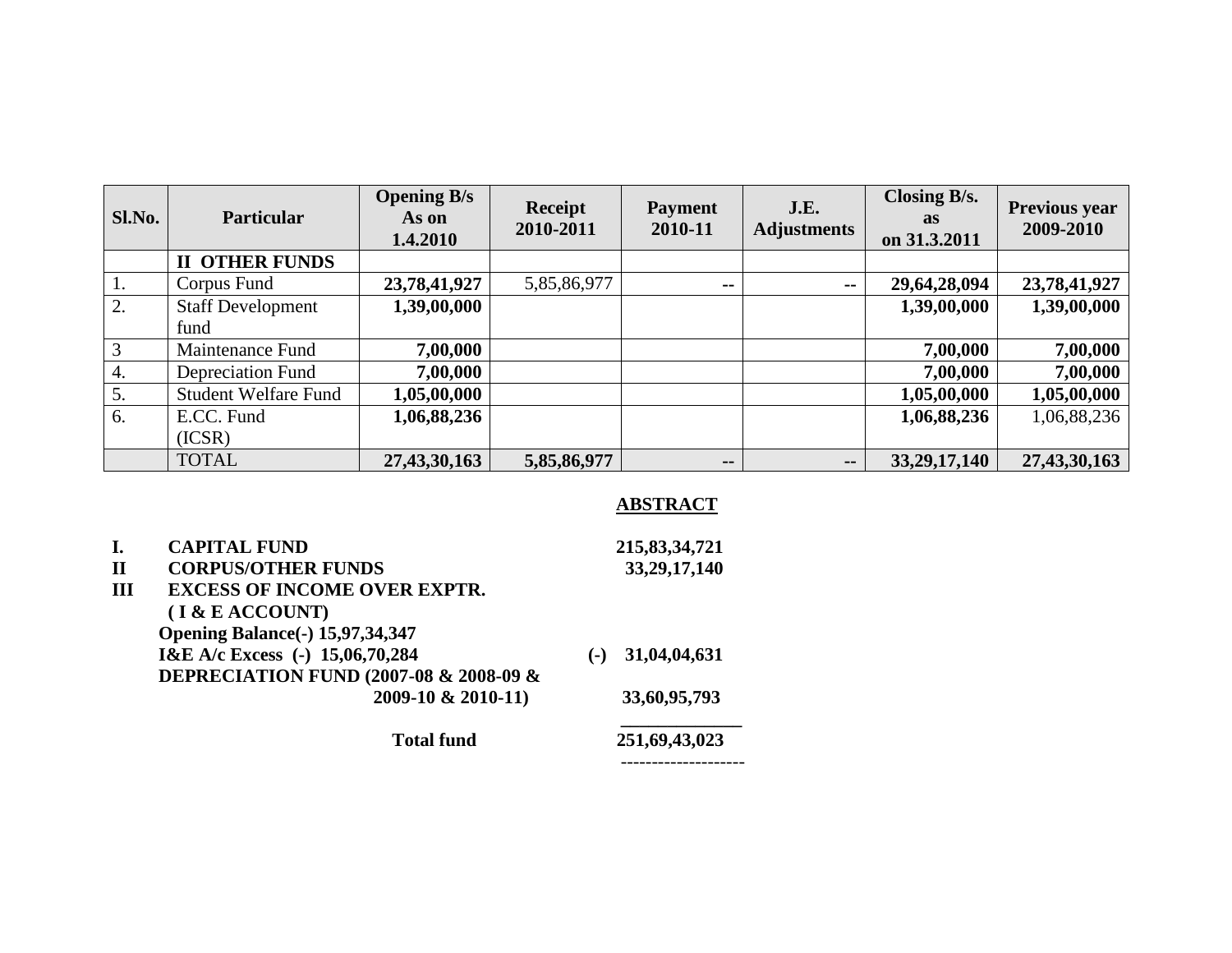| Sl.No. | Particular | Opening B/s As on 1.4.2010 | Receipt 2010-2011 | Payment 2010-11 | J.E. Adjustments | Closing B/s. as on 31.3.2011 | Previous year 2009-2010 |
|---|---|---|---|---|---|---|---|
| | **II OTHER FUNDS** | | | | | | |
| 1. | Corpus Fund | **23,78,41,927** | 5,85,86,977 | **--** | **--** | **29,64,28,094** | **23,78,41,927** |
| 2. | Staff Development fund | **1,39,00,000** | | | | **1,39,00,000** | **1,39,00,000** |
| 3 | Maintenance Fund | **7,00,000** | | | | **7,00,000** | **7,00,000** |
| 4. | Depreciation Fund | **7,00,000** | | | | **7,00,000** | **7,00,000** |
| 5. | Student Welfare Fund | **1,05,00,000** | | | | **1,05,00,000** | **1,05,00,000** |
| 6. | E.CC. Fund (ICSR) | **1,06,88,236** | | | | **1,06,88,236** | 1,06,88,236 |
| | TOTAL | **27,43,30,163** | **5,85,86,977** | **--** | **--** | **33,29,17,140** | **27,43,30,163** |

## ABSTRACT

| | | |
|---|---|---|
| **I.** | **CAPITAL FUND** | **215,83,34,721** |
| **II** | **CORPUS/OTHER FUNDS** | **33,29,17,140** |
| **III** | **EXCESS OF INCOME OVER EXPTR. ( I & E ACCOUNT)** | |
| | **Opening Balance(-) 15,97,34,347** | |
| | **I&E A/c Excess (-) 15,06,70,284** | **(-) 31,04,04,631** |
| | **DEPRECIATION FUND (2007-08 & 2008-09 & 2009-10 & 2010-11)** | **33,60,95,793** |
| | **Total fund** | **251,69,43,023** |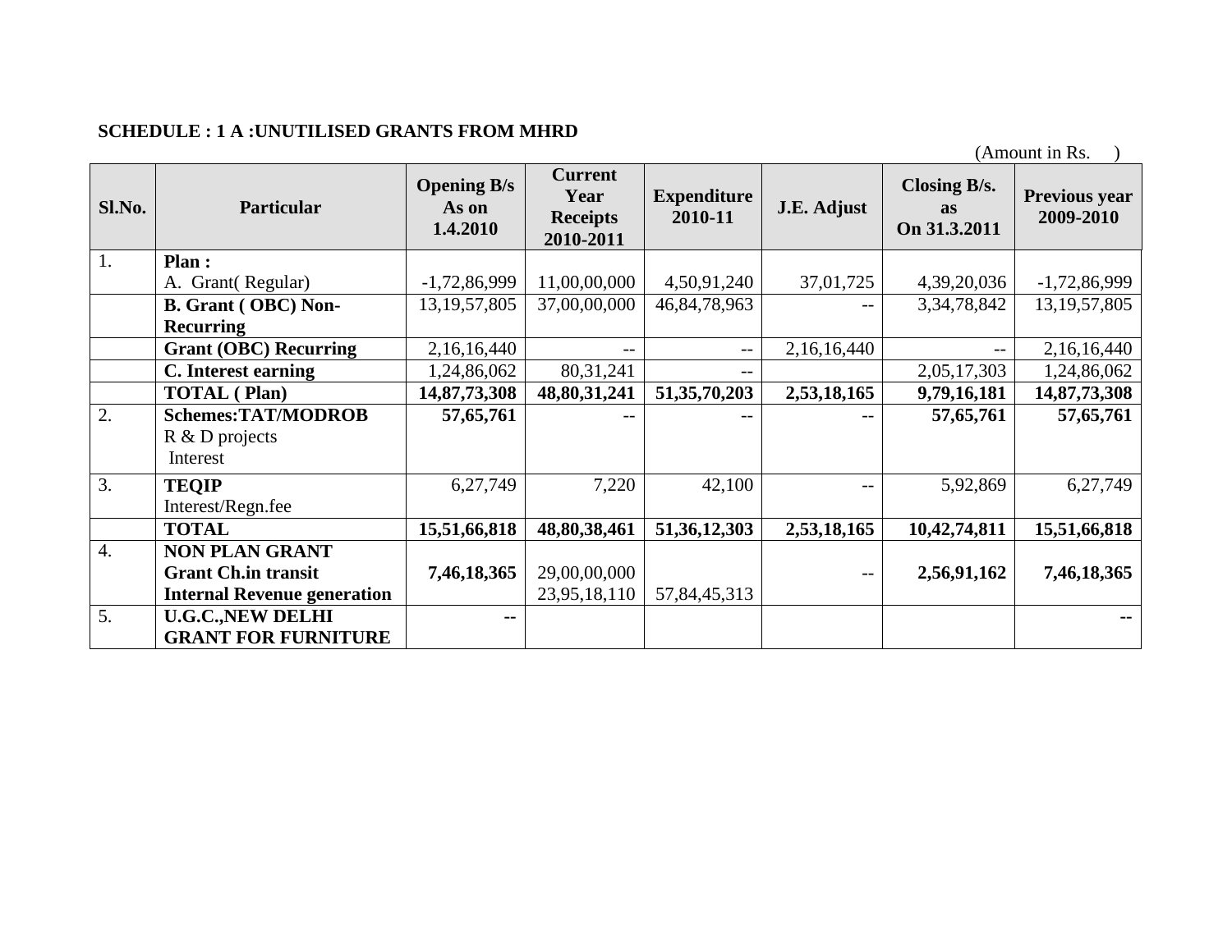**SCHEDULE : 1 A :UNUTILISED GRANTS FROM MHRD**

(Amount in Rs. )

| Sl.No. | Particular | Opening B/s As on 1.4.2010 | Current Year Receipts 2010-2011 | Expenditure 2010-11 | J.E. Adjust | Closing B/s. as On 31.3.2011 | Previous year 2009-2010 |
|---|---|---|---|---|---|---|---|
| 1. | **Plan :**<br>A. Grant( Regular) | -1,72,86,999 | 11,00,00,000 | 4,50,91,240 | 37,01,725 | 4,39,20,036 | -1,72,86,999 |
| | **B. Grant ( OBC) Non-Recurring** | 13,19,57,805 | 37,00,00,000 | 46,84,78,963 | -- | 3,34,78,842 | 13,19,57,805 |
| | **Grant (OBC) Recurring** | 2,16,16,440 | -- | -- | 2,16,16,440 | -- | 2,16,16,440 |
| | **C. Interest earning** | 1,24,86,062 | 80,31,241 | -- | | 2,05,17,303 | 1,24,86,062 |
| | **TOTAL ( Plan)** | **14,87,73,308** | **48,80,31,241** | **51,35,70,203** | **2,53,18,165** | **9,79,16,181** | **14,87,73,308** |
| 2. | **Schemes:TAT/MODROB**<br>R & D projects<br>Interest | **57,65,761** | -- | -- | -- | **57,65,761** | **57,65,761** |
| 3. | **TEQIP**<br>Interest/Regn.fee | 6,27,749 | 7,220 | 42,100 | -- | 5,92,869 | 6,27,749 |
| | **TOTAL** | **15,51,66,818** | **48,80,38,461** | **51,36,12,303** | **2,53,18,165** | **10,42,74,811** | **15,51,66,818** |
| 4. | **NON PLAN GRANT**<br>**Grant Ch.in transit**<br>**Internal Revenue generation** | **7,46,18,365** | 29,00,00,000<br>23,95,18,110 | 57,84,45,313 | -- | **2,56,91,162** | **7,46,18,365** |
| 5. | **U.G.C.,NEW DELHI**<br>**GRANT FOR FURNITURE** | **--** | | | | | **--** |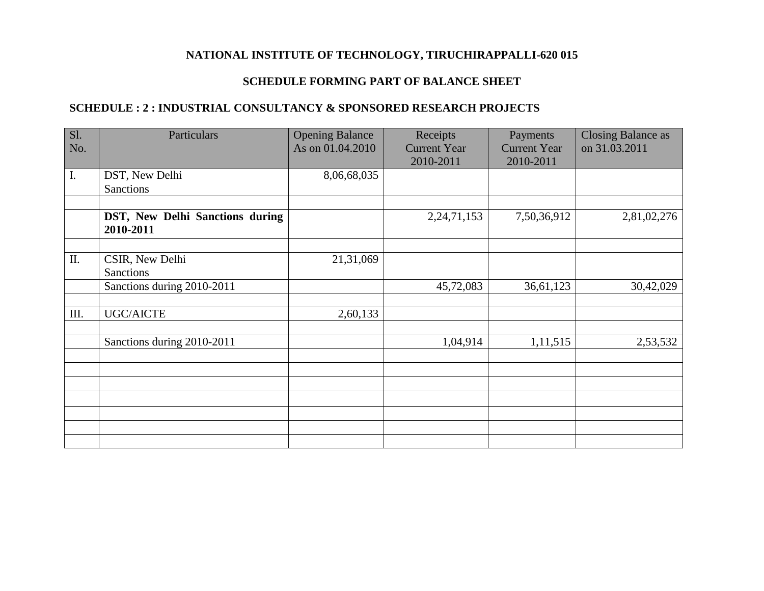**NATIONAL INSTITUTE OF TECHNOLOGY, TIRUCHIRAPPALLI-620 015**

**SCHEDULE FORMING PART OF BALANCE SHEET**

**SCHEDULE : 2 : INDUSTRIAL CONSULTANCY & SPONSORED RESEARCH PROJECTS**

| Sl. No. | Particulars | Opening Balance As on 01.04.2010 | Receipts Current Year 2010-2011 | Payments Current Year 2010-2011 | Closing Balance as on 31.03.2011 |
|---|---|---|---|---|---|
| I. | DST, New Delhi Sanctions | 8,06,68,035 | | | |
| | | | | | |
| | **DST, New Delhi Sanctions during 2010-2011** | | 2,24,71,153 | 7,50,36,912 | 2,81,02,276 |
| | | | | | |
| II. | CSIR, New Delhi Sanctions | 21,31,069 | | | |
| | Sanctions during 2010-2011 | | 45,72,083 | 36,61,123 | 30,42,029 |
| | | | | | |
| III. | UGC/AICTE | 2,60,133 | | | |
| | | | | | |
| | Sanctions during 2010-2011 | | 1,04,914 | 1,11,515 | 2,53,532 |
| | | | | | |
| | | | | | |
| | | | | | |
| | | | | | |
| | | | | | |
| | | | | | |
| | | | | | |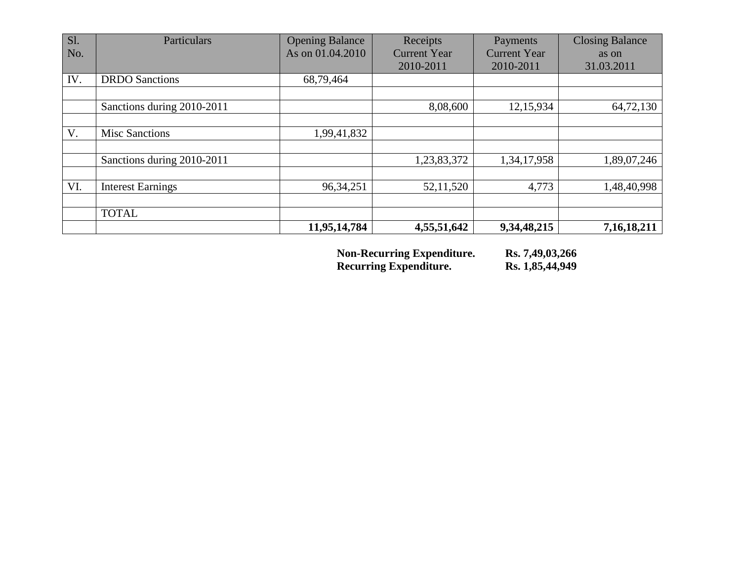| Sl. No. | Particulars | Opening Balance As on 01.04.2010 | Receipts Current Year 2010-2011 | Payments Current Year 2010-2011 | Closing Balance as on 31.03.2011 |
|---|---|---|---|---|---|
| IV. | DRDO Sanctions | 68,79,464 | | | |
| | | | | | |
| | Sanctions during 2010-2011 | | 8,08,600 | 12,15,934 | 64,72,130 |
| | | | | | |
| V. | Misc Sanctions | 1,99,41,832 | | | |
| | | | | | |
| | Sanctions during 2010-2011 | | 1,23,83,372 | 1,34,17,958 | 1,89,07,246 |
| | | | | | |
| VI. | Interest Earnings | 96,34,251 | 52,11,520 | 4,773 | 1,48,40,998 |
| | | | | | |
| | TOTAL | | | | |
| | | **11,95,14,784** | **4,55,51,642** | **9,34,48,215** | **7,16,18,211** |

**Non-Recurring Expenditure.** **Rs. 7,49,03,266**
**Recurring Expenditure.** **Rs. 1,85,44,949**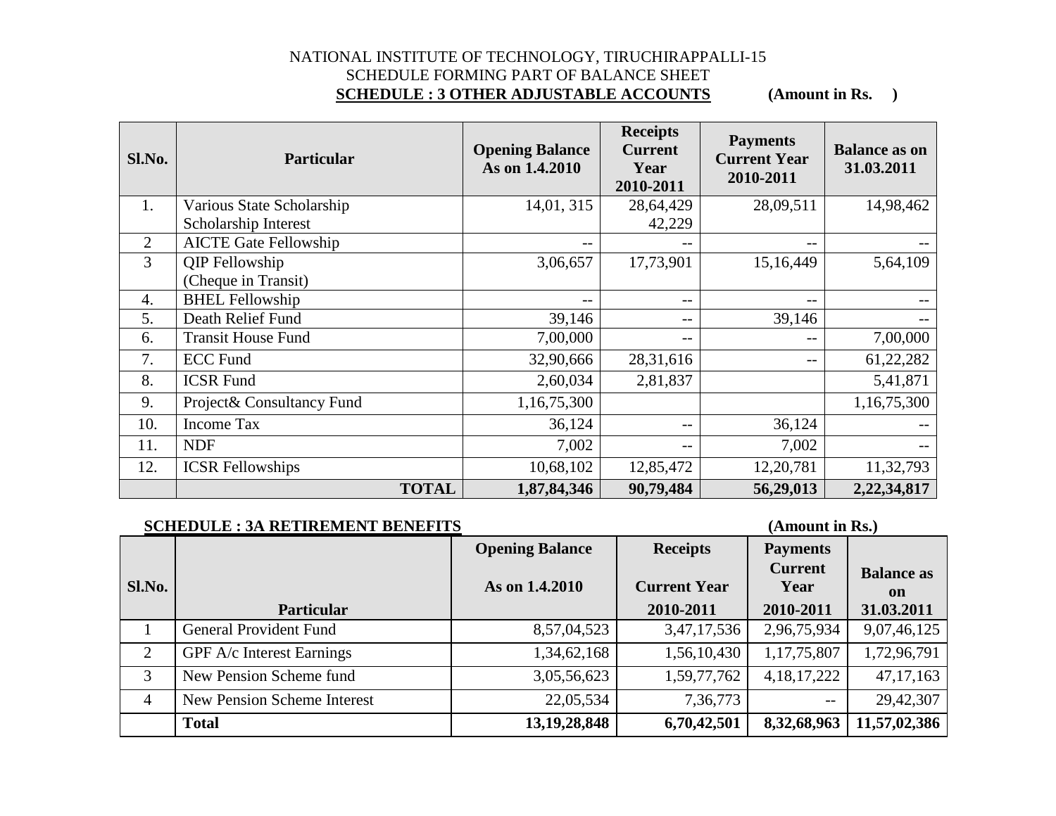NATIONAL INSTITUTE OF TECHNOLOGY, TIRUCHIRAPPALLI-15
SCHEDULE FORMING PART OF BALANCE SHEET

**SCHEDULE : 3 OTHER ADJUSTABLE ACCOUNTS** **(Amount in Rs. )**

| Sl.No. | Particular | Opening Balance As on 1.4.2010 | Receipts Current Year 2010-2011 | Payments Current Year 2010-2011 | Balance as on 31.03.2011 |
|---|---|---|---|---|---|
| 1. | Various State Scholarship<br>Scholarship Interest | 14,01, 315 | 28,64,429<br>42,229 | 28,09,511 | 14,98,462 |
| 2 | AICTE Gate Fellowship | -- | -- | -- | -- |
| 3 | QIP Fellowship<br>(Cheque in Transit) | 3,06,657 | 17,73,901 | 15,16,449 | 5,64,109 |
| 4. | BHEL Fellowship | -- | -- | -- | -- |
| 5. | Death Relief Fund | 39,146 | -- | 39,146 | -- |
| 6. | Transit House Fund | 7,00,000 | -- | -- | 7,00,000 |
| 7. | ECC Fund | 32,90,666 | 28,31,616 | -- | 61,22,282 |
| 8. | ICSR Fund | 2,60,034 | 2,81,837 | | 5,41,871 |
| 9. | Project& Consultancy Fund | 1,16,75,300 | | | 1,16,75,300 |
| 10. | Income Tax | 36,124 | -- | 36,124 | -- |
| 11. | NDF | 7,002 | -- | 7,002 | -- |
| 12. | ICSR Fellowships | 10,68,102 | 12,85,472 | 12,20,781 | 11,32,793 |
| | **TOTAL** | **1,87,84,346** | **90,79,484** | **56,29,013** | **2,22,34,817** |

**SCHEDULE : 3A RETIREMENT BENEFITS** **(Amount in Rs.)**

| Sl.No. | Particular | Opening Balance As on 1.4.2010 | Receipts Current Year 2010-2011 | Payments Current Year 2010-2011 | Balance as on 31.03.2011 |
|---|---|---|---|---|---|
| 1 | General Provident Fund | 8,57,04,523 | 3,47,17,536 | 2,96,75,934 | 9,07,46,125 |
| 2 | GPF A/c Interest Earnings | 1,34,62,168 | 1,56,10,430 | 1,17,75,807 | 1,72,96,791 |
| 3 | New Pension Scheme fund | 3,05,56,623 | 1,59,77,762 | 4,18,17,222 | 47,17,163 |
| 4 | New Pension Scheme Interest | 22,05,534 | 7,36,773 | -- | 29,42,307 |
| | **Total** | **13,19,28,848** | **6,70,42,501** | **8,32,68,963** | **11,57,02,386** |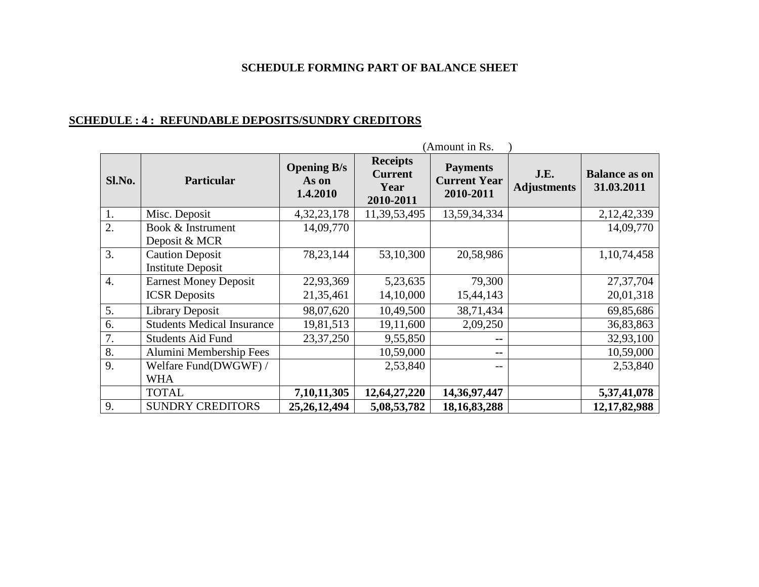**SCHEDULE FORMING PART OF BALANCE SHEET**

**SCHEDULE : 4 : REFUNDABLE DEPOSITS/SUNDRY CREDITORS**

(Amount in Rs. )

| Sl.No. | Particular | Opening B/s As on 1.4.2010 | Receipts Current Year 2010-2011 | Payments Current Year 2010-2011 | J.E. Adjustments | Balance as on 31.03.2011 |
|---|---|---|---|---|---|---|
| 1. | Misc. Deposit | 4,32,23,178 | 11,39,53,495 | 13,59,34,334 | | 2,12,42,339 |
| 2. | Book & Instrument Deposit & MCR | 14,09,770 | | | | 14,09,770 |
| 3. | Caution Deposit Institute Deposit | 78,23,144 | 53,10,300 | 20,58,986 | | 1,10,74,458 |
| 4. | Earnest Money Deposit | 22,93,369 | 5,23,635 | 79,300 | | 27,37,704 |
| | ICSR Deposits | 21,35,461 | 14,10,000 | 15,44,143 | | 20,01,318 |
| 5. | Library Deposit | 98,07,620 | 10,49,500 | 38,71,434 | | 69,85,686 |
| 6. | Students Medical Insurance | 19,81,513 | 19,11,600 | 2,09,250 | | 36,83,863 |
| 7. | Students Aid Fund | 23,37,250 | 9,55,850 | -- | | 32,93,100 |
| 8. | Alumini Membership Fees | | 10,59,000 | -- | | 10,59,000 |
| 9. | Welfare Fund(DWGWF) / WHA | | 2,53,840 | -- | | 2,53,840 |
| | TOTAL | **7,10,11,305** | **12,64,27,220** | **14,36,97,447** | | **5,37,41,078** |
| 9. | SUNDRY CREDITORS | **25,26,12,494** | **5,08,53,782** | **18,16,83,288** | | **12,17,82,988** |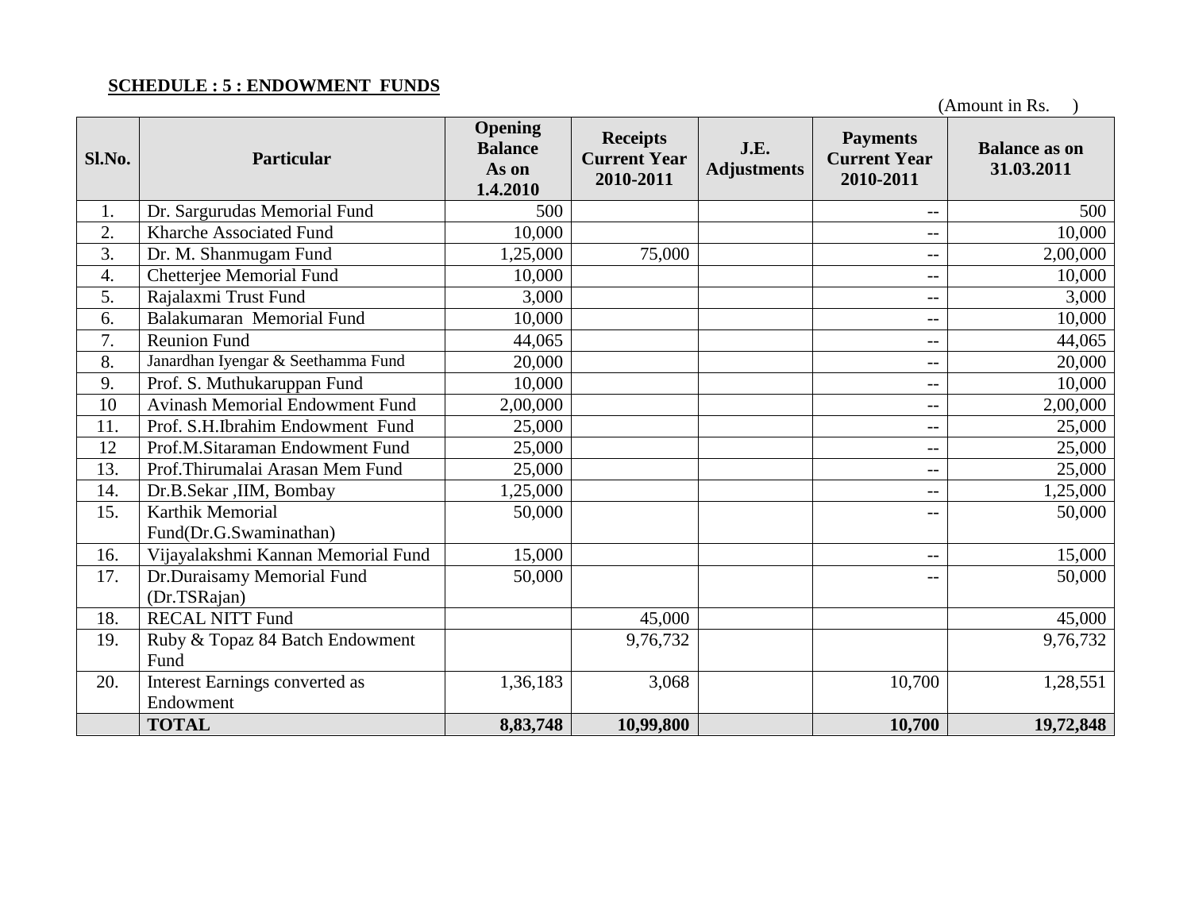**SCHEDULE : 5 : ENDOWMENT FUNDS**

(Amount in Rs. )

| Sl.No. | Particular | Opening Balance As on 1.4.2010 | Receipts Current Year 2010-2011 | J.E. Adjustments | Payments Current Year 2010-2011 | Balance as on 31.03.2011 |
|---|---|---|---|---|---|---|
| 1. | Dr. Sargurudas Memorial Fund | 500 | | | -- | 500 |
| 2. | Kharche Associated Fund | 10,000 | | | -- | 10,000 |
| 3. | Dr. M. Shanmugam Fund | 1,25,000 | 75,000 | | -- | 2,00,000 |
| 4. | Chetterjee Memorial Fund | 10,000 | | | -- | 10,000 |
| 5. | Rajalaxmi Trust Fund | 3,000 | | | -- | 3,000 |
| 6. | Balakumaran Memorial Fund | 10,000 | | | -- | 10,000 |
| 7. | Reunion Fund | 44,065 | | | -- | 44,065 |
| 8. | Janardhan Iyengar & Seethamma Fund | 20,000 | | | -- | 20,000 |
| 9. | Prof. S. Muthukaruppan Fund | 10,000 | | | -- | 10,000 |
| 10 | Avinash Memorial Endowment Fund | 2,00,000 | | | -- | 2,00,000 |
| 11. | Prof. S.H.Ibrahim Endowment Fund | 25,000 | | | -- | 25,000 |
| 12 | Prof.M.Sitaraman Endowment Fund | 25,000 | | | -- | 25,000 |
| 13. | Prof.Thirumalai Arasan Mem Fund | 25,000 | | | -- | 25,000 |
| 14. | Dr.B.Sekar ,IIM, Bombay | 1,25,000 | | | -- | 1,25,000 |
| 15. | Karthik Memorial Fund(Dr.G.Swaminathan) | 50,000 | | | -- | 50,000 |
| 16. | Vijayalakshmi Kannan Memorial Fund | 15,000 | | | -- | 15,000 |
| 17. | Dr.Duraisamy Memorial Fund (Dr.TSRajan) | 50,000 | | | -- | 50,000 |
| 18. | RECAL NITT Fund | | 45,000 | | | 45,000 |
| 19. | Ruby & Topaz 84 Batch Endowment Fund | | 9,76,732 | | | 9,76,732 |
| 20. | Interest Earnings converted as Endowment | 1,36,183 | 3,068 | | 10,700 | 1,28,551 |
| | **TOTAL** | **8,83,748** | **10,99,800** | | **10,700** | **19,72,848** |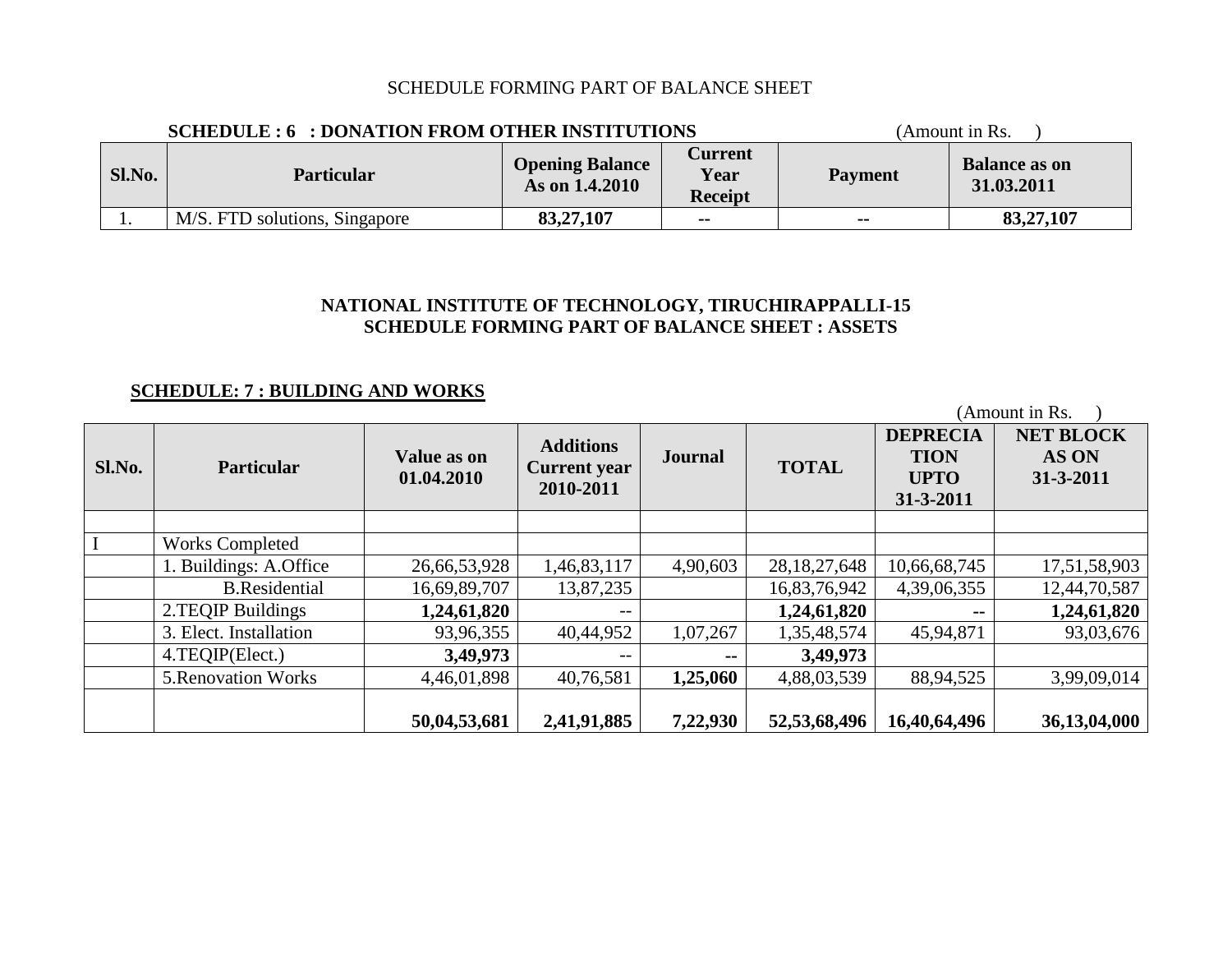SCHEDULE FORMING PART OF BALANCE SHEET

**SCHEDULE : 6 : DONATION FROM OTHER INSTITUTIONS** (Amount in Rs. )

| Sl.No. | Particular | Opening Balance As on 1.4.2010 | Current Year Receipt | Payment | Balance as on 31.03.2011 |
|---|---|---|---|---|---|
| 1. | M/S. FTD solutions, Singapore | **83,27,107** | -- | -- | **83,27,107** |

**NATIONAL INSTITUTE OF TECHNOLOGY, TIRUCHIRAPPALLI-15**
**SCHEDULE FORMING PART OF BALANCE SHEET : ASSETS**

**SCHEDULE: 7 : BUILDING AND WORKS**

(Amount in Rs. )

| Sl.No. | Particular | Value as on 01.04.2010 | Additions Current year 2010-2011 | Journal | TOTAL | DEPRECIATION UPTO 31-3-2011 | NET BLOCK AS ON 31-3-2011 |
|---|---|---|---|---|---|---|---|
| | | | | | | | |
| I | Works Completed | | | | | | |
| | 1. Buildings: A.Office | 26,66,53,928 | 1,46,83,117 | 4,90,603 | 28,18,27,648 | 10,66,68,745 | 17,51,58,903 |
| | B.Residential | 16,69,89,707 | 13,87,235 | | 16,83,76,942 | 4,39,06,355 | 12,44,70,587 |
| | 2.TEQIP Buildings | **1,24,61,820** | -- | | **1,24,61,820** | -- | **1,24,61,820** |
| | 3. Elect. Installation | 93,96,355 | 40,44,952 | 1,07,267 | 1,35,48,574 | 45,94,871 | 93,03,676 |
| | 4.TEQIP(Elect.) | **3,49,973** | -- | -- | **3,49,973** | | |
| | 5.Renovation Works | 4,46,01,898 | 40,76,581 | **1,25,060** | 4,88,03,539 | 88,94,525 | 3,99,09,014 |
| | | **50,04,53,681** | **2,41,91,885** | **7,22,930** | **52,53,68,496** | **16,40,64,496** | **36,13,04,000** |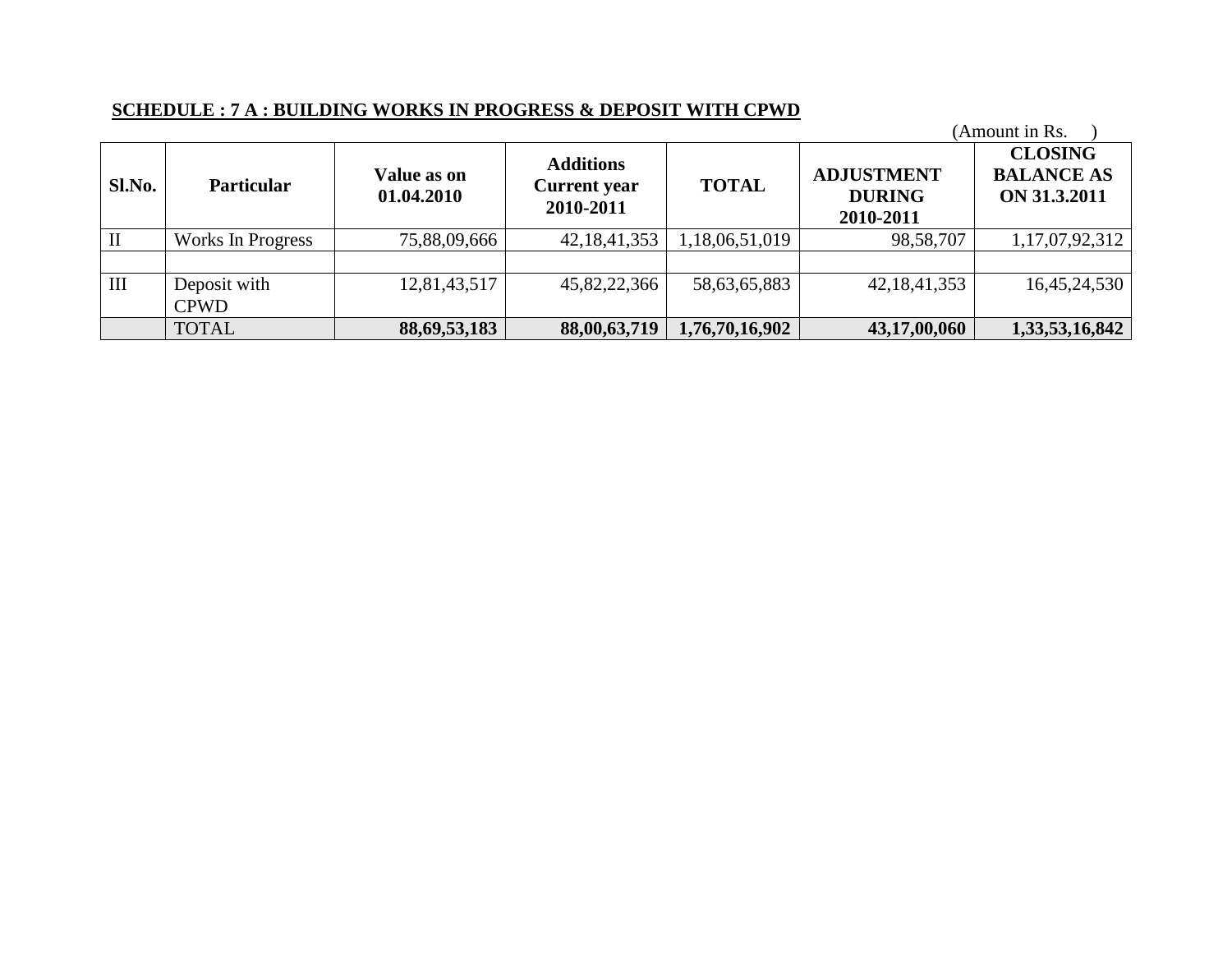**SCHEDULE : 7 A : BUILDING WORKS IN PROGRESS & DEPOSIT WITH CPWD**

(Amount in Rs. )

| Sl.No. | Particular | Value as on 01.04.2010 | Additions Current year 2010-2011 | TOTAL | ADJUSTMENT DURING 2010-2011 | CLOSING BALANCE AS ON 31.3.2011 |
|---|---|---|---|---|---|---|
| II | Works In Progress | 75,88,09,666 | 42,18,41,353 | 1,18,06,51,019 | 98,58,707 | 1,17,07,92,312 |
| | | | | | | |
| III | Deposit with CPWD | 12,81,43,517 | 45,82,22,366 | 58,63,65,883 | 42,18,41,353 | 16,45,24,530 |
| | TOTAL | **88,69,53,183** | **88,00,63,719** | **1,76,70,16,902** | **43,17,00,060** | **1,33,53,16,842** |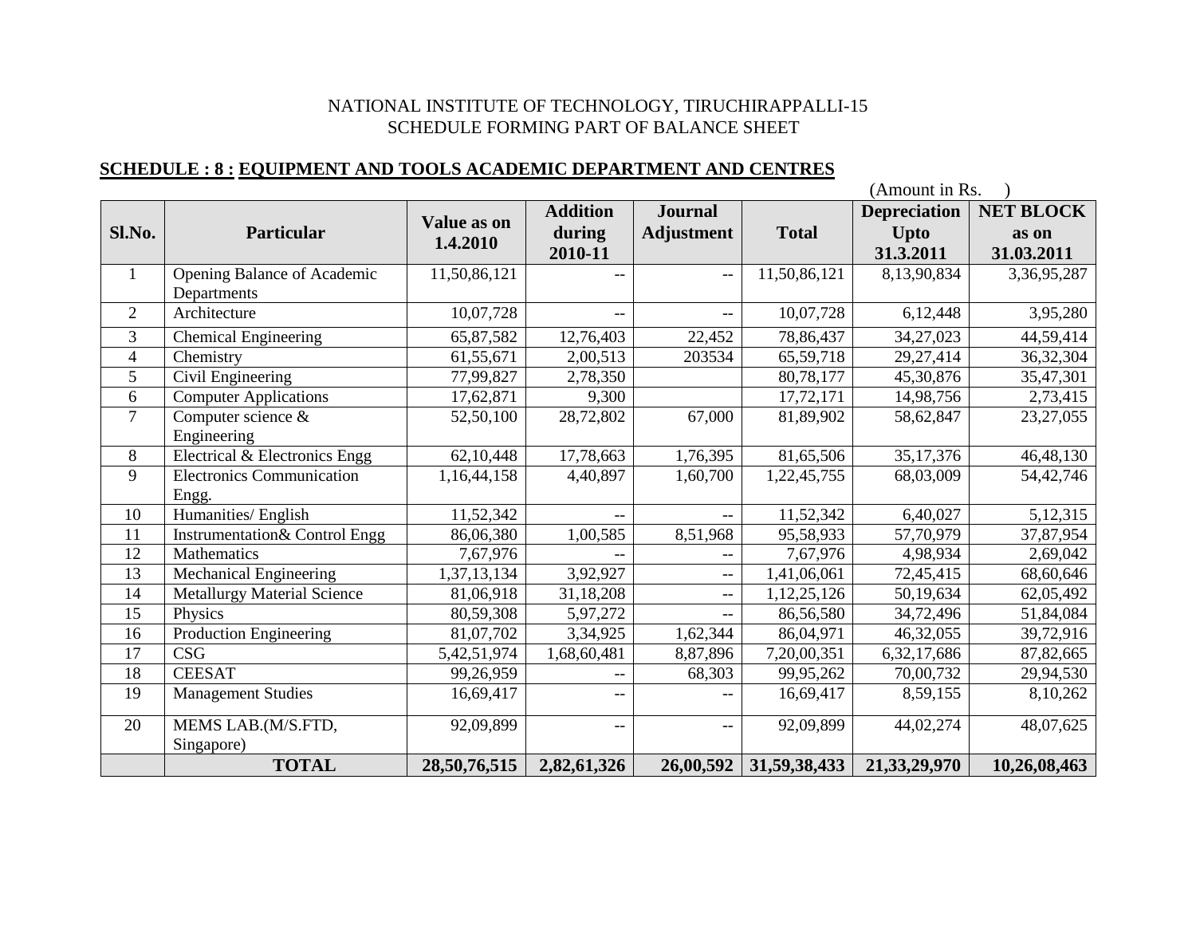NATIONAL INSTITUTE OF TECHNOLOGY, TIRUCHIRAPPALLI-15
SCHEDULE FORMING PART OF BALANCE SHEET

## SCHEDULE : 8 : EQUIPMENT AND TOOLS ACADEMIC DEPARTMENT AND CENTRES

(Amount in Rs. )

| Sl.No. | Particular | Value as on 1.4.2010 | Addition during 2010-11 | Journal Adjustment | Total | Depreciation Upto 31.3.2011 | NET BLOCK as on 31.03.2011 |
|---|---|---|---|---|---|---|---|
| 1 | Opening Balance of Academic Departments | 11,50,86,121 | -- | -- | 11,50,86,121 | 8,13,90,834 | 3,36,95,287 |
| 2 | Architecture | 10,07,728 | -- | -- | 10,07,728 | 6,12,448 | 3,95,280 |
| 3 | Chemical Engineering | 65,87,582 | 12,76,403 | 22,452 | 78,86,437 | 34,27,023 | 44,59,414 |
| 4 | Chemistry | 61,55,671 | 2,00,513 | 203534 | 65,59,718 | 29,27,414 | 36,32,304 |
| 5 | Civil Engineering | 77,99,827 | 2,78,350 | | 80,78,177 | 45,30,876 | 35,47,301 |
| 6 | Computer Applications | 17,62,871 | 9,300 | | 17,72,171 | 14,98,756 | 2,73,415 |
| 7 | Computer science & Engineering | 52,50,100 | 28,72,802 | 67,000 | 81,89,902 | 58,62,847 | 23,27,055 |
| 8 | Electrical & Electronics Engg | 62,10,448 | 17,78,663 | 1,76,395 | 81,65,506 | 35,17,376 | 46,48,130 |
| 9 | Electronics Communication Engg. | 1,16,44,158 | 4,40,897 | 1,60,700 | 1,22,45,755 | 68,03,009 | 54,42,746 |
| 10 | Humanities/ English | 11,52,342 | -- | -- | 11,52,342 | 6,40,027 | 5,12,315 |
| 11 | Instrumentation& Control Engg | 86,06,380 | 1,00,585 | 8,51,968 | 95,58,933 | 57,70,979 | 37,87,954 |
| 12 | Mathematics | 7,67,976 | -- | -- | 7,67,976 | 4,98,934 | 2,69,042 |
| 13 | Mechanical Engineering | 1,37,13,134 | 3,92,927 | -- | 1,41,06,061 | 72,45,415 | 68,60,646 |
| 14 | Metallurgy Material Science | 81,06,918 | 31,18,208 | -- | 1,12,25,126 | 50,19,634 | 62,05,492 |
| 15 | Physics | 80,59,308 | 5,97,272 | -- | 86,56,580 | 34,72,496 | 51,84,084 |
| 16 | Production Engineering | 81,07,702 | 3,34,925 | 1,62,344 | 86,04,971 | 46,32,055 | 39,72,916 |
| 17 | CSG | 5,42,51,974 | 1,68,60,481 | 8,87,896 | 7,20,00,351 | 6,32,17,686 | 87,82,665 |
| 18 | CEESAT | 99,26,959 | -- | 68,303 | 99,95,262 | 70,00,732 | 29,94,530 |
| 19 | Management Studies | 16,69,417 | -- | -- | 16,69,417 | 8,59,155 | 8,10,262 |
| 20 | MEMS LAB.(M/S.FTD, Singapore) | 92,09,899 | -- | -- | 92,09,899 | 44,02,274 | 48,07,625 |
| | **TOTAL** | **28,50,76,515** | **2,82,61,326** | **26,00,592** | **31,59,38,433** | **21,33,29,970** | **10,26,08,463** |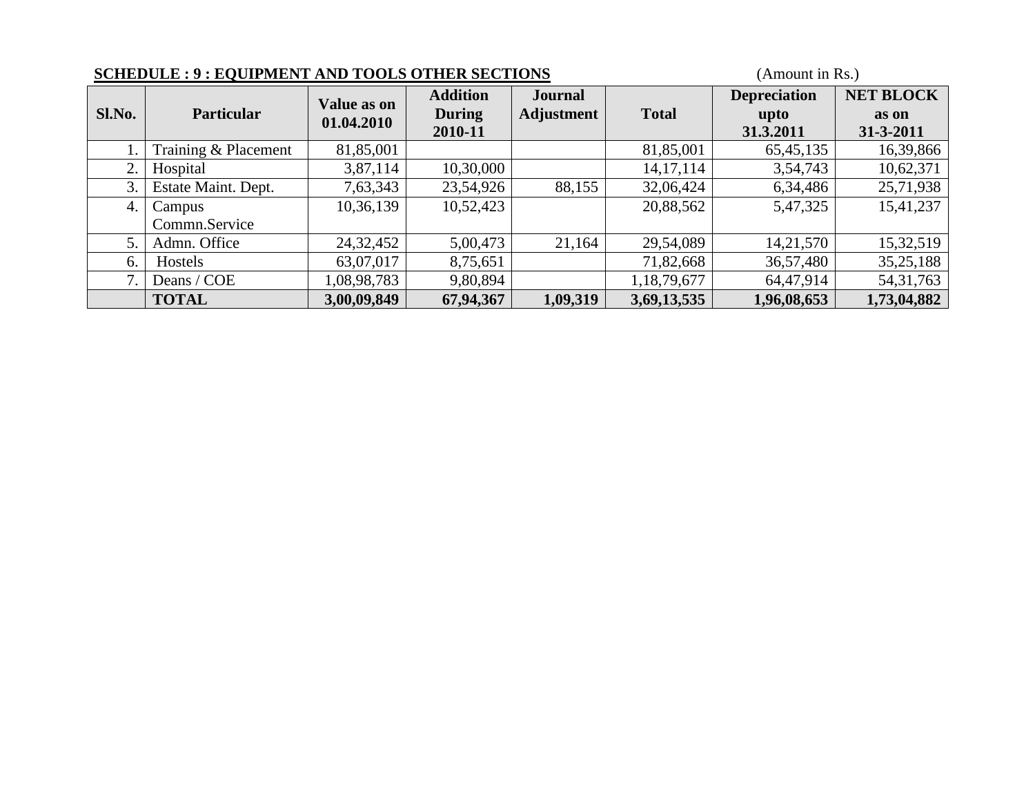**SCHEDULE : 9 : EQUIPMENT AND TOOLS OTHER SECTIONS** (Amount in Rs.)

| Sl.No. | Particular | Value as on 01.04.2010 | Addition During 2010-11 | Journal Adjustment | Total | Depreciation upto 31.3.2011 | NET BLOCK as on 31-3-2011 |
|---|---|---|---|---|---|---|---|
| 1. | Training & Placement | 81,85,001 | | | 81,85,001 | 65,45,135 | 16,39,866 |
| 2. | Hospital | 3,87,114 | 10,30,000 | | 14,17,114 | 3,54,743 | 10,62,371 |
| 3. | Estate Maint. Dept. | 7,63,343 | 23,54,926 | 88,155 | 32,06,424 | 6,34,486 | 25,71,938 |
| 4. | Campus Commn.Service | 10,36,139 | 10,52,423 | | 20,88,562 | 5,47,325 | 15,41,237 |
| 5. | Admn. Office | 24,32,452 | 5,00,473 | 21,164 | 29,54,089 | 14,21,570 | 15,32,519 |
| 6. | Hostels | 63,07,017 | 8,75,651 | | 71,82,668 | 36,57,480 | 35,25,188 |
| 7. | Deans / COE | 1,08,98,783 | 9,80,894 | | 1,18,79,677 | 64,47,914 | 54,31,763 |
| | **TOTAL** | **3,00,09,849** | **67,94,367** | **1,09,319** | **3,69,13,535** | **1,96,08,653** | **1,73,04,882** |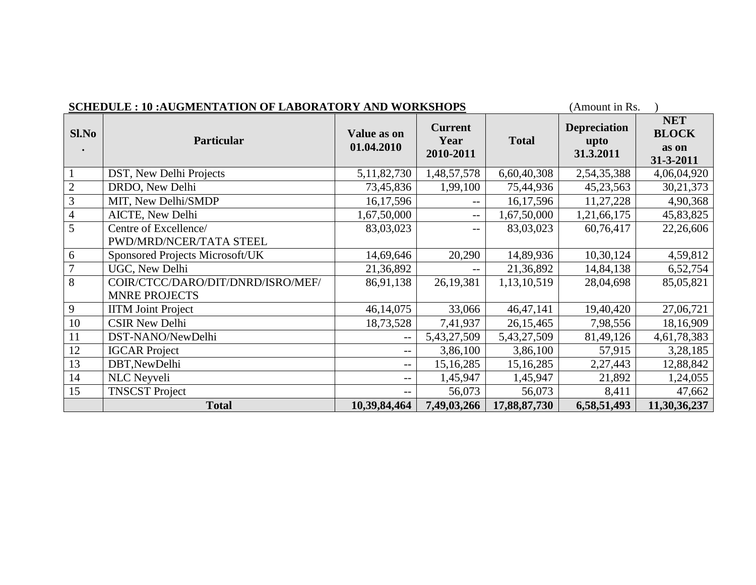**SCHEDULE : 10 :AUGMENTATION OF LABORATORY AND WORKSHOPS** (Amount in Rs. )

| Sl.No. | Particular | Value as on 01.04.2010 | Current Year 2010-2011 | Total | Depreciation upto 31.3.2011 | NET BLOCK as on 31-3-2011 |
|---|---|---|---|---|---|---|
| 1 | DST, New Delhi Projects | 5,11,82,730 | 1,48,57,578 | 6,60,40,308 | 2,54,35,388 | 4,06,04,920 |
| 2 | DRDO, New Delhi | 73,45,836 | 1,99,100 | 75,44,936 | 45,23,563 | 30,21,373 |
| 3 | MIT, New Delhi/SMDP | 16,17,596 | -- | 16,17,596 | 11,27,228 | 4,90,368 |
| 4 | AICTE, New Delhi | 1,67,50,000 | -- | 1,67,50,000 | 1,21,66,175 | 45,83,825 |
| 5 | Centre of Excellence/ PWD/MRD/NCER/TATA STEEL | 83,03,023 | -- | 83,03,023 | 60,76,417 | 22,26,606 |
| 6 | Sponsored Projects Microsoft/UK | 14,69,646 | 20,290 | 14,89,936 | 10,30,124 | 4,59,812 |
| 7 | UGC, New Delhi | 21,36,892 | -- | 21,36,892 | 14,84,138 | 6,52,754 |
| 8 | COIR/CTCC/DARO/DIT/DNRD/ISRO/MEF/ MNRE PROJECTS | 86,91,138 | 26,19,381 | 1,13,10,519 | 28,04,698 | 85,05,821 |
| 9 | IITM Joint Project | 46,14,075 | 33,066 | 46,47,141 | 19,40,420 | 27,06,721 |
| 10 | CSIR New Delhi | 18,73,528 | 7,41,937 | 26,15,465 | 7,98,556 | 18,16,909 |
| 11 | DST-NANO/NewDelhi | -- | 5,43,27,509 | 5,43,27,509 | 81,49,126 | 4,61,78,383 |
| 12 | IGCAR Project | -- | 3,86,100 | 3,86,100 | 57,915 | 3,28,185 |
| 13 | DBT,NewDelhi | -- | 15,16,285 | 15,16,285 | 2,27,443 | 12,88,842 |
| 14 | NLC Neyveli | -- | 1,45,947 | 1,45,947 | 21,892 | 1,24,055 |
| 15 | TNSCST Project | -- | 56,073 | 56,073 | 8,411 | 47,662 |
| | **Total** | **10,39,84,464** | **7,49,03,266** | **17,88,87,730** | **6,58,51,493** | **11,30,36,237** |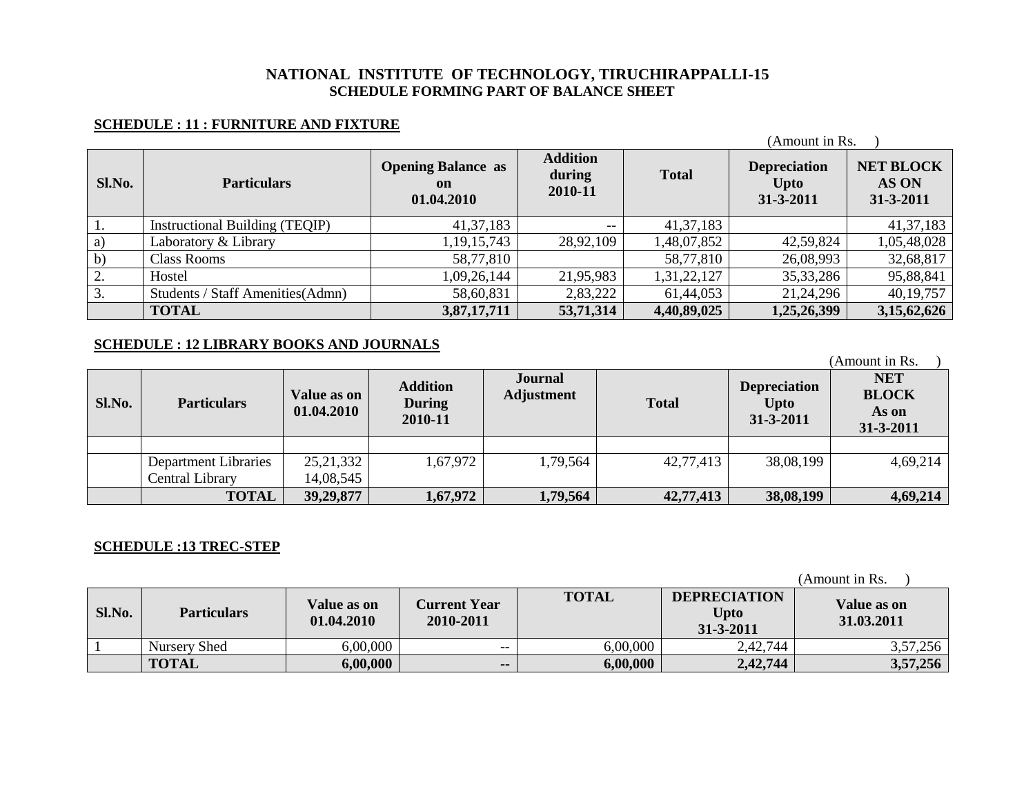# NATIONAL INSTITUTE OF TECHNOLOGY, TIRUCHIRAPPALLI-15
## SCHEDULE FORMING PART OF BALANCE SHEET

### SCHEDULE : 11 : FURNITURE AND FIXTURE

(Amount in Rs. )

| Sl.No. | Particulars | Opening Balance as on 01.04.2010 | Addition during 2010-11 | Total | Depreciation Upto 31-3-2011 | NET BLOCK AS ON 31-3-2011 |
|---|---|---|---|---|---|---|
| 1. | Instructional Building (TEQIP) | 41,37,183 | -- | 41,37,183 | | 41,37,183 |
| a) | Laboratory & Library | 1,19,15,743 | 28,92,109 | 1,48,07,852 | 42,59,824 | 1,05,48,028 |
| b) | Class Rooms | 58,77,810 | | 58,77,810 | 26,08,993 | 32,68,817 |
| 2. | Hostel | 1,09,26,144 | 21,95,983 | 1,31,22,127 | 35,33,286 | 95,88,841 |
| 3. | Students / Staff Amenities(Admn) | 58,60,831 | 2,83,222 | 61,44,053 | 21,24,296 | 40,19,757 |
| | **TOTAL** | **3,87,17,711** | **53,71,314** | **4,40,89,025** | **1,25,26,399** | **3,15,62,626** |

### SCHEDULE : 12 LIBRARY BOOKS AND JOURNALS

(Amount in Rs. )

| Sl.No. | Particulars | Value as on 01.04.2010 | Addition During 2010-11 | Journal Adjustment | Total | Depreciation Upto 31-3-2011 | NET BLOCK As on 31-3-2011 |
|---|---|---|---|---|---|---|---|
| | | | | | | | |
| | Department Libraries<br>Central Library | 25,21,332<br>14,08,545 | 1,67,972 | 1,79,564 | 42,77,413 | 38,08,199 | 4,69,214 |
| | **TOTAL** | **39,29,877** | **1,67,972** | **1,79,564** | **42,77,413** | **38,08,199** | **4,69,214** |

### SCHEDULE :13 TREC-STEP

(Amount in Rs. )

| Sl.No. | Particulars | Value as on 01.04.2010 | Current Year 2010-2011 | TOTAL | DEPRECIATION Upto 31-3-2011 | Value as on 31.03.2011 |
|---|---|---|---|---|---|---|
| 1 | Nursery Shed | 6,00,000 | -- | 6,00,000 | 2,42,744 | 3,57,256 |
| | **TOTAL** | **6,00,000** | **--** | **6,00,000** | **2,42,744** | **3,57,256** |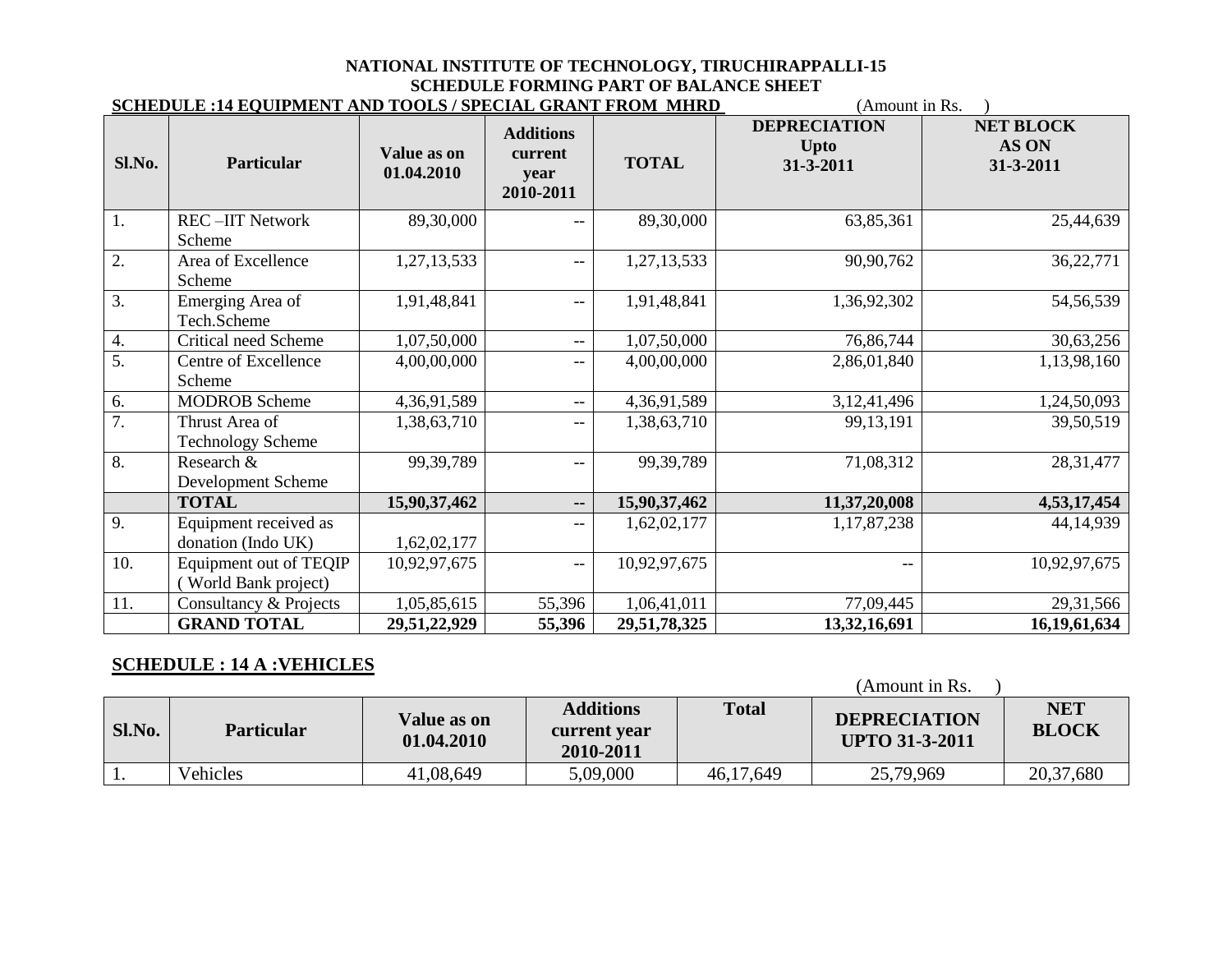**NATIONAL INSTITUTE OF TECHNOLOGY, TIRUCHIRAPPALLI-15**

**SCHEDULE FORMING PART OF BALANCE SHEET**

**SCHEDULE :14 EQUIPMENT AND TOOLS / SPECIAL GRANT FROM MHRD** (Amount in Rs. )

| Sl.No. | Particular | Value as on 01.04.2010 | Additions current year 2010-2011 | TOTAL | DEPRECIATION Upto 31-3-2011 | NET BLOCK AS ON 31-3-2011 |
|---|---|---|---|---|---|---|
| 1. | REC –IIT Network Scheme | 89,30,000 | -- | 89,30,000 | 63,85,361 | 25,44,639 |
| 2. | Area of Excellence Scheme | 1,27,13,533 | -- | 1,27,13,533 | 90,90,762 | 36,22,771 |
| 3. | Emerging Area of Tech.Scheme | 1,91,48,841 | -- | 1,91,48,841 | 1,36,92,302 | 54,56,539 |
| 4. | Critical need Scheme | 1,07,50,000 | -- | 1,07,50,000 | 76,86,744 | 30,63,256 |
| 5. | Centre of Excellence Scheme | 4,00,00,000 | -- | 4,00,00,000 | 2,86,01,840 | 1,13,98,160 |
| 6. | MODROB Scheme | 4,36,91,589 | -- | 4,36,91,589 | 3,12,41,496 | 1,24,50,093 |
| 7. | Thrust Area of Technology Scheme | 1,38,63,710 | -- | 1,38,63,710 | 99,13,191 | 39,50,519 |
| 8. | Research & Development Scheme | 99,39,789 | -- | 99,39,789 | 71,08,312 | 28,31,477 |
| | **TOTAL** | **15,90,37,462** | **--** | **15,90,37,462** | **11,37,20,008** | **4,53,17,454** |
| 9. | Equipment received as donation (Indo UK) | 1,62,02,177 | -- | 1,62,02,177 | 1,17,87,238 | 44,14,939 |
| 10. | Equipment out of TEQIP ( World Bank project) | 10,92,97,675 | -- | 10,92,97,675 | -- | 10,92,97,675 |
| 11. | Consultancy & Projects | 1,05,85,615 | 55,396 | 1,06,41,011 | 77,09,445 | 29,31,566 |
| | **GRAND TOTAL** | **29,51,22,929** | **55,396** | **29,51,78,325** | **13,32,16,691** | **16,19,61,634** |

**SCHEDULE : 14 A :VEHICLES**

(Amount in Rs. )

| Sl.No. | Particular | Value as on 01.04.2010 | Additions current year 2010-2011 | Total | DEPRECIATION UPTO 31-3-2011 | NET BLOCK |
|---|---|---|---|---|---|---|
| 1. | Vehicles | 41,08,649 | 5,09,000 | 46,17,649 | 25,79,969 | 20,37,680 |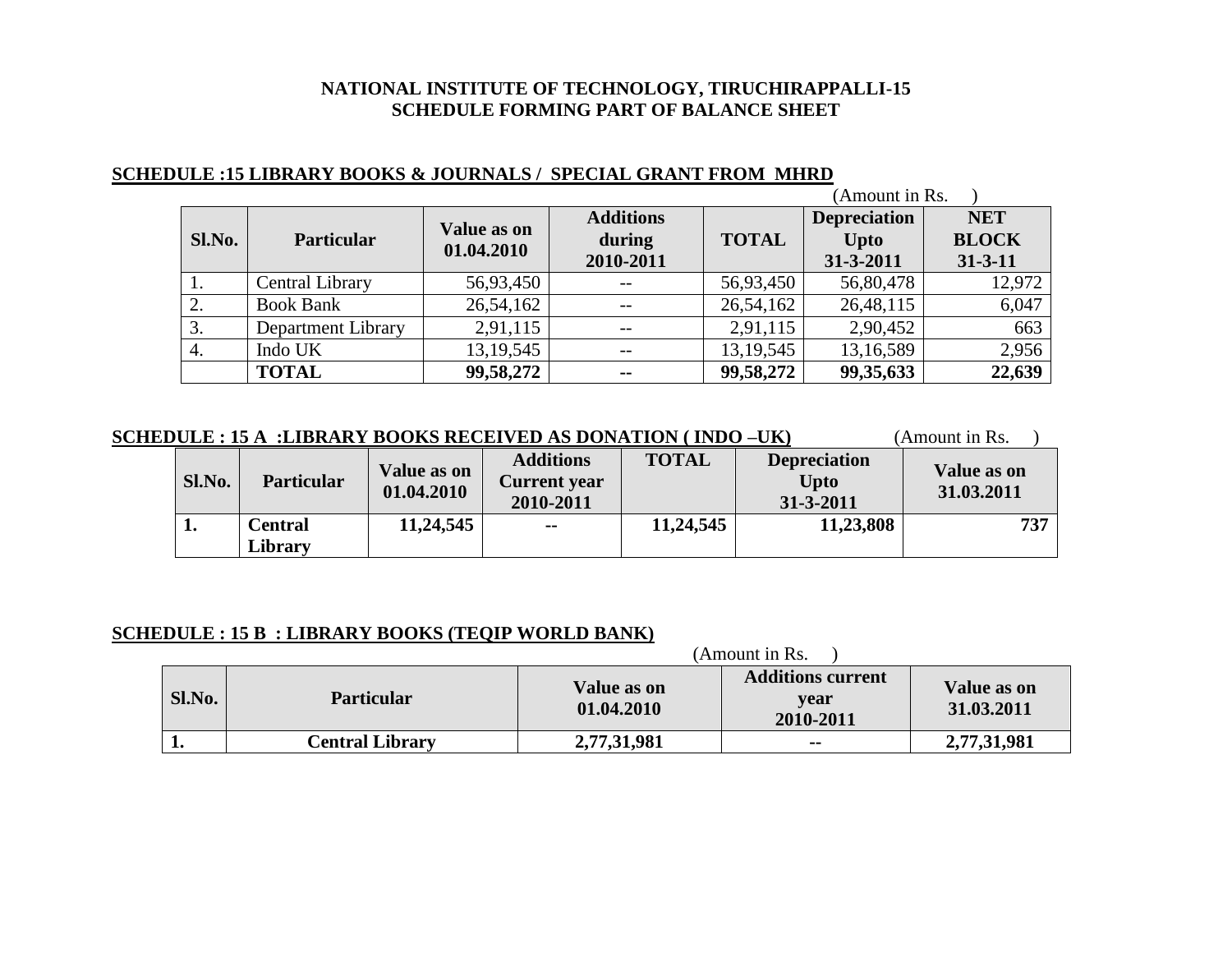**NATIONAL INSTITUTE OF TECHNOLOGY, TIRUCHIRAPPALLI-15**
**SCHEDULE FORMING PART OF BALANCE SHEET**

## SCHEDULE :15 LIBRARY BOOKS & JOURNALS / SPECIAL GRANT FROM MHRD

(Amount in Rs. )

| Sl.No. | Particular | Value as on 01.04.2010 | Additions during 2010-2011 | TOTAL | Depreciation Upto 31-3-2011 | NET BLOCK 31-3-11 |
|---|---|---|---|---|---|---|
| 1. | Central Library | 56,93,450 | -- | 56,93,450 | 56,80,478 | 12,972 |
| 2. | Book Bank | 26,54,162 | -- | 26,54,162 | 26,48,115 | 6,047 |
| 3. | Department Library | 2,91,115 | -- | 2,91,115 | 2,90,452 | 663 |
| 4. | Indo UK | 13,19,545 | -- | 13,19,545 | 13,16,589 | 2,956 |
| | **TOTAL** | **99,58,272** | **--** | **99,58,272** | **99,35,633** | **22,639** |

## SCHEDULE : 15 A :LIBRARY BOOKS RECEIVED AS DONATION ( INDO –UK)

(Amount in Rs. )

| Sl.No. | Particular | Value as on 01.04.2010 | Additions Current year 2010-2011 | TOTAL | Depreciation Upto 31-3-2011 | Value as on 31.03.2011 |
|---|---|---|---|---|---|---|
| **1.** | **Central Library** | **11,24,545** | **--** | **11,24,545** | **11,23,808** | **737** |

## SCHEDULE : 15 B : LIBRARY BOOKS (TEQIP WORLD BANK)

(Amount in Rs. )

| Sl.No. | Particular | Value as on 01.04.2010 | Additions current year 2010-2011 | Value as on 31.03.2011 |
|---|---|---|---|---|
| **1.** | **Central Library** | **2,77,31,981** | **--** | **2,77,31,981** |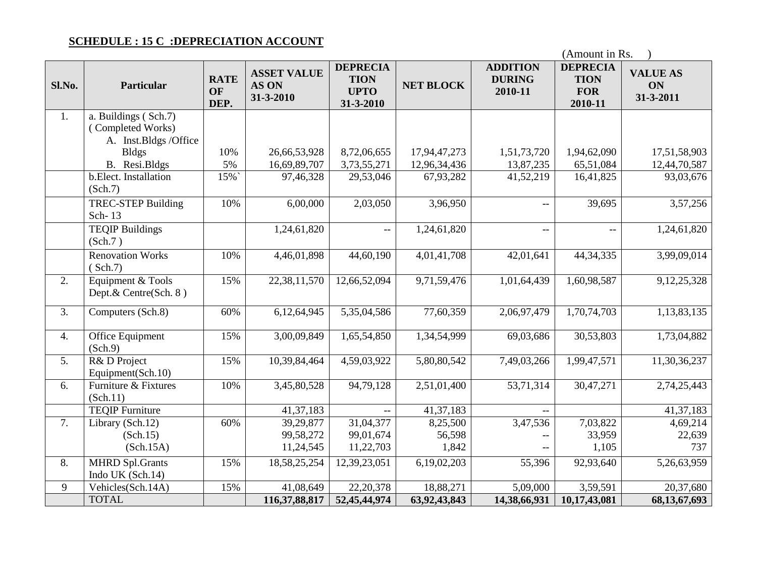## SCHEDULE : 15 C :DEPRECIATION ACCOUNT

(Amount in Rs. )

| Sl.No. | Particular | RATE OF DEP. | ASSET VALUE AS ON 31-3-2010 | DEPRECIATION UPTO 31-3-2010 | NET BLOCK | ADDITION DURING 2010-11 | DEPRECIATION FOR 2010-11 | VALUE AS ON 31-3-2011 |
|---|---|---|---|---|---|---|---|---|
| 1. | a. Buildings ( Sch.7) ( Completed Works) | | | | | | | |
| | A. Inst.Bldgs /Office Bldgs | 10% | 26,66,53,928 | 8,72,06,655 | 17,94,47,273 | 1,51,73,720 | 1,94,62,090 | 17,51,58,903 |
| | B. Resi.Bldgs | 5% | 16,69,89,707 | 3,73,55,271 | 12,96,34,436 | 13,87,235 | 65,51,084 | 12,44,70,587 |
| | b.Elect. Installation (Sch.7) | 15%` | 97,46,328 | 29,53,046 | 67,93,282 | 41,52,219 | 16,41,825 | 93,03,676 |
| | TREC-STEP Building Sch- 13 | 10% | 6,00,000 | 2,03,050 | 3,96,950 | -- | 39,695 | 3,57,256 |
| | TEQIP Buildings (Sch.7 ) | | 1,24,61,820 | -- | 1,24,61,820 | -- | -- | 1,24,61,820 |
| | Renovation Works ( Sch.7) | 10% | 4,46,01,898 | 44,60,190 | 4,01,41,708 | 42,01,641 | 44,34,335 | 3,99,09,014 |
| 2. | Equipment & Tools Dept.& Centre(Sch. 8 ) | 15% | 22,38,11,570 | 12,66,52,094 | 9,71,59,476 | 1,01,64,439 | 1,60,98,587 | 9,12,25,328 |
| 3. | Computers (Sch.8) | 60% | 6,12,64,945 | 5,35,04,586 | 77,60,359 | 2,06,97,479 | 1,70,74,703 | 1,13,83,135 |
| 4. | Office Equipment (Sch.9) | 15% | 3,00,09,849 | 1,65,54,850 | 1,34,54,999 | 69,03,686 | 30,53,803 | 1,73,04,882 |
| 5. | R& D Project Equipment(Sch.10) | 15% | 10,39,84,464 | 4,59,03,922 | 5,80,80,542 | 7,49,03,266 | 1,99,47,571 | 11,30,36,237 |
| 6. | Furniture & Fixtures (Sch.11) | 10% | 3,45,80,528 | 94,79,128 | 2,51,01,400 | 53,71,314 | 30,47,271 | 2,74,25,443 |
| | TEQIP Furniture | | 41,37,183 | -- | 41,37,183 | -- | | 41,37,183 |
| 7. | Library (Sch.12) | 60% | 39,29,877 | 31,04,377 | 8,25,500 | 3,47,536 | 7,03,822 | 4,69,214 |
| | (Sch.15) | | 99,58,272 | 99,01,674 | 56,598 | -- | 33,959 | 22,639 |
| | (Sch.15A) | | 11,24,545 | 11,22,703 | 1,842 | -- | 1,105 | 737 |
| 8. | MHRD Spl.Grants Indo UK (Sch.14) | 15% | 18,58,25,254 | 12,39,23,051 | 6,19,02,203 | 55,396 | 92,93,640 | 5,26,63,959 |
| 9 | Vehicles(Sch.14A) | 15% | 41,08,649 | 22,20,378 | 18,88,271 | 5,09,000 | 3,59,591 | 20,37,680 |
| | TOTAL | | **116,37,88,817** | **52,45,44,974** | **63,92,43,843** | **14,38,66,931** | **10,17,43,081** | **68,13,67,693** |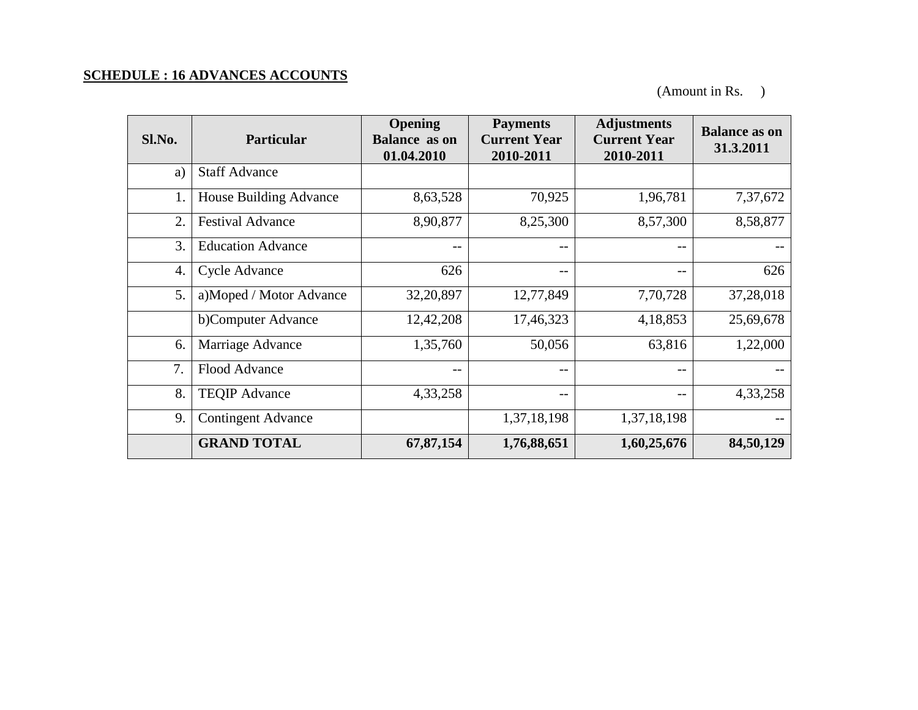**SCHEDULE : 16 ADVANCES ACCOUNTS**

(Amount in Rs. )

| Sl.No. | Particular | Opening Balance as on 01.04.2010 | Payments Current Year 2010-2011 | Adjustments Current Year 2010-2011 | Balance as on 31.3.2011 |
|---|---|---|---|---|---|
| a) | Staff Advance | | | | |
| 1. | House Building Advance | 8,63,528 | 70,925 | 1,96,781 | 7,37,672 |
| 2. | Festival Advance | 8,90,877 | 8,25,300 | 8,57,300 | 8,58,877 |
| 3. | Education Advance | -- | -- | -- | -- |
| 4. | Cycle Advance | 626 | -- | -- | 626 |
| 5. | a)Moped / Motor Advance | 32,20,897 | 12,77,849 | 7,70,728 | 37,28,018 |
| | b)Computer Advance | 12,42,208 | 17,46,323 | 4,18,853 | 25,69,678 |
| 6. | Marriage Advance | 1,35,760 | 50,056 | 63,816 | 1,22,000 |
| 7. | Flood Advance | -- | -- | -- | -- |
| 8. | TEQIP Advance | 4,33,258 | -- | -- | 4,33,258 |
| 9. | Contingent Advance | | 1,37,18,198 | 1,37,18,198 | -- |
| | **GRAND TOTAL** | **67,87,154** | **1,76,88,651** | **1,60,25,676** | **84,50,129** |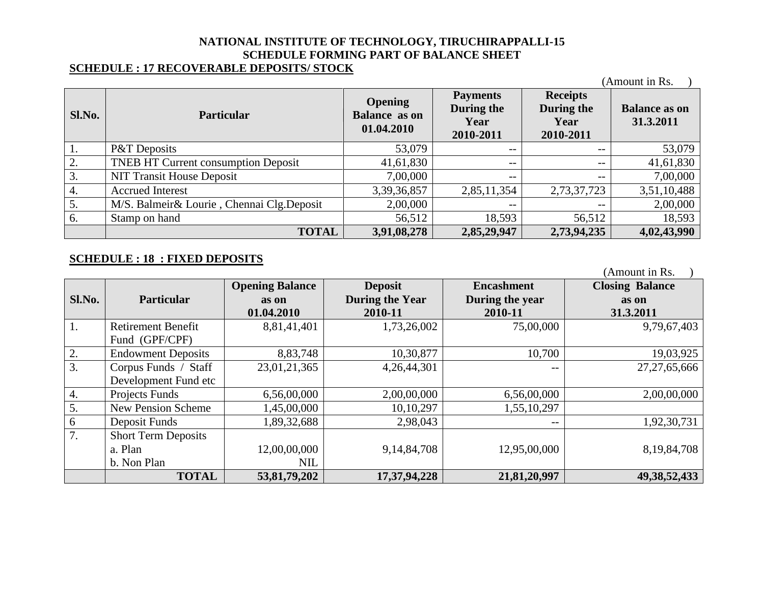**NATIONAL INSTITUTE OF TECHNOLOGY, TIRUCHIRAPPALLI-15**

**SCHEDULE FORMING PART OF BALANCE SHEET**

**SCHEDULE : 17 RECOVERABLE DEPOSITS/ STOCK**

(Amount in Rs. )

| Sl.No. | Particular | Opening Balance as on 01.04.2010 | Payments During the Year 2010-2011 | Receipts During the Year 2010-2011 | Balance as on 31.3.2011 |
|---|---|---|---|---|---|
| 1. | P&T Deposits | 53,079 | -- | -- | 53,079 |
| 2. | TNEB HT Current consumption Deposit | 41,61,830 | -- | -- | 41,61,830 |
| 3. | NIT Transit House Deposit | 7,00,000 | -- | -- | 7,00,000 |
| 4. | Accrued Interest | 3,39,36,857 | 2,85,11,354 | 2,73,37,723 | 3,51,10,488 |
| 5. | M/S. Balmeir& Lourie , Chennai Clg.Deposit | 2,00,000 | -- | -- | 2,00,000 |
| 6. | Stamp on hand | 56,512 | 18,593 | 56,512 | 18,593 |
| | **TOTAL** | **3,91,08,278** | **2,85,29,947** | **2,73,94,235** | **4,02,43,990** |

**SCHEDULE : 18 : FIXED DEPOSITS**

(Amount in Rs. )

| Sl.No. | Particular | Opening Balance as on 01.04.2010 | Deposit During the Year 2010-11 | Encashment During the year 2010-11 | Closing Balance as on 31.3.2011 |
|---|---|---|---|---|---|
| 1. | Retirement Benefit Fund (GPF/CPF) | 8,81,41,401 | 1,73,26,002 | 75,00,000 | 9,79,67,403 |
| 2. | Endowment Deposits | 8,83,748 | 10,30,877 | 10,700 | 19,03,925 |
| 3. | Corpus Funds / Staff Development Fund etc | 23,01,21,365 | 4,26,44,301 | -- | 27,27,65,666 |
| 4. | Projects Funds | 6,56,00,000 | 2,00,00,000 | 6,56,00,000 | 2,00,00,000 |
| 5. | New Pension Scheme | 1,45,00,000 | 10,10,297 | 1,55,10,297 | |
| 6 | Deposit Funds | 1,89,32,688 | 2,98,043 | -- | 1,92,30,731 |
| 7. | Short Term Deposits<br>a. Plan<br>b. Non Plan | <br>12,00,00,000<br>NIL | <br>9,14,84,708 | <br>12,95,00,000 | <br>8,19,84,708 |
| | **TOTAL** | **53,81,79,202** | **17,37,94,228** | **21,81,20,997** | **49,38,52,433** |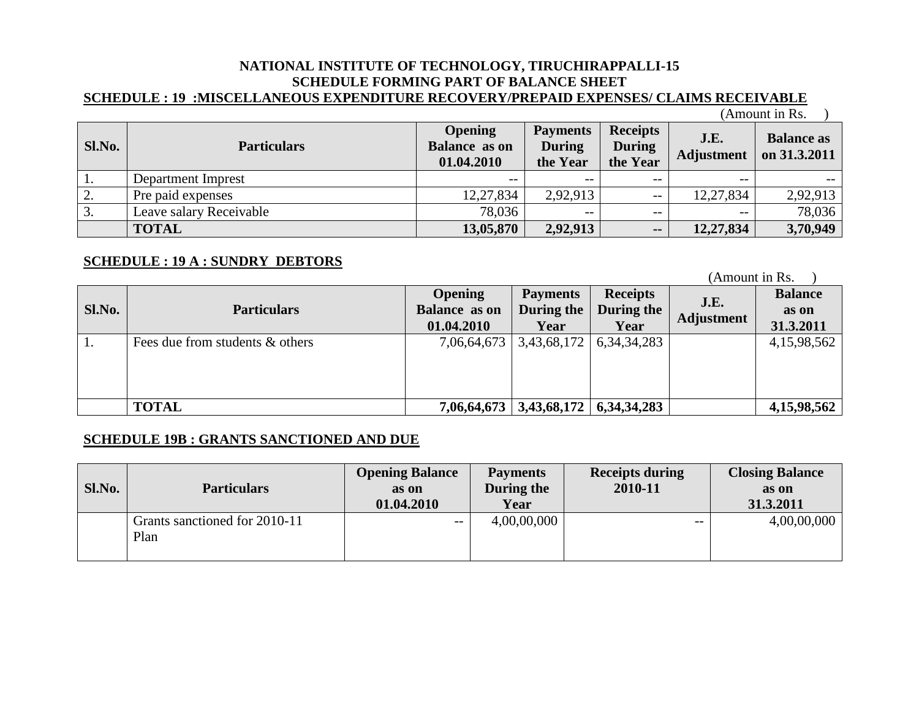**NATIONAL INSTITUTE OF TECHNOLOGY, TIRUCHIRAPPALLI-15**
**SCHEDULE FORMING PART OF BALANCE SHEET**

## SCHEDULE : 19 :MISCELLANEOUS EXPENDITURE RECOVERY/PREPAID EXPENSES/ CLAIMS RECEIVABLE

(Amount in Rs. )

| Sl.No. | Particulars | Opening Balance as on 01.04.2010 | Payments During the Year | Receipts During the Year | J.E. Adjustment | Balance as on 31.3.2011 |
|---|---|---|---|---|---|---|
| 1. | Department Imprest | -- | -- | -- | -- | -- |
| 2. | Pre paid expenses | 12,27,834 | 2,92,913 | -- | 12,27,834 | 2,92,913 |
| 3. | Leave salary Receivable | 78,036 | -- | -- | -- | 78,036 |
| | **TOTAL** | **13,05,870** | **2,92,913** | **--** | **12,27,834** | **3,70,949** |

## SCHEDULE : 19 A : SUNDRY DEBTORS

(Amount in Rs. )

| Sl.No. | Particulars | Opening Balance as on 01.04.2010 | Payments During the Year | Receipts During the Year | J.E. Adjustment | Balance as on 31.3.2011 |
|---|---|---|---|---|---|---|
| 1. | Fees due from students & others | 7,06,64,673 | 3,43,68,172 | 6,34,34,283 | | 4,15,98,562 |
| | **TOTAL** | **7,06,64,673** | **3,43,68,172** | **6,34,34,283** | | **4,15,98,562** |

## SCHEDULE 19B : GRANTS SANCTIONED AND DUE

| Sl.No. | Particulars | Opening Balance as on 01.04.2010 | Payments During the Year | Receipts during 2010-11 | Closing Balance as on 31.3.2011 |
|---|---|---|---|---|---|
| | Grants sanctioned for 2010-11 Plan | -- | 4,00,00,000 | -- | 4,00,00,000 |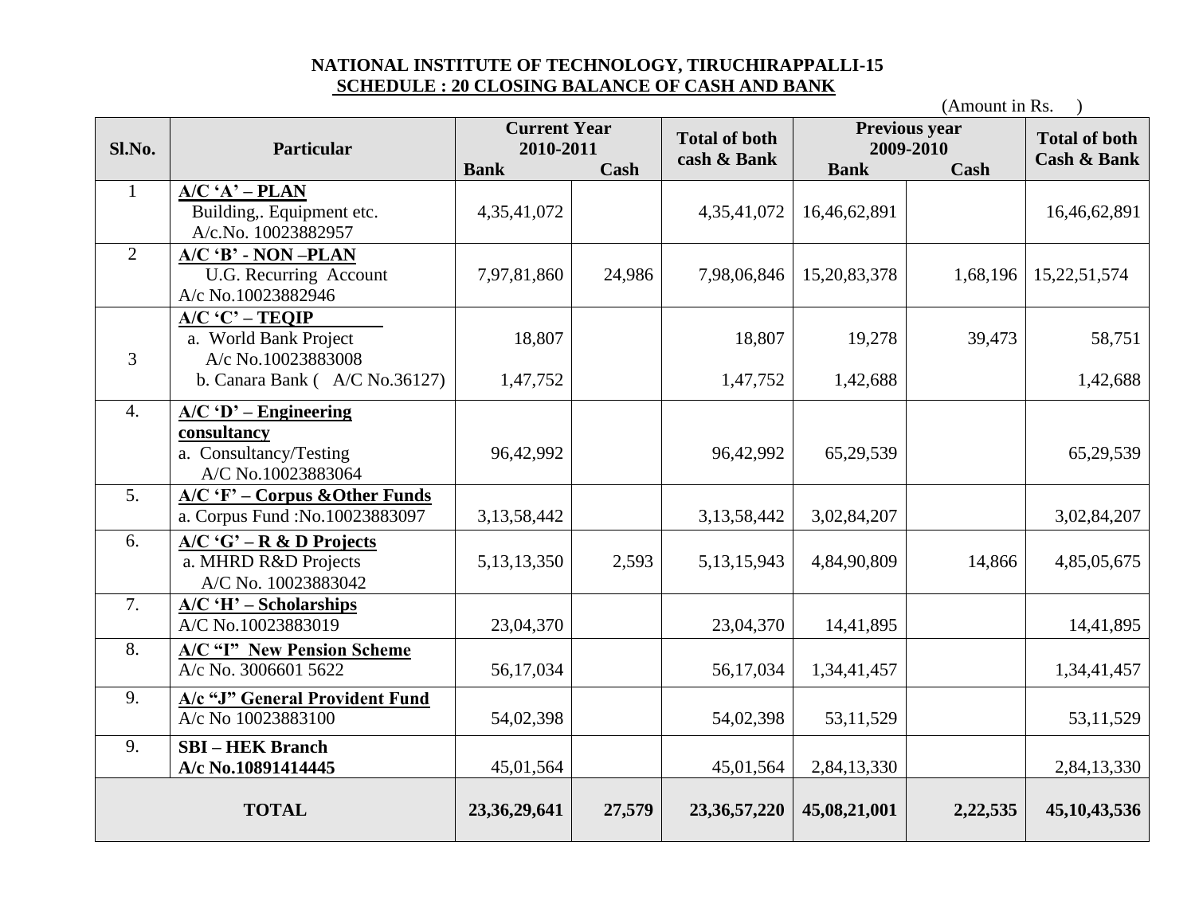# NATIONAL INSTITUTE OF TECHNOLOGY, TIRUCHIRAPPALLI-15

## SCHEDULE : 20 CLOSING BALANCE OF CASH AND BANK

(Amount in Rs. )

| Sl.No. | Particular | Current Year 2010-2011 | | Total of both cash & Bank | Previous year 2009-2010 | | Total of both Cash & Bank |
|---|---|---|---|---|---|---|---|
| | | Bank | Cash | | Bank | Cash | |
| 1 | **A/C 'A' – PLAN** Building,. Equipment etc. A/c.No. 10023882957 | 4,35,41,072 | | 4,35,41,072 | 16,46,62,891 | | 16,46,62,891 |
| 2 | **A/C 'B' - NON –PLAN** U.G. Recurring Account A/c No.10023882946 | 7,97,81,860 | 24,986 | 7,98,06,846 | 15,20,83,378 | 1,68,196 | 15,22,51,574 |
| 3 | **A/C 'C' – TEQIP** a. World Bank Project A/c No.10023883008 | 18,807 | | 18,807 | 19,278 | 39,473 | 58,751 |
| | b. Canara Bank ( A/C No.36127) | 1,47,752 | | 1,47,752 | 1,42,688 | | 1,42,688 |
| 4. | **A/C 'D' – Engineering consultancy** a. Consultancy/Testing A/C No.10023883064 | 96,42,992 | | 96,42,992 | 65,29,539 | | 65,29,539 |
| 5. | **A/C 'F' – Corpus &Other Funds** a. Corpus Fund :No.10023883097 | 3,13,58,442 | | 3,13,58,442 | 3,02,84,207 | | 3,02,84,207 |
| 6. | **A/C 'G' – R & D Projects** a. MHRD R&D Projects A/C No. 10023883042 | 5,13,13,350 | 2,593 | 5,13,15,943 | 4,84,90,809 | 14,866 | 4,85,05,675 |
| 7. | **A/C 'H' – Scholarships** A/C No.10023883019 | 23,04,370 | | 23,04,370 | 14,41,895 | | 14,41,895 |
| 8. | **A/C "I" New Pension Scheme** A/c No. 3006601 5622 | 56,17,034 | | 56,17,034 | 1,34,41,457 | | 1,34,41,457 |
| 9. | **A/c "J" General Provident Fund** A/c No 10023883100 | 54,02,398 | | 54,02,398 | 53,11,529 | | 53,11,529 |
| 9. | **SBI – HEK Branch A/c No.10891414445** | 45,01,564 | | 45,01,564 | 2,84,13,330 | | 2,84,13,330 |
| **TOTAL** | | **23,36,29,641** | **27,579** | **23,36,57,220** | **45,08,21,001** | **2,22,535** | **45,10,43,536** |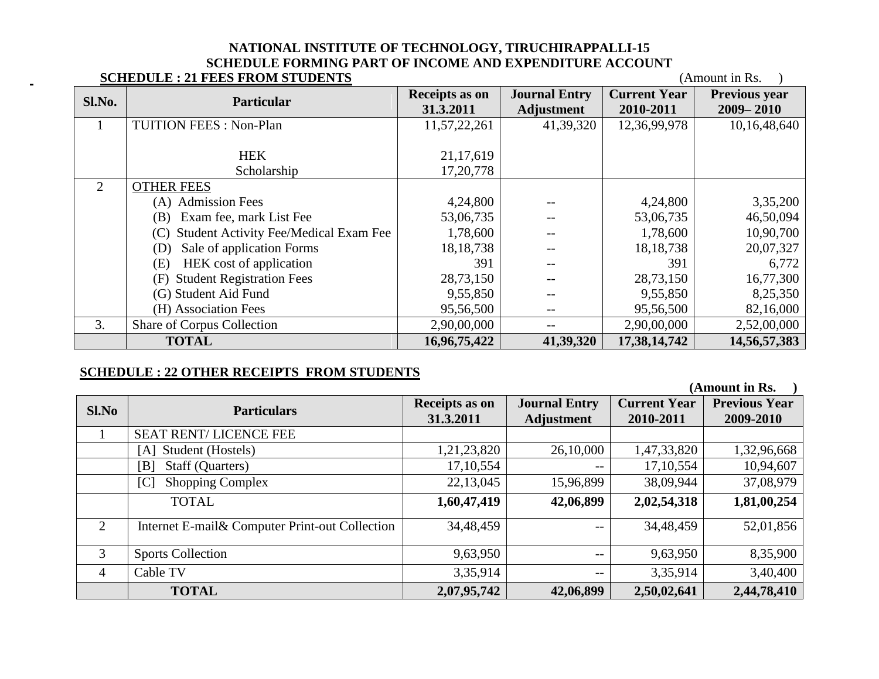**NATIONAL INSTITUTE OF TECHNOLOGY, TIRUCHIRAPPALLI-15**
**SCHEDULE FORMING PART OF INCOME AND EXPENDITURE ACCOUNT**

**SCHEDULE : 21 FEES FROM STUDENTS** (Amount in Rs. )

| Sl.No. | Particular | Receipts as on 31.3.2011 | Journal Entry Adjustment | Current Year 2010-2011 | Previous year 2009– 2010 |
|---|---|---|---|---|---|
| 1 | TUITION FEES : Non-Plan | 11,57,22,261 | 41,39,320 | 12,36,99,978 | 10,16,48,640 |
| | HEK | 21,17,619 | | | |
| | Scholarship | 17,20,778 | | | |
| 2 | OTHER FEES | | | | |
| | (A) Admission Fees | 4,24,800 | -- | 4,24,800 | 3,35,200 |
| | (B) Exam fee, mark List Fee | 53,06,735 | -- | 53,06,735 | 46,50,094 |
| | (C) Student Activity Fee/Medical Exam Fee | 1,78,600 | -- | 1,78,600 | 10,90,700 |
| | (D) Sale of application Forms | 18,18,738 | -- | 18,18,738 | 20,07,327 |
| | (E) HEK cost of application | 391 | -- | 391 | 6,772 |
| | (F) Student Registration Fees | 28,73,150 | -- | 28,73,150 | 16,77,300 |
| | (G) Student Aid Fund | 9,55,850 | -- | 9,55,850 | 8,25,350 |
| | (H) Association Fees | 95,56,500 | -- | 95,56,500 | 82,16,000 |
| 3. | Share of Corpus Collection | 2,90,00,000 | -- | 2,90,00,000 | 2,52,00,000 |
| | **TOTAL** | **16,96,75,422** | **41,39,320** | **17,38,14,742** | **14,56,57,383** |

**SCHEDULE : 22 OTHER RECEIPTS FROM STUDENTS**

**(Amount in Rs. )**

| Sl.No | Particulars | Receipts as on 31.3.2011 | Journal Entry Adjustment | Current Year 2010-2011 | Previous Year 2009-2010 |
|---|---|---|---|---|---|
| 1 | SEAT RENT/ LICENCE FEE | | | | |
| | [A] Student (Hostels) | 1,21,23,820 | 26,10,000 | 1,47,33,820 | 1,32,96,668 |
| | [B] Staff (Quarters) | 17,10,554 | -- | 17,10,554 | 10,94,607 |
| | [C] Shopping Complex | 22,13,045 | 15,96,899 | 38,09,944 | 37,08,979 |
| | TOTAL | **1,60,47,419** | **42,06,899** | **2,02,54,318** | **1,81,00,254** |
| 2 | Internet E-mail& Computer Print-out Collection | 34,48,459 | -- | 34,48,459 | 52,01,856 |
| 3 | Sports Collection | 9,63,950 | -- | 9,63,950 | 8,35,900 |
| 4 | Cable TV | 3,35,914 | -- | 3,35,914 | 3,40,400 |
| | **TOTAL** | **2,07,95,742** | **42,06,899** | **2,50,02,641** | **2,44,78,410** |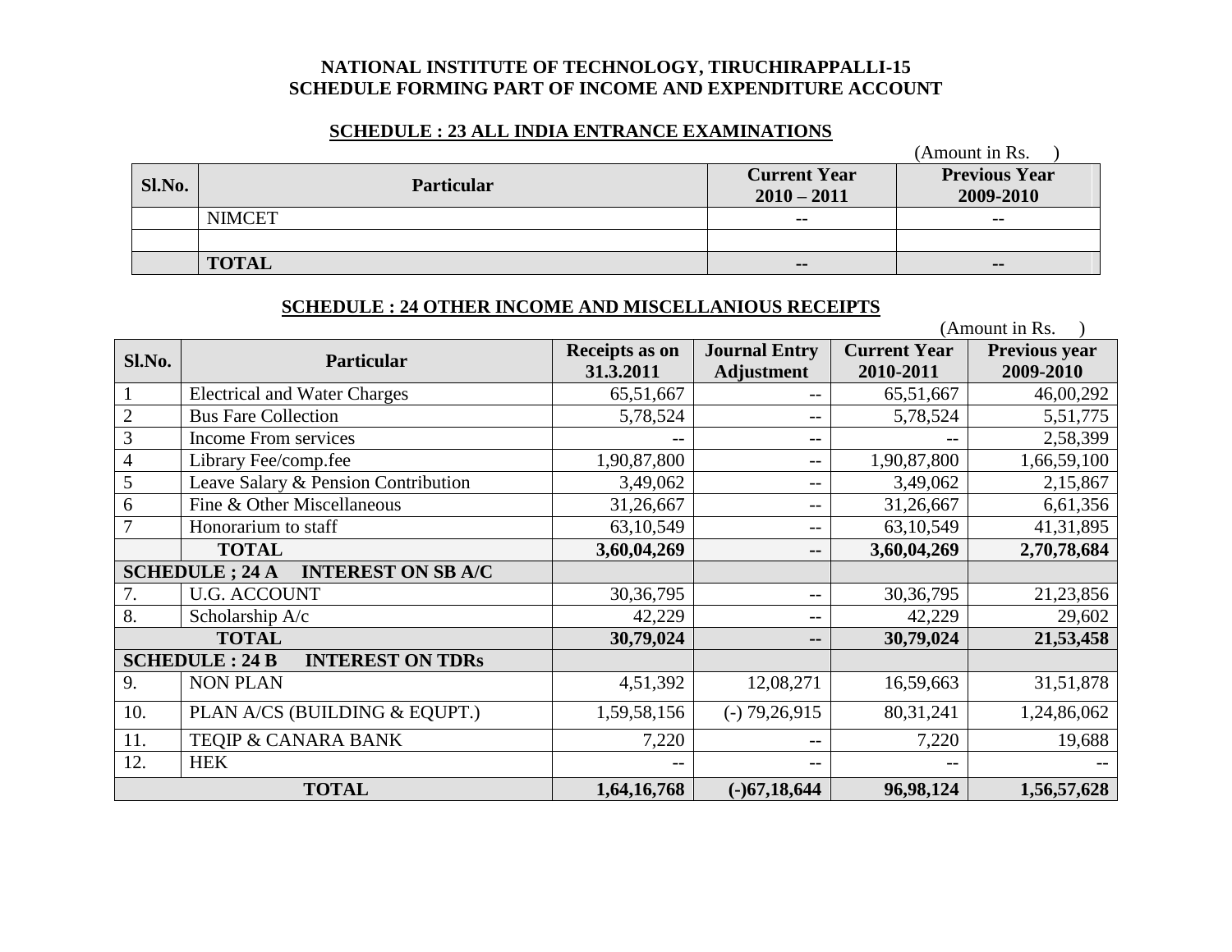**NATIONAL INSTITUTE OF TECHNOLOGY, TIRUCHIRAPPALLI-15**
**SCHEDULE FORMING PART OF INCOME AND EXPENDITURE ACCOUNT**

## SCHEDULE : 23 ALL INDIA ENTRANCE EXAMINATIONS

(Amount in Rs. )

| Sl.No. | Particular | Current Year 2010 – 2011 | Previous Year 2009-2010 |
|---|---|---|---|
| | NIMCET | -- | -- |
| | | | |
| | **TOTAL** | **--** | **--** |

## SCHEDULE : 24 OTHER INCOME AND MISCELLANIOUS RECEIPTS

(Amount in Rs. )

| Sl.No. | Particular | Receipts as on 31.3.2011 | Journal Entry Adjustment | Current Year 2010-2011 | Previous year 2009-2010 |
|---|---|---|---|---|---|
| 1 | Electrical and Water Charges | 65,51,667 | -- | 65,51,667 | 46,00,292 |
| 2 | Bus Fare Collection | 5,78,524 | -- | 5,78,524 | 5,51,775 |
| 3 | Income From services | -- | -- | -- | 2,58,399 |
| 4 | Library Fee/comp.fee | 1,90,87,800 | -- | 1,90,87,800 | 1,66,59,100 |
| 5 | Leave Salary & Pension Contribution | 3,49,062 | -- | 3,49,062 | 2,15,867 |
| 6 | Fine & Other Miscellaneous | 31,26,667 | -- | 31,26,667 | 6,61,356 |
| 7 | Honorarium to staff | 63,10,549 | -- | 63,10,549 | 41,31,895 |
| | **TOTAL** | **3,60,04,269** | **--** | **3,60,04,269** | **2,70,78,684** |
| **SCHEDULE ; 24 A INTEREST ON SB A/C** | | | | | |
| 7. | U.G. ACCOUNT | 30,36,795 | -- | 30,36,795 | 21,23,856 |
| 8. | Scholarship A/c | 42,229 | -- | 42,229 | 29,602 |
| | **TOTAL** | **30,79,024** | **--** | **30,79,024** | **21,53,458** |
| **SCHEDULE : 24 B INTEREST ON TDRs** | | | | | |
| 9. | NON PLAN | 4,51,392 | 12,08,271 | 16,59,663 | 31,51,878 |
| 10. | PLAN A/CS (BUILDING & EQUPT.) | 1,59,58,156 | (-) 79,26,915 | 80,31,241 | 1,24,86,062 |
| 11. | TEQIP & CANARA BANK | 7,220 | -- | 7,220 | 19,688 |
| 12. | HEK | -- | -- | -- | -- |
| | **TOTAL** | **1,64,16,768** | **(-)67,18,644** | **96,98,124** | **1,56,57,628** |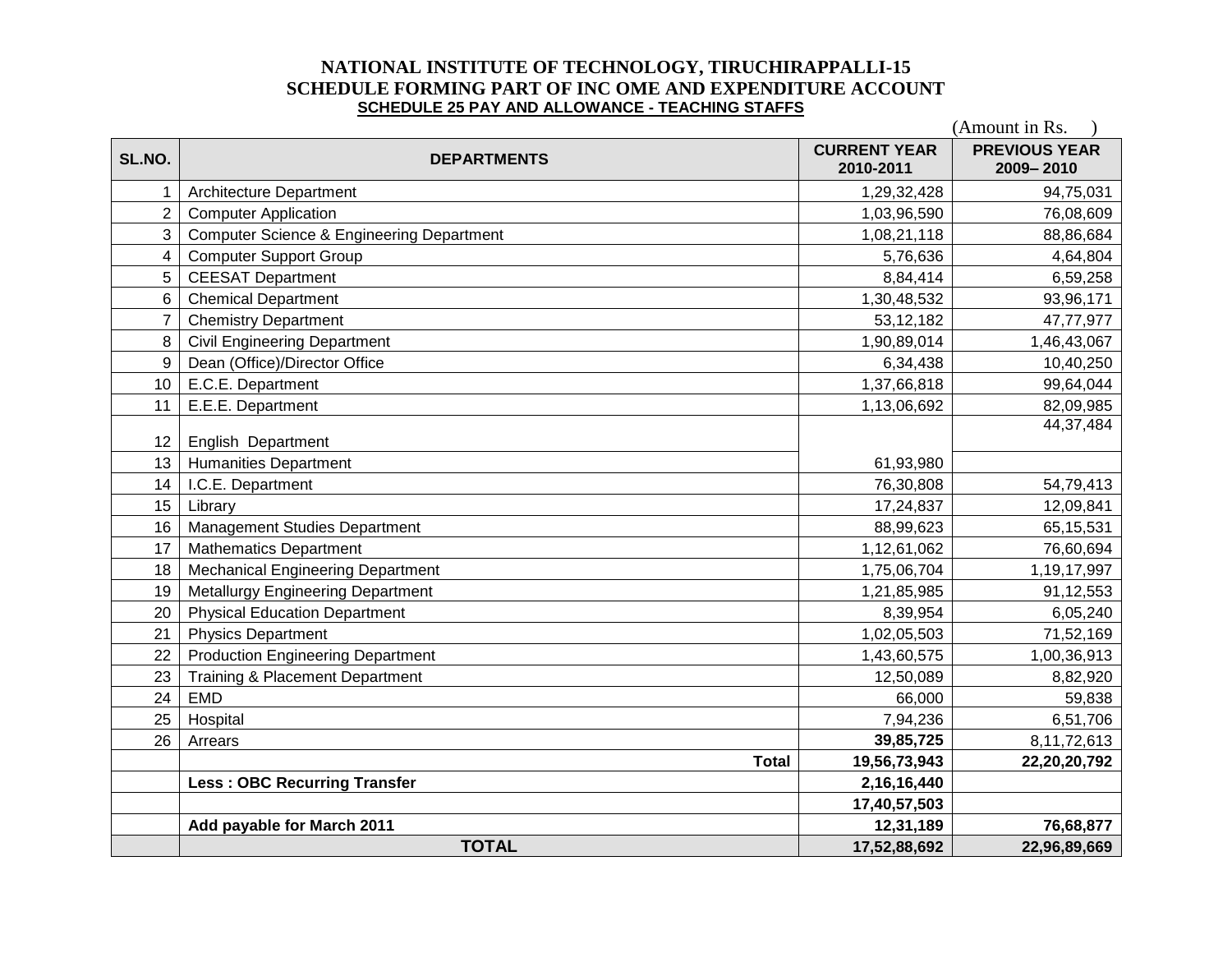## NATIONAL INSTITUTE OF TECHNOLOGY, TIRUCHIRAPPALLI-15
## SCHEDULE FORMING PART OF INC OME AND EXPENDITURE ACCOUNT
### SCHEDULE 25 PAY AND ALLOWANCE - TEACHING STAFFS

(Amount in Rs. )

| SL.NO. | DEPARTMENTS | CURRENT YEAR 2010-2011 | PREVIOUS YEAR 2009– 2010 |
|---|---|---|---|
| 1 | Architecture Department | 1,29,32,428 | 94,75,031 |
| 2 | Computer Application | 1,03,96,590 | 76,08,609 |
| 3 | Computer Science & Engineering Department | 1,08,21,118 | 88,86,684 |
| 4 | Computer Support Group | 5,76,636 | 4,64,804 |
| 5 | CEESAT Department | 8,84,414 | 6,59,258 |
| 6 | Chemical Department | 1,30,48,532 | 93,96,171 |
| 7 | Chemistry Department | 53,12,182 | 47,77,977 |
| 8 | Civil Engineering Department | 1,90,89,014 | 1,46,43,067 |
| 9 | Dean (Office)/Director Office | 6,34,438 | 10,40,250 |
| 10 | E.C.E. Department | 1,37,66,818 | 99,64,044 |
| 11 | E.E.E. Department | 1,13,06,692 | 82,09,985 |
| 12 | English Department | | 44,37,484 |
| 13 | Humanities Department | 61,93,980 | |
| 14 | I.C.E. Department | 76,30,808 | 54,79,413 |
| 15 | Library | 17,24,837 | 12,09,841 |
| 16 | Management Studies Department | 88,99,623 | 65,15,531 |
| 17 | Mathematics Department | 1,12,61,062 | 76,60,694 |
| 18 | Mechanical Engineering Department | 1,75,06,704 | 1,19,17,997 |
| 19 | Metallurgy Engineering Department | 1,21,85,985 | 91,12,553 |
| 20 | Physical Education Department | 8,39,954 | 6,05,240 |
| 21 | Physics Department | 1,02,05,503 | 71,52,169 |
| 22 | Production Engineering Department | 1,43,60,575 | 1,00,36,913 |
| 23 | Training & Placement Department | 12,50,089 | 8,82,920 |
| 24 | EMD | 66,000 | 59,838 |
| 25 | Hospital | 7,94,236 | 6,51,706 |
| 26 | Arrears | **39,85,725** | 8,11,72,613 |
| | **Total** | **19,56,73,943** | **22,20,20,792** |
| | **Less : OBC Recurring Transfer** | **2,16,16,440** | |
| | | **17,40,57,503** | |
| | **Add payable for March 2011** | **12,31,189** | **76,68,877** |
| | **TOTAL** | **17,52,88,692** | **22,96,89,669** |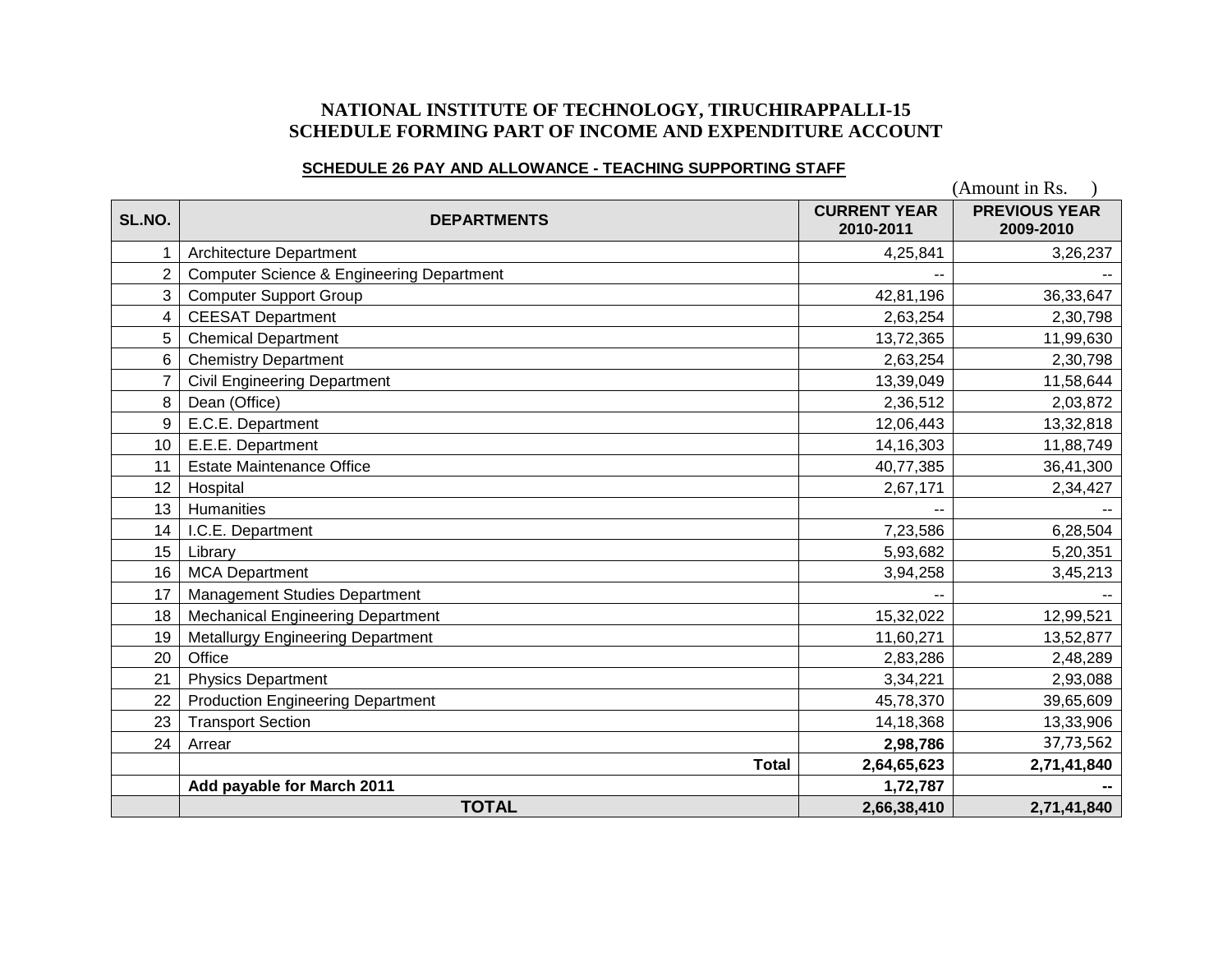# NATIONAL INSTITUTE OF TECHNOLOGY, TIRUCHIRAPPALLI-15
## SCHEDULE FORMING PART OF INCOME AND EXPENDITURE ACCOUNT

### SCHEDULE 26 PAY AND ALLOWANCE - TEACHING SUPPORTING STAFF

(Amount in Rs. )

| SL.NO. | DEPARTMENTS | CURRENT YEAR 2010-2011 | PREVIOUS YEAR 2009-2010 |
|---|---|---|---|
| 1 | Architecture Department | 4,25,841 | 3,26,237 |
| 2 | Computer Science & Engineering Department | -- | -- |
| 3 | Computer Support Group | 42,81,196 | 36,33,647 |
| 4 | CEESAT Department | 2,63,254 | 2,30,798 |
| 5 | Chemical Department | 13,72,365 | 11,99,630 |
| 6 | Chemistry Department | 2,63,254 | 2,30,798 |
| 7 | Civil Engineering Department | 13,39,049 | 11,58,644 |
| 8 | Dean (Office) | 2,36,512 | 2,03,872 |
| 9 | E.C.E. Department | 12,06,443 | 13,32,818 |
| 10 | E.E.E. Department | 14,16,303 | 11,88,749 |
| 11 | Estate Maintenance Office | 40,77,385 | 36,41,300 |
| 12 | Hospital | 2,67,171 | 2,34,427 |
| 13 | Humanities | -- | -- |
| 14 | I.C.E. Department | 7,23,586 | 6,28,504 |
| 15 | Library | 5,93,682 | 5,20,351 |
| 16 | MCA Department | 3,94,258 | 3,45,213 |
| 17 | Management Studies Department | -- | -- |
| 18 | Mechanical Engineering Department | 15,32,022 | 12,99,521 |
| 19 | Metallurgy Engineering Department | 11,60,271 | 13,52,877 |
| 20 | Office | 2,83,286 | 2,48,289 |
| 21 | Physics Department | 3,34,221 | 2,93,088 |
| 22 | Production Engineering Department | 45,78,370 | 39,65,609 |
| 23 | Transport Section | 14,18,368 | 13,33,906 |
| 24 | Arrear | **2,98,786** | 37,73,562 |
| | **Total** | **2,64,65,623** | **2,71,41,840** |
| | **Add payable for March 2011** | **1,72,787** | **--** |
| | **TOTAL** | **2,66,38,410** | **2,71,41,840** |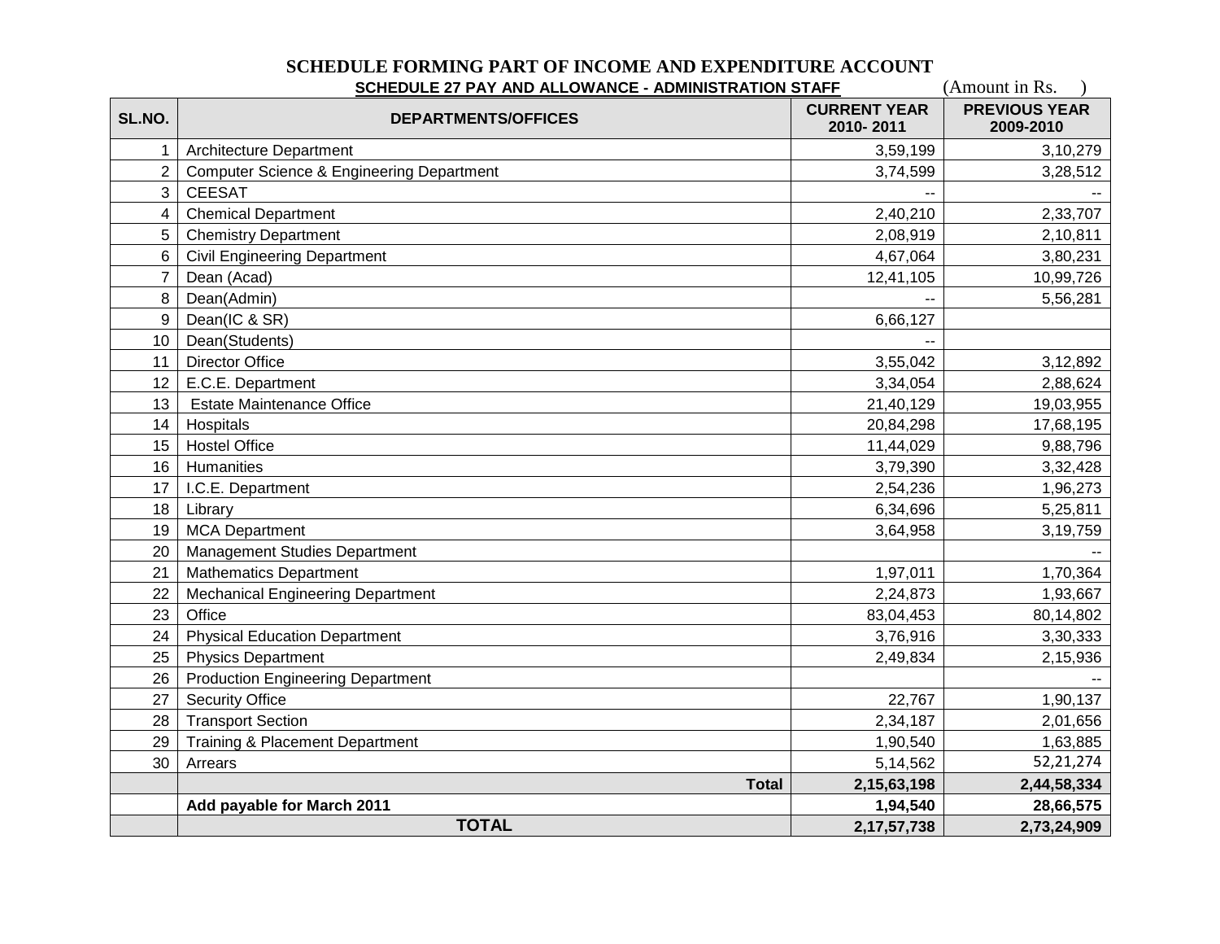# SCHEDULE FORMING PART OF INCOME AND EXPENDITURE ACCOUNT

**SCHEDULE 27 PAY AND ALLOWANCE - ADMINISTRATION STAFF** (Amount in Rs. )

| SL.NO. | DEPARTMENTS/OFFICES | CURRENT YEAR 2010- 2011 | PREVIOUS YEAR 2009-2010 |
|---|---|---|---|
| 1 | Architecture Department | 3,59,199 | 3,10,279 |
| 2 | Computer Science & Engineering Department | 3,74,599 | 3,28,512 |
| 3 | CEESAT | -- | -- |
| 4 | Chemical Department | 2,40,210 | 2,33,707 |
| 5 | Chemistry Department | 2,08,919 | 2,10,811 |
| 6 | Civil Engineering Department | 4,67,064 | 3,80,231 |
| 7 | Dean (Acad) | 12,41,105 | 10,99,726 |
| 8 | Dean(Admin) | -- | 5,56,281 |
| 9 | Dean(IC & SR) | 6,66,127 | |
| 10 | Dean(Students) | -- | |
| 11 | Director Office | 3,55,042 | 3,12,892 |
| 12 | E.C.E. Department | 3,34,054 | 2,88,624 |
| 13 | Estate Maintenance Office | 21,40,129 | 19,03,955 |
| 14 | Hospitals | 20,84,298 | 17,68,195 |
| 15 | Hostel Office | 11,44,029 | 9,88,796 |
| 16 | Humanities | 3,79,390 | 3,32,428 |
| 17 | I.C.E. Department | 2,54,236 | 1,96,273 |
| 18 | Library | 6,34,696 | 5,25,811 |
| 19 | MCA Department | 3,64,958 | 3,19,759 |
| 20 | Management Studies Department | | -- |
| 21 | Mathematics Department | 1,97,011 | 1,70,364 |
| 22 | Mechanical Engineering Department | 2,24,873 | 1,93,667 |
| 23 | Office | 83,04,453 | 80,14,802 |
| 24 | Physical Education Department | 3,76,916 | 3,30,333 |
| 25 | Physics Department | 2,49,834 | 2,15,936 |
| 26 | Production Engineering Department | | -- |
| 27 | Security Office | 22,767 | 1,90,137 |
| 28 | Transport Section | 2,34,187 | 2,01,656 |
| 29 | Training & Placement Department | 1,90,540 | 1,63,885 |
| 30 | Arrears | 5,14,562 | 52,21,274 |
| | **Total** | **2,15,63,198** | **2,44,58,334** |
| | **Add payable for March 2011** | **1,94,540** | **28,66,575** |
| | **TOTAL** | **2,17,57,738** | **2,73,24,909** |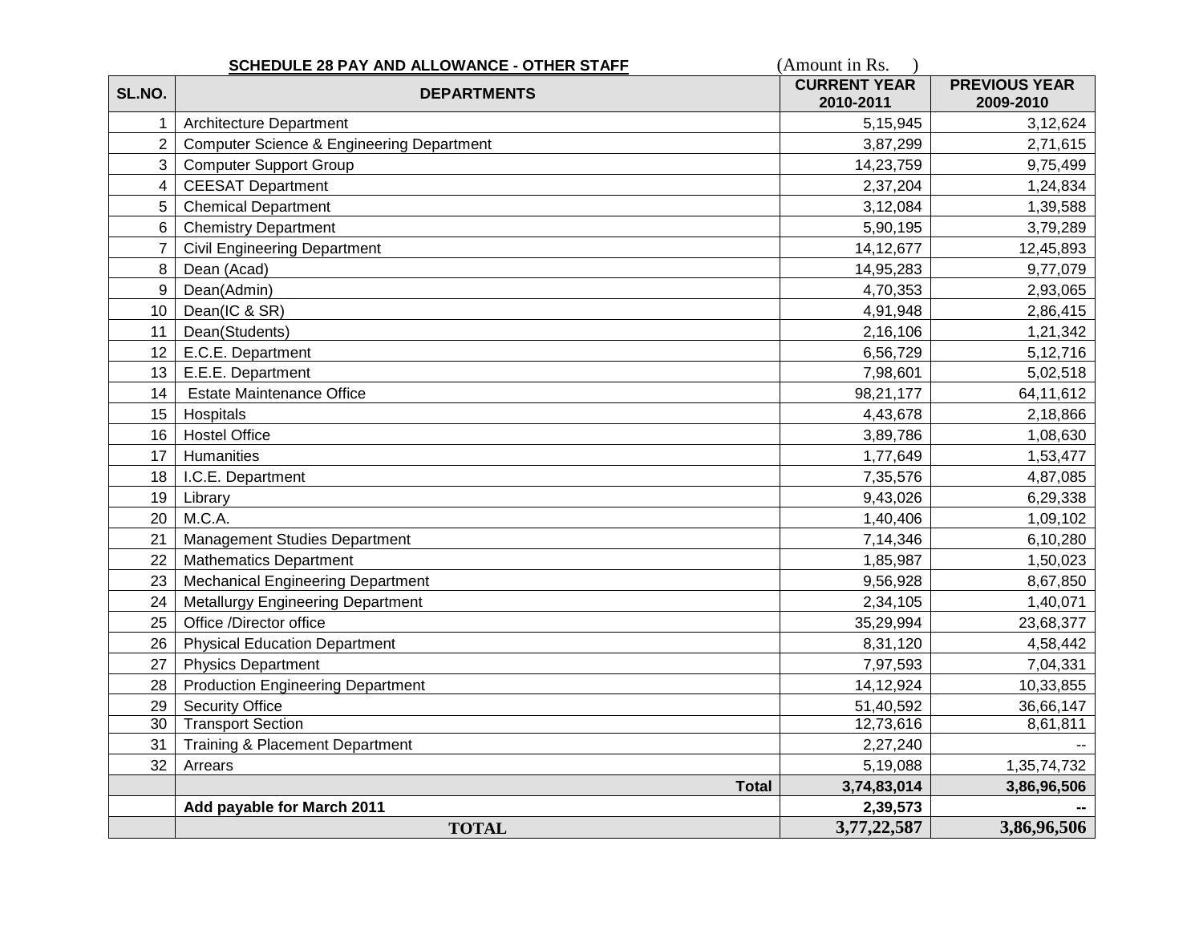**SCHEDULE 28 PAY AND ALLOWANCE - OTHER STAFF** (Amount in Rs. )

| SL.NO. | DEPARTMENTS | CURRENT YEAR 2010-2011 | PREVIOUS YEAR 2009-2010 |
|---|---|---|---|
| 1 | Architecture Department | 5,15,945 | 3,12,624 |
| 2 | Computer Science & Engineering Department | 3,87,299 | 2,71,615 |
| 3 | Computer Support Group | 14,23,759 | 9,75,499 |
| 4 | CEESAT Department | 2,37,204 | 1,24,834 |
| 5 | Chemical Department | 3,12,084 | 1,39,588 |
| 6 | Chemistry Department | 5,90,195 | 3,79,289 |
| 7 | Civil Engineering Department | 14,12,677 | 12,45,893 |
| 8 | Dean (Acad) | 14,95,283 | 9,77,079 |
| 9 | Dean(Admin) | 4,70,353 | 2,93,065 |
| 10 | Dean(IC & SR) | 4,91,948 | 2,86,415 |
| 11 | Dean(Students) | 2,16,106 | 1,21,342 |
| 12 | E.C.E. Department | 6,56,729 | 5,12,716 |
| 13 | E.E.E. Department | 7,98,601 | 5,02,518 |
| 14 | Estate Maintenance Office | 98,21,177 | 64,11,612 |
| 15 | Hospitals | 4,43,678 | 2,18,866 |
| 16 | Hostel Office | 3,89,786 | 1,08,630 |
| 17 | Humanities | 1,77,649 | 1,53,477 |
| 18 | I.C.E. Department | 7,35,576 | 4,87,085 |
| 19 | Library | 9,43,026 | 6,29,338 |
| 20 | M.C.A. | 1,40,406 | 1,09,102 |
| 21 | Management Studies Department | 7,14,346 | 6,10,280 |
| 22 | Mathematics Department | 1,85,987 | 1,50,023 |
| 23 | Mechanical Engineering Department | 9,56,928 | 8,67,850 |
| 24 | Metallurgy Engineering Department | 2,34,105 | 1,40,071 |
| 25 | Office /Director office | 35,29,994 | 23,68,377 |
| 26 | Physical Education Department | 8,31,120 | 4,58,442 |
| 27 | Physics Department | 7,97,593 | 7,04,331 |
| 28 | Production Engineering Department | 14,12,924 | 10,33,855 |
| 29 | Security Office | 51,40,592 | 36,66,147 |
| 30 | Transport Section | 12,73,616 | 8,61,811 |
| 31 | Training & Placement Department | 2,27,240 | -- |
| 32 | Arrears | 5,19,088 | 1,35,74,732 |
| | **Total** | **3,74,83,014** | **3,86,96,506** |
| | **Add payable for March 2011** | **2,39,573** | **--** |
| | **TOTAL** | **3,77,22,587** | **3,86,96,506** |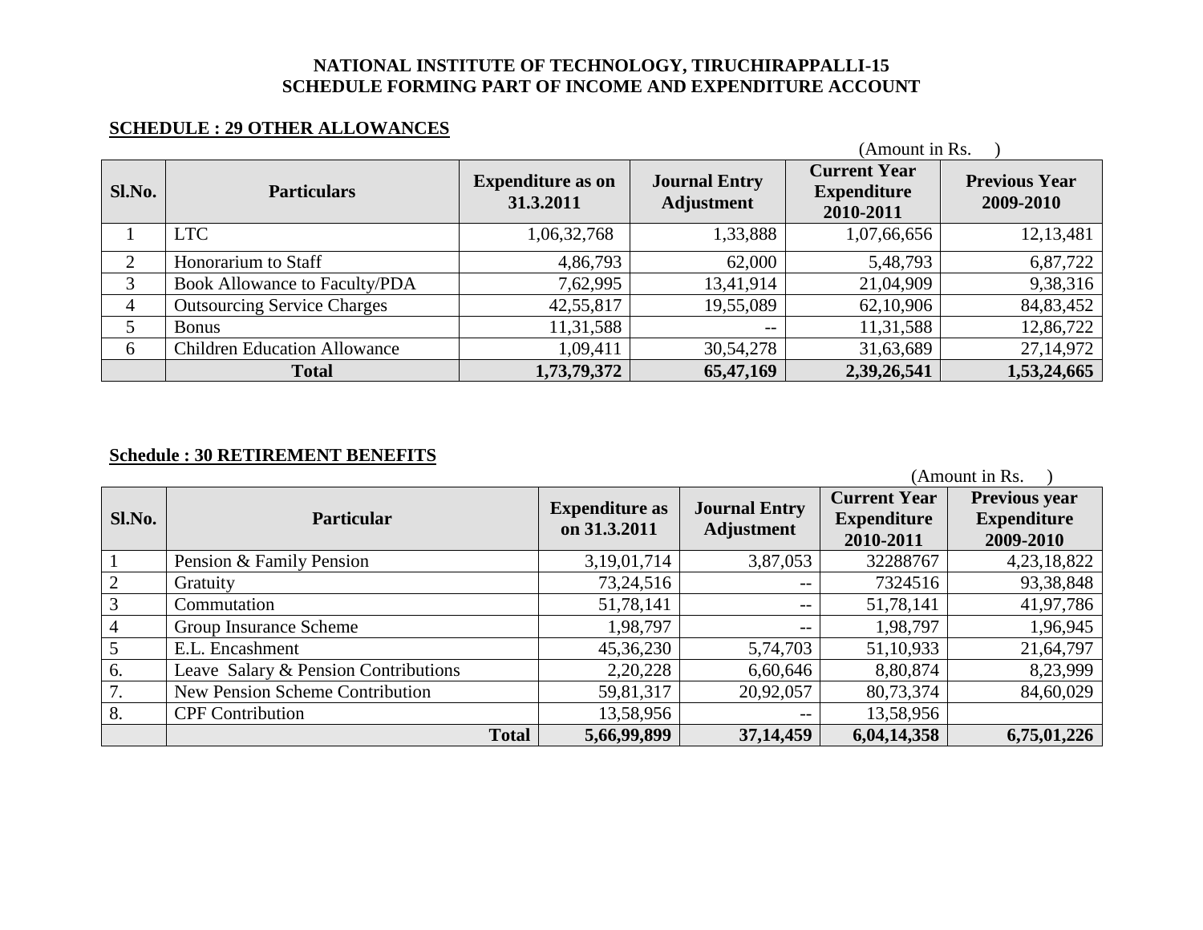**NATIONAL INSTITUTE OF TECHNOLOGY, TIRUCHIRAPPALLI-15**
**SCHEDULE FORMING PART OF INCOME AND EXPENDITURE ACCOUNT**

**SCHEDULE : 29 OTHER ALLOWANCES**

(Amount in Rs. )

| Sl.No. | Particulars | Expenditure as on 31.3.2011 | Journal Entry Adjustment | Current Year Expenditure 2010-2011 | Previous Year 2009-2010 |
|---|---|---|---|---|---|
| 1 | LTC | 1,06,32,768 | 1,33,888 | 1,07,66,656 | 12,13,481 |
| 2 | Honorarium to Staff | 4,86,793 | 62,000 | 5,48,793 | 6,87,722 |
| 3 | Book Allowance to Faculty/PDA | 7,62,995 | 13,41,914 | 21,04,909 | 9,38,316 |
| 4 | Outsourcing Service Charges | 42,55,817 | 19,55,089 | 62,10,906 | 84,83,452 |
| 5 | Bonus | 11,31,588 | -- | 11,31,588 | 12,86,722 |
| 6 | Children Education Allowance | 1,09,411 | 30,54,278 | 31,63,689 | 27,14,972 |
| | **Total** | **1,73,79,372** | **65,47,169** | **2,39,26,541** | **1,53,24,665** |

**Schedule : 30 RETIREMENT BENEFITS**

(Amount in Rs. )

| Sl.No. | Particular | Expenditure as on 31.3.2011 | Journal Entry Adjustment | Current Year Expenditure 2010-2011 | Previous year Expenditure 2009-2010 |
|---|---|---|---|---|---|
| 1 | Pension & Family Pension | 3,19,01,714 | 3,87,053 | 32288767 | 4,23,18,822 |
| 2 | Gratuity | 73,24,516 | -- | 7324516 | 93,38,848 |
| 3 | Commutation | 51,78,141 | -- | 51,78,141 | 41,97,786 |
| 4 | Group Insurance Scheme | 1,98,797 | -- | 1,98,797 | 1,96,945 |
| 5 | E.L. Encashment | 45,36,230 | 5,74,703 | 51,10,933 | 21,64,797 |
| 6. | Leave Salary & Pension Contributions | 2,20,228 | 6,60,646 | 8,80,874 | 8,23,999 |
| 7. | New Pension Scheme Contribution | 59,81,317 | 20,92,057 | 80,73,374 | 84,60,029 |
| 8. | CPF Contribution | 13,58,956 | -- | 13,58,956 | |
| | **Total** | **5,66,99,899** | **37,14,459** | **6,04,14,358** | **6,75,01,226** |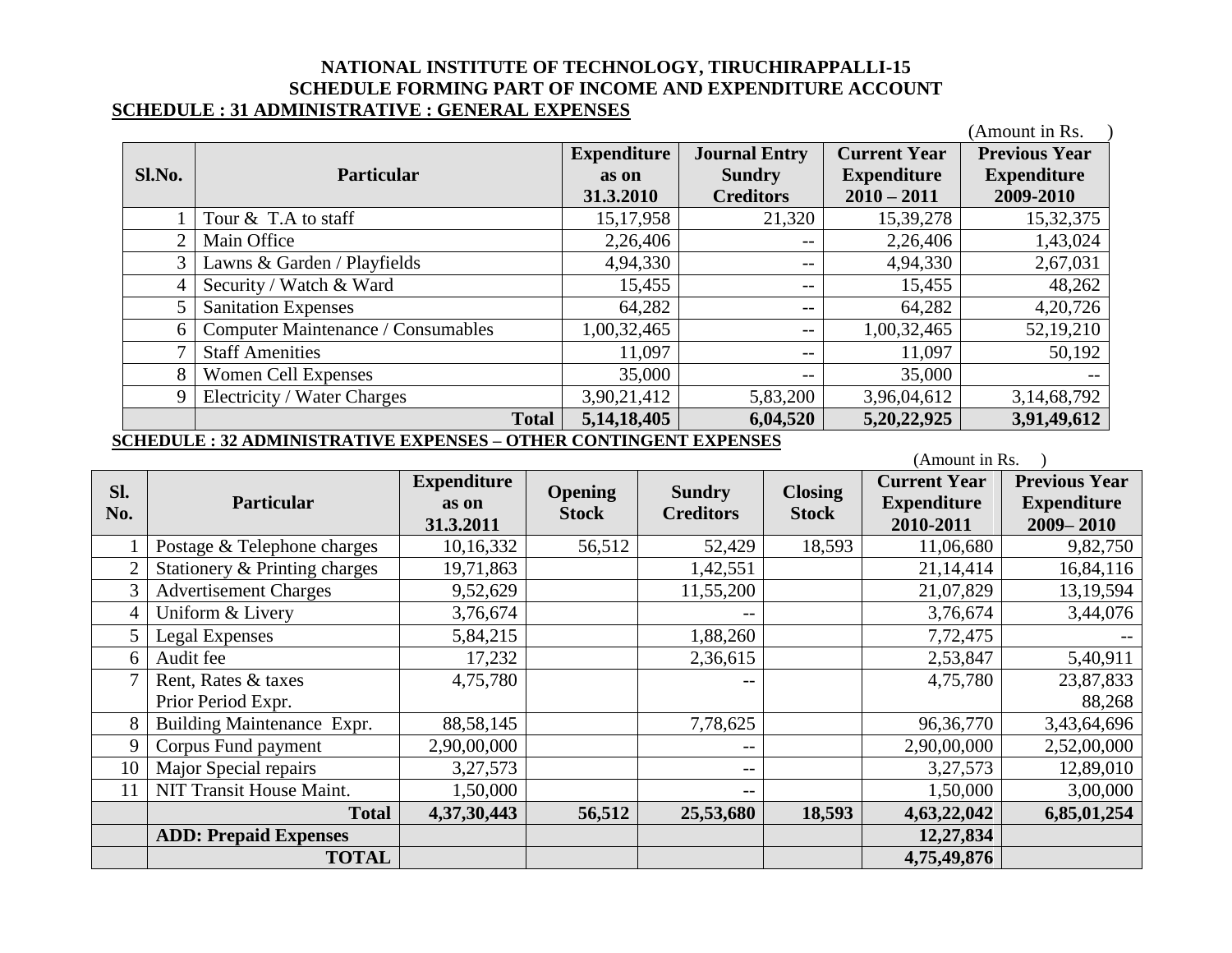# NATIONAL INSTITUTE OF TECHNOLOGY, TIRUCHIRAPPALLI-15
## SCHEDULE FORMING PART OF INCOME AND EXPENDITURE ACCOUNT

**SCHEDULE : 31 ADMINISTRATIVE : GENERAL EXPENSES**

(Amount in Rs. )

| Sl.No. | Particular | Expenditure as on 31.3.2010 | Journal Entry Sundry Creditors | Current Year Expenditure 2010 – 2011 | Previous Year Expenditure 2009-2010 |
|---|---|---|---|---|---|
| 1 | Tour & T.A to staff | 15,17,958 | 21,320 | 15,39,278 | 15,32,375 |
| 2 | Main Office | 2,26,406 | -- | 2,26,406 | 1,43,024 |
| 3 | Lawns & Garden / Playfields | 4,94,330 | -- | 4,94,330 | 2,67,031 |
| 4 | Security / Watch & Ward | 15,455 | -- | 15,455 | 48,262 |
| 5 | Sanitation Expenses | 64,282 | -- | 64,282 | 4,20,726 |
| 6 | Computer Maintenance / Consumables | 1,00,32,465 | -- | 1,00,32,465 | 52,19,210 |
| 7 | Staff Amenities | 11,097 | -- | 11,097 | 50,192 |
| 8 | Women Cell Expenses | 35,000 | -- | 35,000 | -- |
| 9 | Electricity / Water Charges | 3,90,21,412 | 5,83,200 | 3,96,04,612 | 3,14,68,792 |
| | **Total** | **5,14,18,405** | **6,04,520** | **5,20,22,925** | **3,91,49,612** |

**SCHEDULE : 32 ADMINISTRATIVE EXPENSES – OTHER CONTINGENT EXPENSES**

(Amount in Rs. )

| Sl. No. | Particular | Expenditure as on 31.3.2011 | Opening Stock | Sundry Creditors | Closing Stock | Current Year Expenditure 2010-2011 | Previous Year Expenditure 2009– 2010 |
|---|---|---|---|---|---|---|---|
| 1 | Postage & Telephone charges | 10,16,332 | 56,512 | 52,429 | 18,593 | 11,06,680 | 9,82,750 |
| 2 | Stationery & Printing charges | 19,71,863 | | 1,42,551 | | 21,14,414 | 16,84,116 |
| 3 | Advertisement Charges | 9,52,629 | | 11,55,200 | | 21,07,829 | 13,19,594 |
| 4 | Uniform & Livery | 3,76,674 | | -- | | 3,76,674 | 3,44,076 |
| 5 | Legal Expenses | 5,84,215 | | 1,88,260 | | 7,72,475 | -- |
| 6 | Audit fee | 17,232 | | 2,36,615 | | 2,53,847 | 5,40,911 |
| 7 | Rent, Rates & taxes<br>Prior Period Expr. | 4,75,780 | | -- | | 4,75,780 | 23,87,833<br>88,268 |
| 8 | Building Maintenance Expr. | 88,58,145 | | 7,78,625 | | 96,36,770 | 3,43,64,696 |
| 9 | Corpus Fund payment | 2,90,00,000 | | -- | | 2,90,00,000 | 2,52,00,000 |
| 10 | Major Special repairs | 3,27,573 | | -- | | 3,27,573 | 12,89,010 |
| 11 | NIT Transit House Maint. | 1,50,000 | | -- | | 1,50,000 | 3,00,000 |
| | **Total** | **4,37,30,443** | **56,512** | **25,53,680** | **18,593** | **4,63,22,042** | **6,85,01,254** |
| | **ADD: Prepaid Expenses** | | | | | **12,27,834** | |
| | **TOTAL** | | | | | **4,75,49,876** | |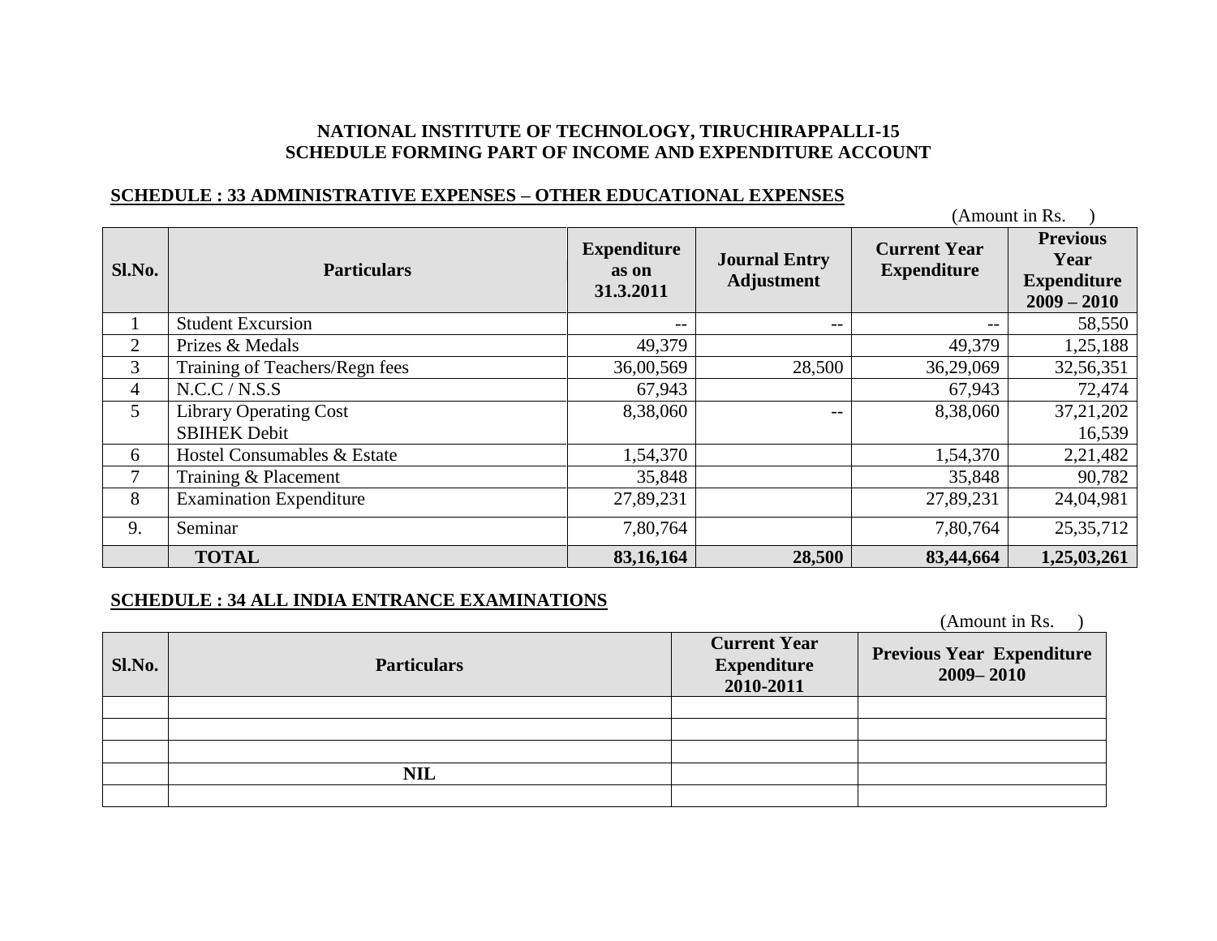**NATIONAL INSTITUTE OF TECHNOLOGY, TIRUCHIRAPPALLI-15**
**SCHEDULE FORMING PART OF INCOME AND EXPENDITURE ACCOUNT**

## SCHEDULE : 33 ADMINISTRATIVE EXPENSES – OTHER EDUCATIONAL EXPENSES

(Amount in Rs. )

| Sl.No. | Particulars | Expenditure as on 31.3.2011 | Journal Entry Adjustment | Current Year Expenditure | Previous Year Expenditure 2009 – 2010 |
|---|---|---|---|---|---|
| 1 | Student Excursion | -- | -- | -- | 58,550 |
| 2 | Prizes & Medals | 49,379 | | 49,379 | 1,25,188 |
| 3 | Training of Teachers/Regn fees | 36,00,569 | 28,500 | 36,29,069 | 32,56,351 |
| 4 | N.C.C / N.S.S | 67,943 | | 67,943 | 72,474 |
| 5 | Library Operating Cost<br>SBIHEK Debit | 8,38,060 | -- | 8,38,060 | 37,21,202<br>16,539 |
| 6 | Hostel Consumables & Estate | 1,54,370 | | 1,54,370 | 2,21,482 |
| 7 | Training & Placement | 35,848 | | 35,848 | 90,782 |
| 8 | Examination Expenditure | 27,89,231 | | 27,89,231 | 24,04,981 |
| 9. | Seminar | 7,80,764 | | 7,80,764 | 25,35,712 |
| | **TOTAL** | **83,16,164** | **28,500** | **83,44,664** | **1,25,03,261** |

## SCHEDULE : 34 ALL INDIA ENTRANCE EXAMINATIONS

(Amount in Rs. )

| Sl.No. | Particulars | Current Year Expenditure 2010-2011 | Previous Year Expenditure 2009– 2010 |
|---|---|---|---|
| | | | |
| | | | |
| | | | |
| | **NIL** | | |
| | | | |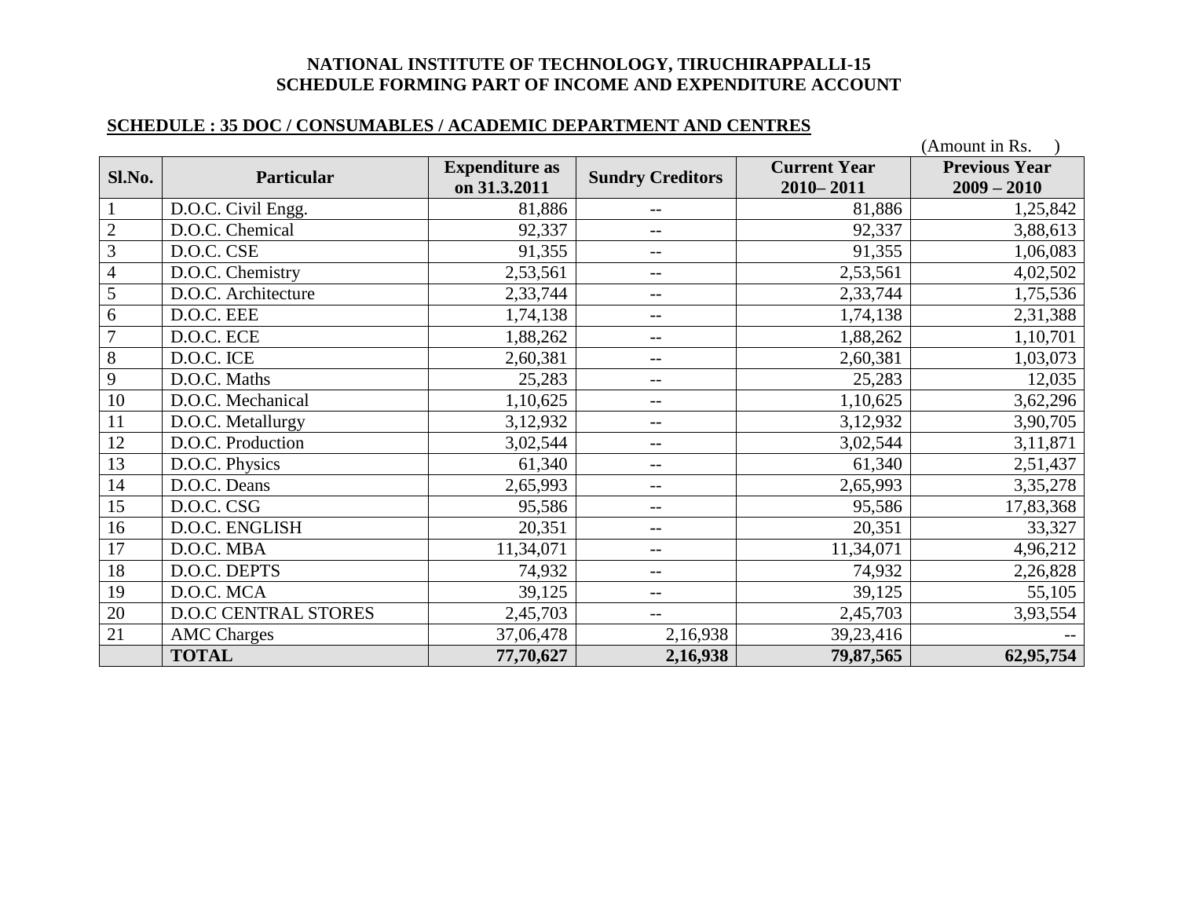**NATIONAL INSTITUTE OF TECHNOLOGY, TIRUCHIRAPPALLI-15**
**SCHEDULE FORMING PART OF INCOME AND EXPENDITURE ACCOUNT**

**SCHEDULE : 35 DOC / CONSUMABLES / ACADEMIC DEPARTMENT AND CENTRES**

(Amount in Rs. )

| Sl.No. | Particular | Expenditure as on 31.3.2011 | Sundry Creditors | Current Year 2010– 2011 | Previous Year 2009 – 2010 |
|---|---|---|---|---|---|
| 1 | D.O.C. Civil Engg. | 81,886 | -- | 81,886 | 1,25,842 |
| 2 | D.O.C. Chemical | 92,337 | -- | 92,337 | 3,88,613 |
| 3 | D.O.C. CSE | 91,355 | -- | 91,355 | 1,06,083 |
| 4 | D.O.C. Chemistry | 2,53,561 | -- | 2,53,561 | 4,02,502 |
| 5 | D.O.C. Architecture | 2,33,744 | -- | 2,33,744 | 1,75,536 |
| 6 | D.O.C. EEE | 1,74,138 | -- | 1,74,138 | 2,31,388 |
| 7 | D.O.C. ECE | 1,88,262 | -- | 1,88,262 | 1,10,701 |
| 8 | D.O.C. ICE | 2,60,381 | -- | 2,60,381 | 1,03,073 |
| 9 | D.O.C. Maths | 25,283 | -- | 25,283 | 12,035 |
| 10 | D.O.C. Mechanical | 1,10,625 | -- | 1,10,625 | 3,62,296 |
| 11 | D.O.C. Metallurgy | 3,12,932 | -- | 3,12,932 | 3,90,705 |
| 12 | D.O.C. Production | 3,02,544 | -- | 3,02,544 | 3,11,871 |
| 13 | D.O.C. Physics | 61,340 | -- | 61,340 | 2,51,437 |
| 14 | D.O.C. Deans | 2,65,993 | -- | 2,65,993 | 3,35,278 |
| 15 | D.O.C. CSG | 95,586 | -- | 95,586 | 17,83,368 |
| 16 | D.O.C. ENGLISH | 20,351 | -- | 20,351 | 33,327 |
| 17 | D.O.C. MBA | 11,34,071 | -- | 11,34,071 | 4,96,212 |
| 18 | D.O.C. DEPTS | 74,932 | -- | 74,932 | 2,26,828 |
| 19 | D.O.C. MCA | 39,125 | -- | 39,125 | 55,105 |
| 20 | D.O.C CENTRAL STORES | 2,45,703 | -- | 2,45,703 | 3,93,554 |
| 21 | AMC Charges | 37,06,478 | 2,16,938 | 39,23,416 | -- |
| | **TOTAL** | **77,70,627** | **2,16,938** | **79,87,565** | **62,95,754** |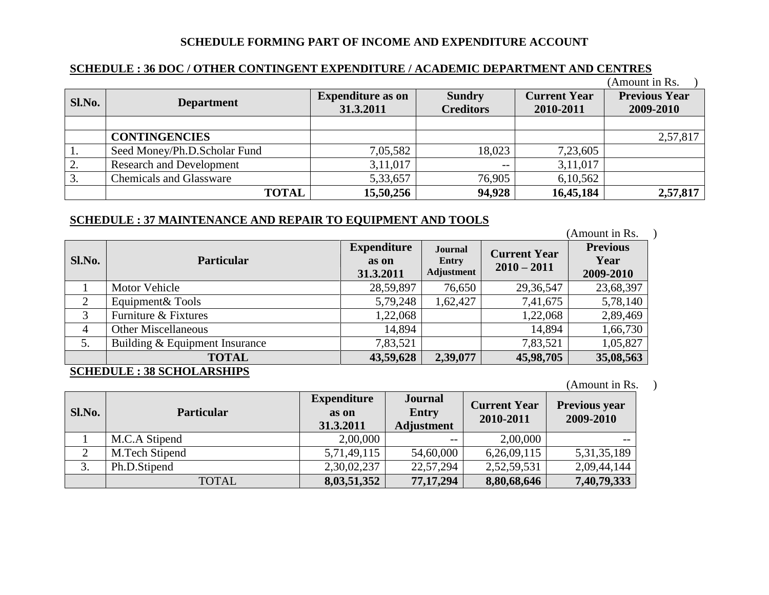**SCHEDULE FORMING PART OF INCOME AND EXPENDITURE ACCOUNT**

**SCHEDULE : 36 DOC / OTHER CONTINGENT EXPENDITURE / ACADEMIC DEPARTMENT AND CENTRES**

(Amount in Rs. )

| Sl.No. | Department | Expenditure as on 31.3.2011 | Sundry Creditors | Current Year 2010-2011 | Previous Year 2009-2010 |
|---|---|---|---|---|---|
| | | | | | |
| | **CONTINGENCIES** | | | | 2,57,817 |
| 1. | Seed Money/Ph.D.Scholar Fund | 7,05,582 | 18,023 | 7,23,605 | |
| 2. | Research and Development | 3,11,017 | -- | 3,11,017 | |
| 3. | Chemicals and Glassware | 5,33,657 | 76,905 | 6,10,562 | |
| | **TOTAL** | **15,50,256** | **94,928** | **16,45,184** | **2,57,817** |

**SCHEDULE : 37 MAINTENANCE AND REPAIR TO EQUIPMENT AND TOOLS**

(Amount in Rs. )

| Sl.No. | Particular | Expenditure as on 31.3.2011 | Journal Entry Adjustment | Current Year 2010 – 2011 | Previous Year 2009-2010 |
|---|---|---|---|---|---|
| 1 | Motor Vehicle | 28,59,897 | 76,650 | 29,36,547 | 23,68,397 |
| 2 | Equipment& Tools | 5,79,248 | 1,62,427 | 7,41,675 | 5,78,140 |
| 3 | Furniture & Fixtures | 1,22,068 | | 1,22,068 | 2,89,469 |
| 4 | Other Miscellaneous | 14,894 | | 14,894 | 1,66,730 |
| 5. | Building & Equipment Insurance | 7,83,521 | | 7,83,521 | 1,05,827 |
| | **TOTAL** | **43,59,628** | **2,39,077** | **45,98,705** | **35,08,563** |

**SCHEDULE : 38 SCHOLARSHIPS**

(Amount in Rs. )

| Sl.No. | Particular | Expenditure as on 31.3.2011 | Journal Entry Adjustment | Current Year 2010-2011 | Previous year 2009-2010 |
|---|---|---|---|---|---|
| 1 | M.C.A Stipend | 2,00,000 | -- | 2,00,000 | -- |
| 2 | M.Tech Stipend | 5,71,49,115 | 54,60,000 | 6,26,09,115 | 5,31,35,189 |
| 3. | Ph.D.Stipend | 2,30,02,237 | 22,57,294 | 2,52,59,531 | 2,09,44,144 |
| | TOTAL | **8,03,51,352** | **77,17,294** | **8,80,68,646** | **7,40,79,333** |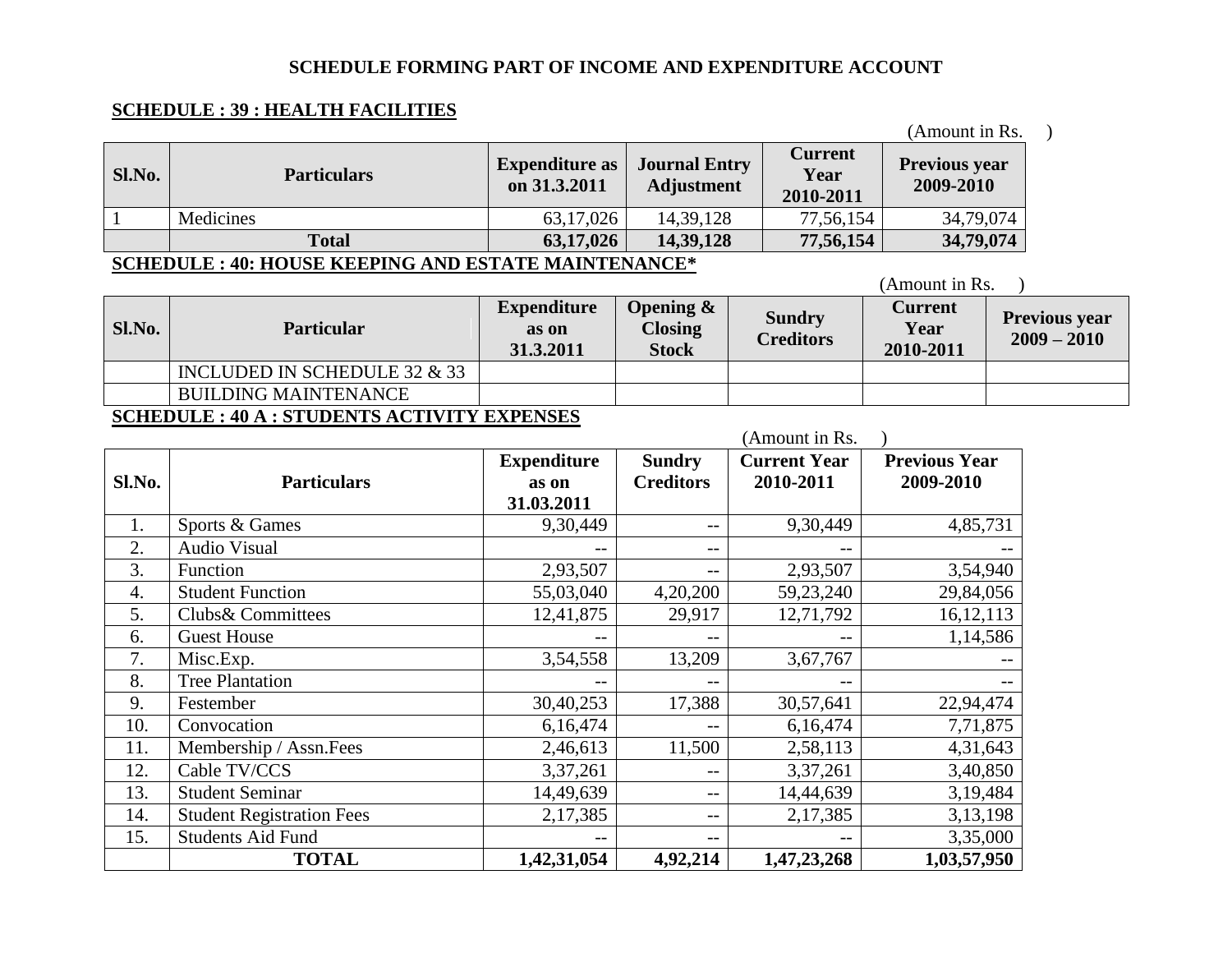**SCHEDULE FORMING PART OF INCOME AND EXPENDITURE ACCOUNT**

**SCHEDULE : 39 : HEALTH FACILITIES**

(Amount in Rs. )

| Sl.No. | Particulars | Expenditure as on 31.3.2011 | Journal Entry Adjustment | Current Year 2010-2011 | Previous year 2009-2010 |
|---|---|---|---|---|---|
| 1 | Medicines | 63,17,026 | 14,39,128 | 77,56,154 | 34,79,074 |
| | **Total** | **63,17,026** | **14,39,128** | **77,56,154** | **34,79,074** |

**SCHEDULE : 40: HOUSE KEEPING AND ESTATE MAINTENANCE***

(Amount in Rs. )

| Sl.No. | Particular | Expenditure as on 31.3.2011 | Opening & Closing Stock | Sundry Creditors | Current Year 2010-2011 | Previous year 2009 – 2010 |
|---|---|---|---|---|---|---|
| | INCLUDED IN SCHEDULE 32 & 33 | | | | | |
| | BUILDING MAINTENANCE | | | | | |

**SCHEDULE : 40 A : STUDENTS ACTIVITY EXPENSES**

(Amount in Rs. )

| Sl.No. | Particulars | Expenditure as on 31.03.2011 | Sundry Creditors | Current Year 2010-2011 | Previous Year 2009-2010 |
|---|---|---|---|---|---|
| 1. | Sports & Games | 9,30,449 | -- | 9,30,449 | 4,85,731 |
| 2. | Audio Visual | -- | -- | -- | -- |
| 3. | Function | 2,93,507 | -- | 2,93,507 | 3,54,940 |
| 4. | Student Function | 55,03,040 | 4,20,200 | 59,23,240 | 29,84,056 |
| 5. | Clubs& Committees | 12,41,875 | 29,917 | 12,71,792 | 16,12,113 |
| 6. | Guest House | -- | -- | -- | 1,14,586 |
| 7. | Misc.Exp. | 3,54,558 | 13,209 | 3,67,767 | -- |
| 8. | Tree Plantation | -- | -- | -- | -- |
| 9. | Festember | 30,40,253 | 17,388 | 30,57,641 | 22,94,474 |
| 10. | Convocation | 6,16,474 | -- | 6,16,474 | 7,71,875 |
| 11. | Membership / Assn.Fees | 2,46,613 | 11,500 | 2,58,113 | 4,31,643 |
| 12. | Cable TV/CCS | 3,37,261 | -- | 3,37,261 | 3,40,850 |
| 13. | Student Seminar | 14,49,639 | -- | 14,44,639 | 3,19,484 |
| 14. | Student Registration Fees | 2,17,385 | -- | 2,17,385 | 3,13,198 |
| 15. | Students Aid Fund | -- | -- | -- | 3,35,000 |
| | **TOTAL** | **1,42,31,054** | **4,92,214** | **1,47,23,268** | **1,03,57,950** |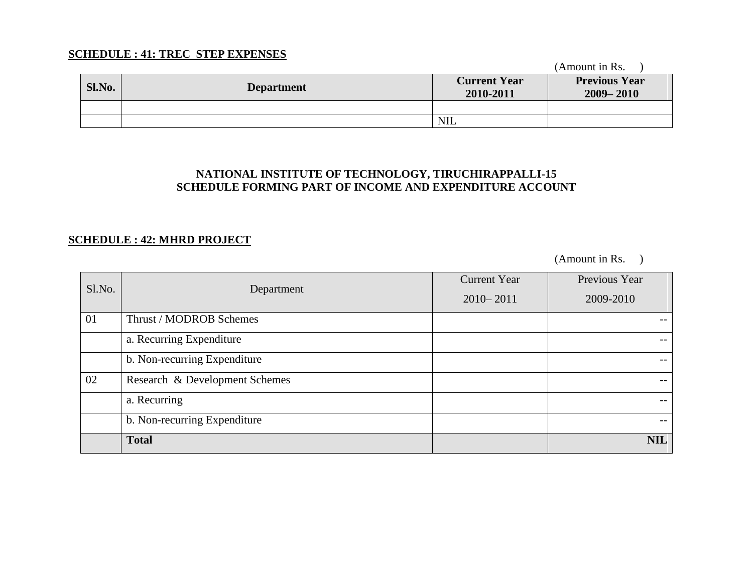**SCHEDULE : 41: TREC STEP EXPENSES**

(Amount in Rs. )

| Sl.No. | Department | Current Year 2010-2011 | Previous Year 2009– 2010 |
|---|---|---|---|
| | | | |
| | | NIL | |

**NATIONAL INSTITUTE OF TECHNOLOGY, TIRUCHIRAPPALLI-15**
**SCHEDULE FORMING PART OF INCOME AND EXPENDITURE ACCOUNT**

**SCHEDULE : 42: MHRD PROJECT**

(Amount in Rs. )

| Sl.No. | Department | Current Year 2010– 2011 | Previous Year 2009-2010 |
|---|---|---|---|
| 01 | Thrust / MODROB Schemes | | -- |
| | a. Recurring Expenditure | | -- |
| | b. Non-recurring Expenditure | | -- |
| 02 | Research & Development Schemes | | -- |
| | a. Recurring | | -- |
| | b. Non-recurring Expenditure | | -- |
| | **Total** | | **NIL** |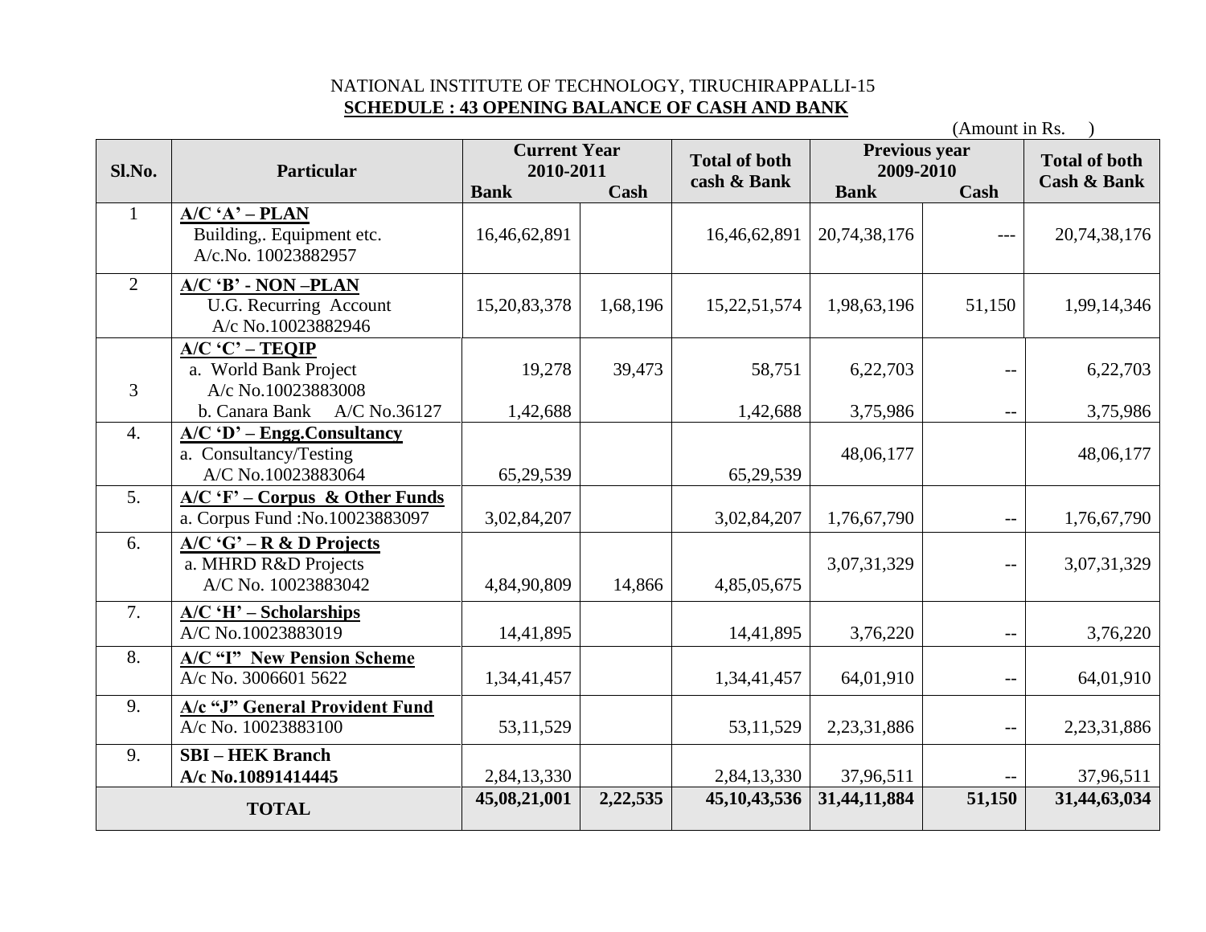NATIONAL INSTITUTE OF TECHNOLOGY, TIRUCHIRAPPALLI-15

**SCHEDULE : 43 OPENING BALANCE OF CASH AND BANK**

(Amount in Rs. )

| Sl.No. | Particular | Current Year 2010-2011 | | Total of both cash & Bank | Previous year 2009-2010 | | Total of both Cash & Bank |
|---|---|---|---|---|---|---|---|
| | | Bank | Cash | | Bank | Cash | |
| 1 | **A/C 'A' – PLAN** Building,. Equipment etc. A/c.No. 10023882957 | 16,46,62,891 | | 16,46,62,891 | 20,74,38,176 | --- | 20,74,38,176 |
| 2 | **A/C 'B' - NON –PLAN** U.G. Recurring Account A/c No.10023882946 | 15,20,83,378 | 1,68,196 | 15,22,51,574 | 1,98,63,196 | 51,150 | 1,99,14,346 |
| 3 | **A/C 'C' – TEQIP** a. World Bank Project A/c No.10023883008 | 19,278 | 39,473 | 58,751 | 6,22,703 | -- | 6,22,703 |
| | b. Canara Bank A/C No.36127 | 1,42,688 | | 1,42,688 | 3,75,986 | -- | 3,75,986 |
| 4. | **A/C 'D' – Engg.Consultancy** a. Consultancy/Testing A/C No.10023883064 | 65,29,539 | | 65,29,539 | 48,06,177 | | 48,06,177 |
| 5. | **A/C 'F' – Corpus & Other Funds** a. Corpus Fund :No.10023883097 | 3,02,84,207 | | 3,02,84,207 | 1,76,67,790 | -- | 1,76,67,790 |
| 6. | **A/C 'G' – R & D Projects** a. MHRD R&D Projects A/C No. 10023883042 | 4,84,90,809 | 14,866 | 4,85,05,675 | 3,07,31,329 | -- | 3,07,31,329 |
| 7. | **A/C 'H' – Scholarships** A/C No.10023883019 | 14,41,895 | | 14,41,895 | 3,76,220 | -- | 3,76,220 |
| 8. | **A/C "I" New Pension Scheme** A/c No. 3006601 5622 | 1,34,41,457 | | 1,34,41,457 | 64,01,910 | -- | 64,01,910 |
| 9. | **A/c "J" General Provident Fund** A/c No. 10023883100 | 53,11,529 | | 53,11,529 | 2,23,31,886 | -- | 2,23,31,886 |
| 9. | **SBI – HEK Branch A/c No.10891414445** | 2,84,13,330 | | 2,84,13,330 | 37,96,511 | -- | 37,96,511 |
| **TOTAL** | | **45,08,21,001** | **2,22,535** | **45,10,43,536** | **31,44,11,884** | **51,150** | **31,44,63,034** |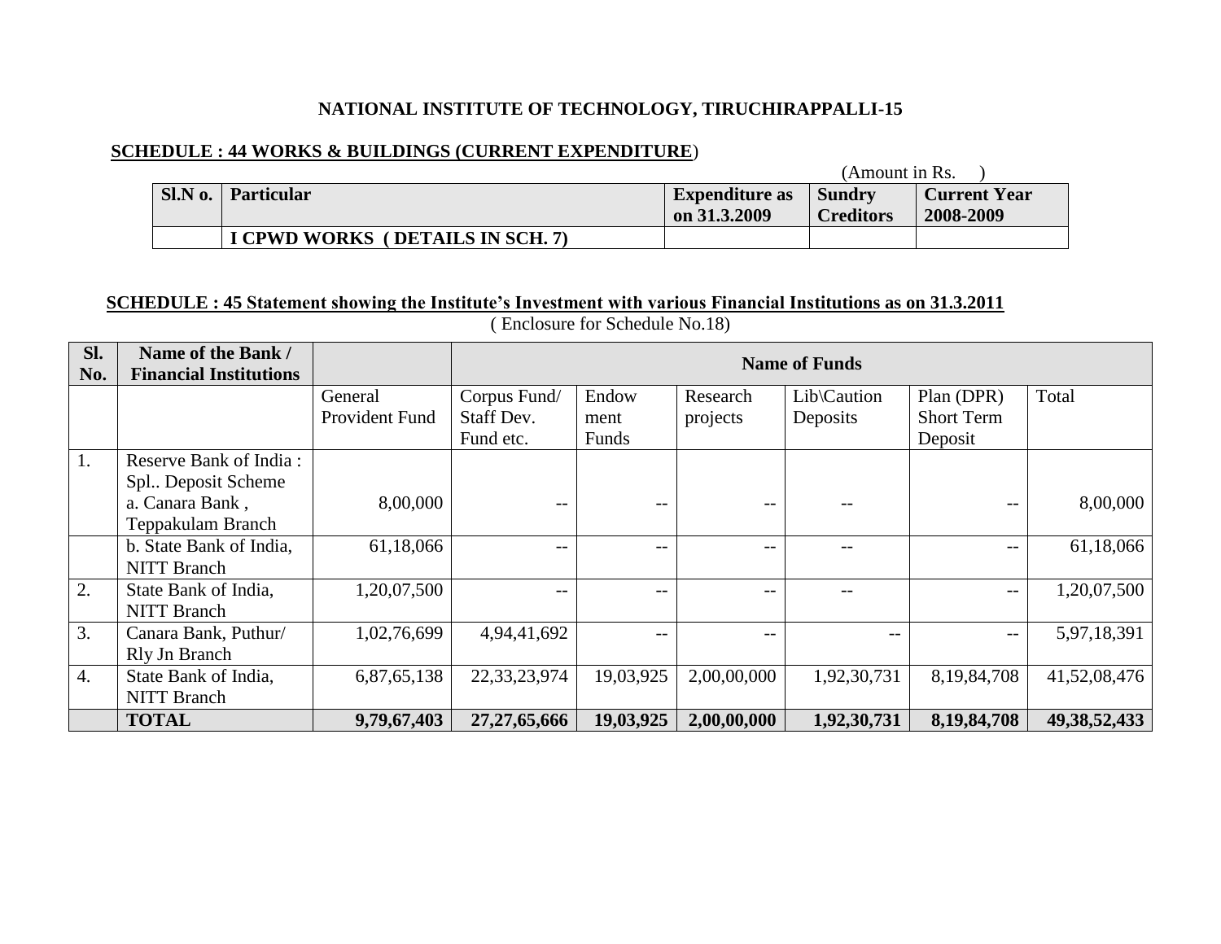## NATIONAL INSTITUTE OF TECHNOLOGY, TIRUCHIRAPPALLI-15

### SCHEDULE : 44 WORKS & BUILDINGS (CURRENT EXPENDITURE)

(Amount in Rs. )

| Sl.N o. | Particular | Expenditure as on 31.3.2009 | Sundry Creditors | Current Year 2008-2009 |
|---|---|---|---|---|
| | I CPWD WORKS ( DETAILS IN SCH. 7) | | | |

### SCHEDULE : 45 Statement showing the Institute's Investment with various Financial Institutions as on 31.3.2011

( Enclosure for Schedule No.18)

| Sl. No. | Name of the Bank / Financial Institutions | | Name of Funds | | | | | |
|---|---|---|---|---|---|---|---|---|
| | | General Provident Fund | Corpus Fund/ Staff Dev. Fund etc. | Endow ment Funds | Research projects | Lib\Caution Deposits | Plan (DPR) Short Term Deposit | Total |
| 1. | Reserve Bank of India : Spl.. Deposit Scheme a. Canara Bank , Teppakulam Branch | 8,00,000 | -- | -- | -- | -- | -- | 8,00,000 |
| | b. State Bank of India, NITT Branch | 61,18,066 | -- | -- | -- | -- | -- | 61,18,066 |
| 2. | State Bank of India, NITT Branch | 1,20,07,500 | -- | -- | -- | -- | -- | 1,20,07,500 |
| 3. | Canara Bank, Puthur/ Rly Jn Branch | 1,02,76,699 | 4,94,41,692 | -- | -- | -- | -- | 5,97,18,391 |
| 4. | State Bank of India, NITT Branch | 6,87,65,138 | 22,33,23,974 | 19,03,925 | 2,00,00,000 | 1,92,30,731 | 8,19,84,708 | 41,52,08,476 |
| | **TOTAL** | **9,79,67,403** | **27,27,65,666** | **19,03,925** | **2,00,00,000** | **1,92,30,731** | **8,19,84,708** | **49,38,52,433** |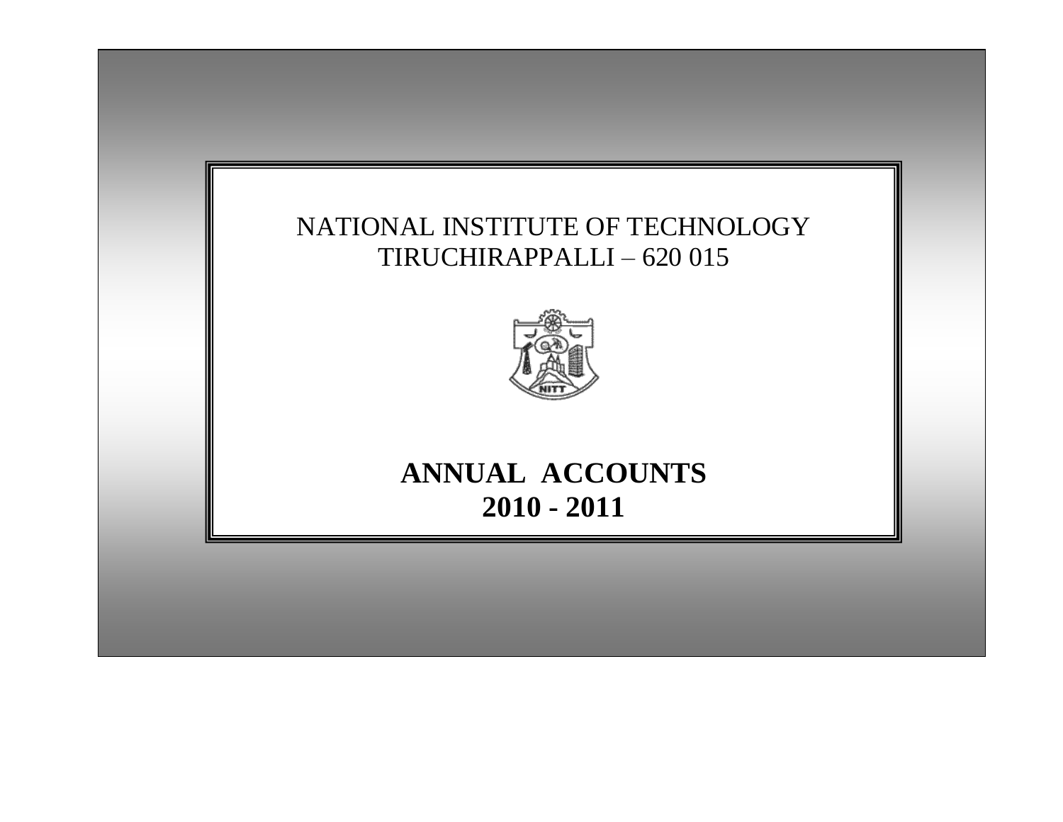NATIONAL INSTITUTE OF TECHNOLOGY
TIRUCHIRAPPALLI – 620 015

# ANNUAL ACCOUNTS
# 2010 - 2011